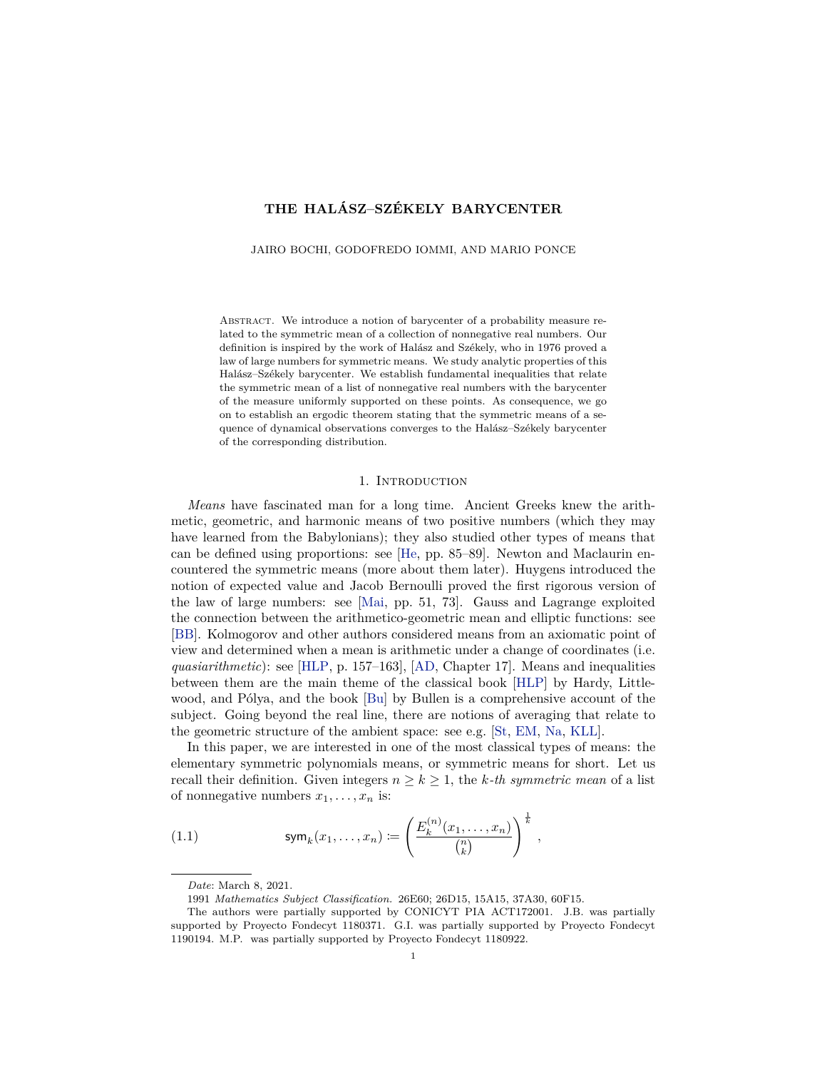# THE HALÁSZ–SZÉKELY BARYCENTER

JAIRO BOCHI, GODOFREDO IOMMI, AND MARIO PONCE

Abstract. We introduce a notion of barycenter of a probability measure related to the symmetric mean of a collection of nonnegative real numbers. Our definition is inspired by the work of Halász and Székely, who in 1976 proved a law of large numbers for symmetric means. We study analytic properties of this Halász–Székely barycenter. We establish fundamental inequalities that relate the symmetric mean of a list of nonnegative real numbers with the barycenter of the measure uniformly supported on these points. As consequence, we go on to establish an ergodic theorem stating that the symmetric means of a sequence of dynamical observations converges to the Halász–Székely barycenter of the corresponding distribution.

## 1. Introduction

*Means* have fascinated man for a long time. Ancient Greeks knew the arithmetic, geometric, and harmonic means of two positive numbers (which they may have learned from the Babylonians); they also studied other types of means that can be defined using proportions: see [He, pp. 85–89]. Newton and Maclaurin encountered the symmetric means (more about them later). Huygens introduced the notion of expected value and Jacob Bernoulli proved the first rigorous version of the law of large numbers: see [Mai, pp. 51, 73]. Gauss and Lagrange exploited the connection between the arithmetico-geometric mean and elliptic functions: see [BB]. Kolmogorov and other authors considered means from an axiomatic point of view and determined when a mean is arithmetic under a change of coordinates (i.e. *quasiarithmetic*): see [HLP, p. 157–163], [AD, Chapter 17]. Means and inequalities between them are the main theme of the classical book [HLP] by Hardy, Littlewood, and Pólya, and the book [Bu] by Bullen is a comprehensive account of the subject. Going beyond the real line, there are notions of averaging that relate to the geometric structure of the ambient space: see e.g. [St, EM, Na, KLL].

In this paper, we are interested in one of the most classical types of means: the elementary symmetric polynomials means, or symmetric means for short. Let us recall their definition. Given integers $n \ge k \ge 1$, the *k-th symmetric mean* of a list of nonnegative numbers $x_1, \dots, x_n$ is:

$$\mathsf{sym}_k(x_1, \dots, x_n) := \left( \frac{E_k^{(n)}(x_1, \dots, x_n)}{\binom{n}{k}} \right)^{\frac{1}{k}}, \tag{1.1}$$

---

*Date*: March 8, 2021.

1991 *Mathematics Subject Classification.* 26E60; 26D15, 15A15, 37A30, 60F15.

The authors were partially supported by CONICYT PIA ACT172001. J.B. was partially supported by Proyecto Fondecyt 1180371. G.I. was partially supported by Proyecto Fondecyt 1190194. M.P. was partially supported by Proyecto Fondecyt 1180922.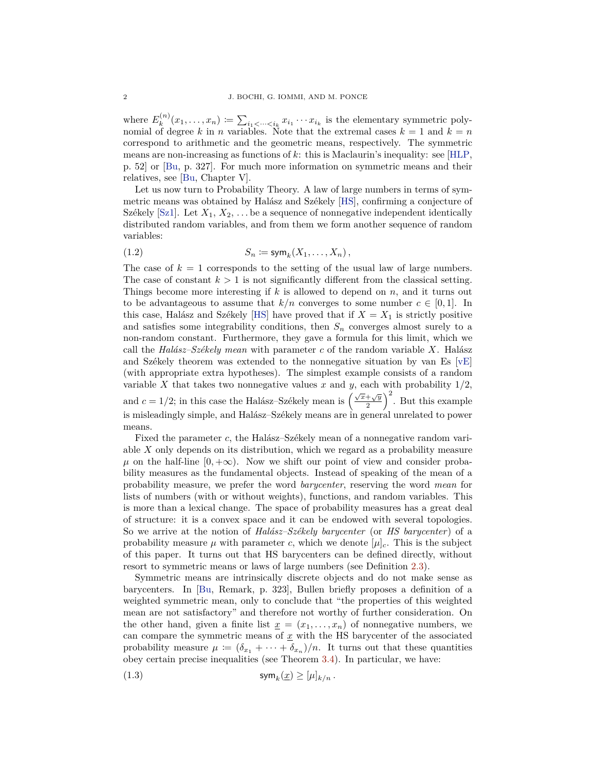where $E_k^{(n)}(x_1, \dots, x_n) := \sum_{i_1 < \dots < i_k} x_{i_1} \cdots x_{i_k}$ is the elementary symmetric polynomial of degree $k$ in $n$ variables. Note that the extremal cases $k = 1$ and $k = n$ correspond to arithmetic and the geometric means, respectively. The symmetric means are non-increasing as functions of $k$: this is Maclaurin's inequality: see [HLP, p. 52] or [Bu, p. 327]. For much more information on symmetric means and their relatives, see [Bu, Chapter V].

Let us now turn to Probability Theory. A law of large numbers in terms of symmetric means was obtained by Halász and Székely [HS], confirming a conjecture of Székely [Sz1]. Let $X_1, X_2, \dots$ be a sequence of nonnegative independent identically distributed random variables, and from them we form another sequence of random variables:

$$S_n := \mathsf{sym}_k(X_1, \dots, X_n)\,, \tag{1.2}$$

The case of $k = 1$ corresponds to the setting of the usual law of large numbers. The case of constant $k > 1$ is not significantly different from the classical setting. Things become more interesting if $k$ is allowed to depend on $n$, and it turns out to be advantageous to assume that $k/n$ converges to some number $c \in [0, 1]$. In this case, Halász and Székely [HS] have proved that if $X = X_1$ is strictly positive and satisfies some integrability conditions, then $S_n$ converges almost surely to a non-random constant. Furthermore, they gave a formula for this limit, which we call the *Halász–Székely mean* with parameter $c$ of the random variable $X$. Halász and Székely theorem was extended to the nonnegative situation by van Es [vE] (with appropriate extra hypotheses). The simplest example consists of a random variable $X$ that takes two nonnegative values $x$ and $y$, each with probability $1/2$, and $c = 1/2$; in this case the Halász–Székely mean is $\left(\frac{\sqrt{x}+\sqrt{y}}{2}\right)^2$. But this example is misleadingly simple, and Halász–Székely means are in general unrelated to power means.

Fixed the parameter $c$, the Halász–Székely mean of a nonnegative random variable $X$ only depends on its distribution, which we regard as a probability measure $\mu$ on the half-line $[0, +\infty)$. Now we shift our point of view and consider probability measures as the fundamental objects. Instead of speaking of the mean of a probability measure, we prefer the word *barycenter*, reserving the word *mean* for lists of numbers (with or without weights), functions, and random variables. This is more than a lexical change. The space of probability measures has a great deal of structure: it is a convex space and it can be endowed with several topologies. So we arrive at the notion of *Halász–Székely barycenter* (or *HS barycenter*) of a probability measure $\mu$ with parameter $c$, which we denote $[\mu]_c$. This is the subject of this paper. It turns out that HS barycenters can be defined directly, without resort to symmetric means or laws of large numbers (see Definition 2.3).

Symmetric means are intrinsically discrete objects and do not make sense as barycenters. In [Bu, Remark, p. 323], Bullen briefly proposes a definition of a weighted symmetric mean, only to conclude that "the properties of this weighted mean are not satisfactory" and therefore not worthy of further consideration. On the other hand, given a finite list $\underline{x} = (x_1, \dots, x_n)$ of nonnegative numbers, we can compare the symmetric means of $\underline{x}$ with the HS barycenter of the associated probability measure $\mu := (\delta_{x_1} + \dots + \delta_{x_n})/n$. It turns out that these quantities obey certain precise inequalities (see Theorem 3.4). In particular, we have:

$$\mathsf{sym}_k(\underline{x}) \geq [\mu]_{k/n}\,. \tag{1.3}$$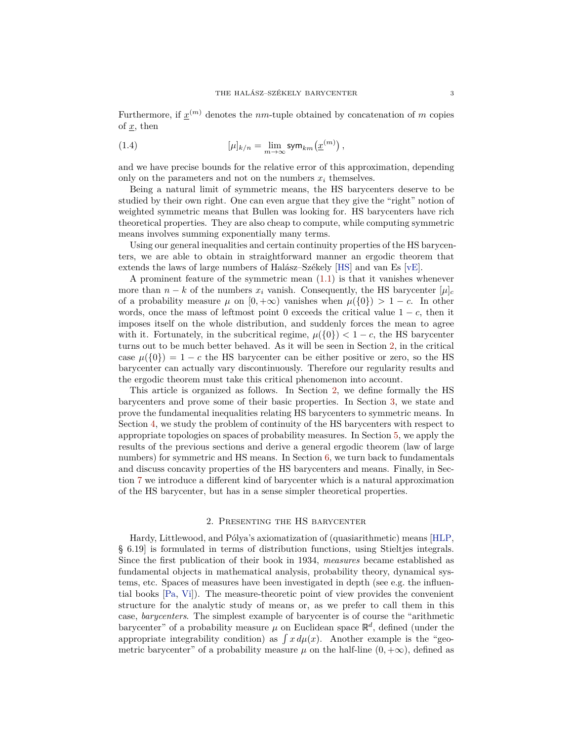Furthermore, if $\underline{x}^{(m)}$ denotes the $nm$-tuple obtained by concatenation of $m$ copies of $\underline{x}$, then

$$[\mu]_{k/n} = \lim_{m\to\infty} \mathsf{sym}_{km}\left(\underline{x}^{(m)}\right), \tag{1.4}$$

and we have precise bounds for the relative error of this approximation, depending only on the parameters and not on the numbers $x_i$ themselves.

Being a natural limit of symmetric means, the HS barycenters deserve to be studied by their own right. One can even argue that they give the "right" notion of weighted symmetric means that Bullen was looking for. HS barycenters have rich theoretical properties. They are also cheap to compute, while computing symmetric means involves summing exponentially many terms.

Using our general inequalities and certain continuity properties of the HS barycenters, we are able to obtain in straightforward manner an ergodic theorem that extends the laws of large numbers of Halász–Székely [HS] and van Es [vE].

A prominent feature of the symmetric mean (1.1) is that it vanishes whenever more than $n-k$ of the numbers $x_i$ vanish. Consequently, the HS barycenter $[\mu]_c$ of a probability measure $\mu$ on $[0,+\infty)$ vanishes when $\mu(\{0\}) > 1-c$. In other words, once the mass of leftmost point 0 exceeds the critical value $1-c$, then it imposes itself on the whole distribution, and suddenly forces the mean to agree with it. Fortunately, in the subcritical regime, $\mu(\{0\}) < 1-c$, the HS barycenter turns out to be much better behaved. As it will be seen in Section 2, in the critical case $\mu(\{0\}) = 1-c$ the HS barycenter can be either positive or zero, so the HS barycenter can actually vary discontinuously. Therefore our regularity results and the ergodic theorem must take this critical phenomenon into account.

This article is organized as follows. In Section 2, we define formally the HS barycenters and prove some of their basic properties. In Section 3, we state and prove the fundamental inequalities relating HS barycenters to symmetric means. In Section 4, we study the problem of continuity of the HS barycenters with respect to appropriate topologies on spaces of probability measures. In Section 5, we apply the results of the previous sections and derive a general ergodic theorem (law of large numbers) for symmetric and HS means. In Section 6, we turn back to fundamentals and discuss concavity properties of the HS barycenters and means. Finally, in Section 7 we introduce a different kind of barycenter which is a natural approximation of the HS barycenter, but has in a sense simpler theoretical properties.

## 2. Presenting the HS barycenter

Hardy, Littlewood, and Pólya's axiomatization of (quasiarithmetic) means [HLP, § 6.19] is formulated in terms of distribution functions, using Stieltjes integrals. Since the first publication of their book in 1934, *measures* became established as fundamental objects in mathematical analysis, probability theory, dynamical systems, etc. Spaces of measures have been investigated in depth (see e.g. the influential books [Pa, Vi]). The measure-theoretic point of view provides the convenient structure for the analytic study of means or, as we prefer to call them in this case, *barycenters*. The simplest example of barycenter is of course the "arithmetic barycenter" of a probability measure $\mu$ on Euclidean space $\mathbb{R}^d$, defined (under the appropriate integrability condition) as $\int x\, d\mu(x)$. Another example is the "geometric barycenter" of a probability measure $\mu$ on the half-line $(0,+\infty)$, defined as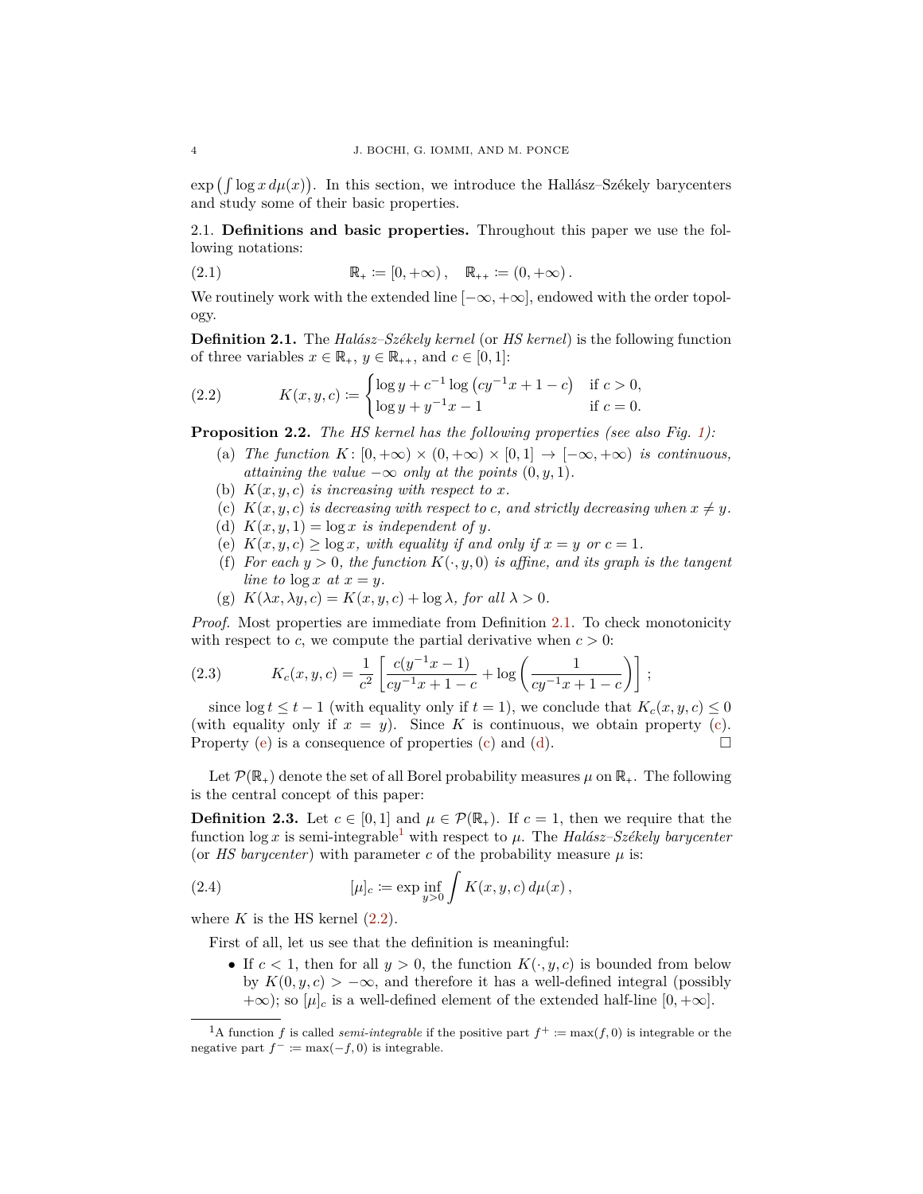$\exp\left(\int \log x \, d\mu(x)\right)$. In this section, we introduce the Hallász–Székely barycenters and study some of their basic properties.

2.1. **Definitions and basic properties.** Throughout this paper we use the following notations:

$$\mathbb{R}_+ \coloneqq [0, +\infty) , \quad \mathbb{R}_{++} \coloneqq (0, +\infty) . \tag{2.1}$$

We routinely work with the extended line $[-\infty, +\infty]$, endowed with the order topology.

**Definition 2.1.** The *Halász–Székely kernel* (or *HS kernel*) is the following function of three variables $x \in \mathbb{R}_+$, $y \in \mathbb{R}_{++}$, and $c \in [0, 1]$:

$$K(x, y, c) \coloneqq \begin{cases} \log y + c^{-1} \log \left(cy^{-1}x + 1 - c\right) & \text{if } c > 0, \\ \log y + y^{-1}x - 1 & \text{if } c = 0. \end{cases} \tag{2.2}$$

**Proposition 2.2.** *The HS kernel has the following properties (see also Fig. 1):*

(a) *The function $K \colon [0, +\infty) \times (0, +\infty) \times [0, 1] \to [-\infty, +\infty)$ is continuous, attaining the value $-\infty$ only at the points $(0, y, 1)$.*
(b) *$K(x, y, c)$ is increasing with respect to $x$.*
(c) *$K(x, y, c)$ is decreasing with respect to c, and strictly decreasing when $x \neq y$.*
(d) *$K(x, y, 1) = \log x$ is independent of $y$.*
(e) *$K(x, y, c) \geq \log x$, with equality if and only if $x = y$ or $c = 1$.*
(f) *For each $y > 0$, the function $K(\cdot, y, 0)$ is affine, and its graph is the tangent line to $\log x$ at $x = y$.*
(g) *$K(\lambda x, \lambda y, c) = K(x, y, c) + \log \lambda$, for all $\lambda > 0$.*

*Proof.* Most properties are immediate from Definition 2.1. To check monotonicity with respect to $c$, we compute the partial derivative when $c > 0$:

$$K_c(x, y, c) = \frac{1}{c^2} \left[ \frac{c(y^{-1}x - 1)}{cy^{-1}x + 1 - c} + \log \left( \frac{1}{cy^{-1}x + 1 - c} \right) \right] ; \tag{2.3}$$

since $\log t \leq t - 1$ (with equality only if $t = 1$), we conclude that $K_c(x, y, c) \leq 0$ (with equality only if $x = y$). Since $K$ is continuous, we obtain property (c). Property (e) is a consequence of properties (c) and (d). $\square$

Let $\mathcal{P}(\mathbb{R}_+)$ denote the set of all Borel probability measures $\mu$ on $\mathbb{R}_+$. The following is the central concept of this paper:

**Definition 2.3.** Let $c \in [0, 1]$ and $\mu \in \mathcal{P}(\mathbb{R}_+)$. If $c = 1$, then we require that the function $\log x$ is semi-integrable[1] with respect to $\mu$. The *Halász–Székely barycenter* (or *HS barycenter*) with parameter $c$ of the probability measure $\mu$ is:

$$[\mu]_c \coloneqq \exp \inf_{y>0} \int K(x, y, c) \, d\mu(x) , \tag{2.4}$$

where $K$ is the HS kernel (2.2).

First of all, let us see that the definition is meaningful:

- If $c < 1$, then for all $y > 0$, the function $K(\cdot, y, c)$ is bounded from below by $K(0, y, c) > -\infty$, and therefore it has a well-defined integral (possibly $+\infty$); so $[\mu]_c$ is a well-defined element of the extended half-line $[0, +\infty]$.

[1] A function $f$ is called *semi-integrable* if the positive part $f^+ \coloneqq \max(f, 0)$ is integrable or the negative part $f^- \coloneqq \max(-f, 0)$ is integrable.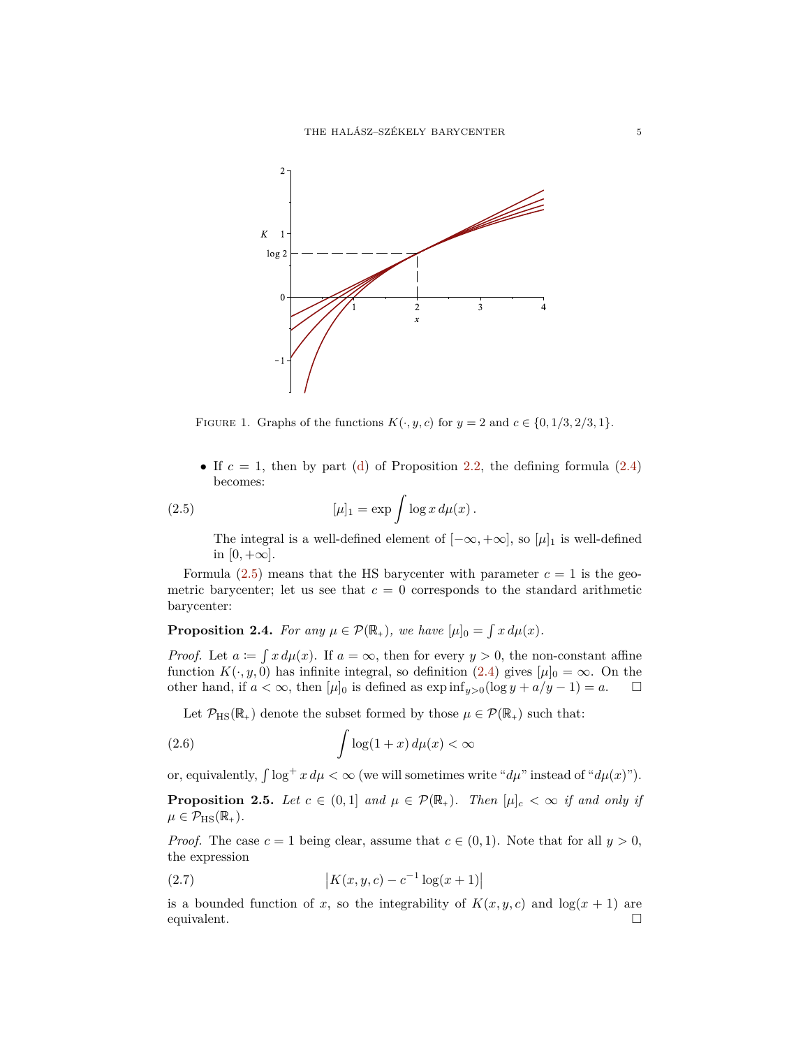FIGURE 1. Graphs of the functions $K(\cdot, y, c)$ for $y = 2$ and $c \in \{0, 1/3, 2/3, 1\}$.

- If $c = 1$, then by part (d) of Proposition 2.2, the defining formula (2.4) becomes:

$$[\mu]_1 = \exp \int \log x \, d\mu(x) \, . \tag{2.5}$$

The integral is a well-defined element of $[-\infty, +\infty]$, so $[\mu]_1$ is well-defined in $[0, +\infty]$.

Formula (2.5) means that the HS barycenter with parameter $c = 1$ is the geometric barycenter; let us see that $c = 0$ corresponds to the standard arithmetic barycenter:

**Proposition 2.4.** *For any $\mu \in \mathcal{P}(\mathbb{R}_+)$, we have $[\mu]_0 = \int x \, d\mu(x)$.*

*Proof.* Let $a := \int x \, d\mu(x)$. If $a = \infty$, then for every $y > 0$, the non-constant affine function $K(\cdot, y, 0)$ has infinite integral, so definition (2.4) gives $[\mu]_0 = \infty$. On the other hand, if $a < \infty$, then $[\mu]_0$ is defined as $\exp \inf_{y>0} (\log y + a/y - 1) = a$. □

Let $\mathcal{P}_{\mathrm{HS}}(\mathbb{R}_+)$ denote the subset formed by those $\mu \in \mathcal{P}(\mathbb{R}_+)$ such that:

$$\int \log(1 + x) \, d\mu(x) < \infty \tag{2.6}$$

or, equivalently, $\int \log^+ x \, d\mu < \infty$ (we will sometimes write "$d\mu$" instead of "$d\mu(x)$").

**Proposition 2.5.** *Let $c \in (0, 1]$ and $\mu \in \mathcal{P}(\mathbb{R}_+)$. Then $[\mu]_c < \infty$ if and only if $\mu \in \mathcal{P}_{\mathrm{HS}}(\mathbb{R}_+)$.*

*Proof.* The case $c = 1$ being clear, assume that $c \in (0, 1)$. Note that for all $y > 0$, the expression

$$\left| K(x, y, c) - c^{-1} \log(x + 1) \right| \tag{2.7}$$

is a bounded function of $x$, so the integrability of $K(x, y, c)$ and $\log(x + 1)$ are equivalent. □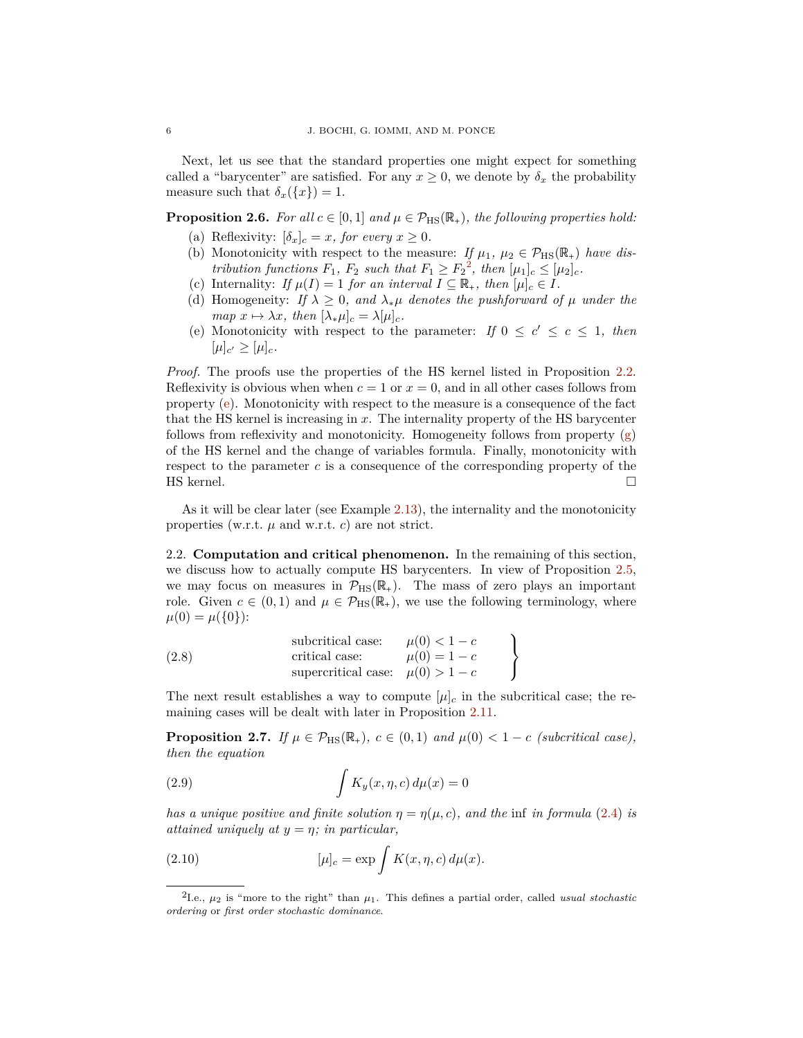Next, let us see that the standard properties one might expect for something called a "barycenter" are satisfied. For any $x \ge 0$, we denote by $\delta_x$ the probability measure such that $\delta_x(\{x\}) = 1$.

**Proposition 2.6.** *For all $c \in [0,1]$ and $\mu \in \mathcal{P}_{\mathrm{HS}}(\mathbb{R}_+)$, the following properties hold:*

(a) Reflexivity: *$[\delta_x]_c = x$, for every $x \ge 0$.*

(b) Monotonicity with respect to the measure: *If $\mu_1$, $\mu_2 \in \mathcal{P}_{\mathrm{HS}}(\mathbb{R}_+)$ have distribution functions $F_1$, $F_2$ such that $F_1 \ge F_2$[2], then $[\mu_1]_c \le [\mu_2]_c$.*

(c) Internality: *If $\mu(I) = 1$ for an interval $I \subseteq \mathbb{R}_+$, then $[\mu]_c \in I$.*

(d) Homogeneity: *If $\lambda \ge 0$, and $\lambda_*\mu$ denotes the pushforward of $\mu$ under the map $x \mapsto \lambda x$, then $[\lambda_*\mu]_c = \lambda[\mu]_c$.*

(e) Monotonicity with respect to the parameter: *If $0 \le c' \le c \le 1$, then $[\mu]_{c'} \ge [\mu]_c$.*

*Proof.* The proofs use the properties of the HS kernel listed in Proposition 2.2. Reflexivity is obvious when when $c = 1$ or $x = 0$, and in all other cases follows from property (e). Monotonicity with respect to the measure is a consequence of the fact that the HS kernel is increasing in $x$. The internality property of the HS barycenter follows from reflexivity and monotonicity. Homogeneity follows from property (g) of the HS kernel and the change of variables formula. Finally, monotonicity with respect to the parameter $c$ is a consequence of the corresponding property of the HS kernel. □

As it will be clear later (see Example 2.13), the internality and the monotonicity properties (w.r.t. $\mu$ and w.r.t. $c$) are not strict.

2.2. **Computation and critical phenomenon.** In the remaining of this section, we discuss how to actually compute HS barycenters. In view of Proposition 2.5, we may focus on measures in $\mathcal{P}_{\mathrm{HS}}(\mathbb{R}_+)$. The mass of zero plays an important role. Given $c \in (0,1)$ and $\mu \in \mathcal{P}_{\mathrm{HS}}(\mathbb{R}_+)$, we use the following terminology, where $\mu(0) = \mu(\{0\})$:

$$
\left.\begin{array}{ll}
\text{subcritical case:} & \mu(0) < 1 - c \\
\text{critical case:} & \mu(0) = 1 - c \\
\text{supercritical case:} & \mu(0) > 1 - c
\end{array}\right\} \tag{2.8}
$$

The next result establishes a way to compute $[\mu]_c$ in the subcritical case; the remaining cases will be dealt with later in Proposition 2.11.

**Proposition 2.7.** *If $\mu \in \mathcal{P}_{\mathrm{HS}}(\mathbb{R}_+)$, $c \in (0,1)$ and $\mu(0) < 1 - c$ (subcritical case), then the equation*

$$
\int K_y(x, \eta, c)\, d\mu(x) = 0 \tag{2.9}
$$

*has a unique positive and finite solution $\eta = \eta(\mu, c)$, and the* inf *in formula (2.4) is attained uniquely at $y = \eta$; in particular,*

$$
[\mu]_c = \exp \int K(x, \eta, c)\, d\mu(x). \tag{2.10}
$$

---

[2] I.e., $\mu_2$ is "more to the right" than $\mu_1$. This defines a partial order, called *usual stochastic ordering* or *first order stochastic dominance*.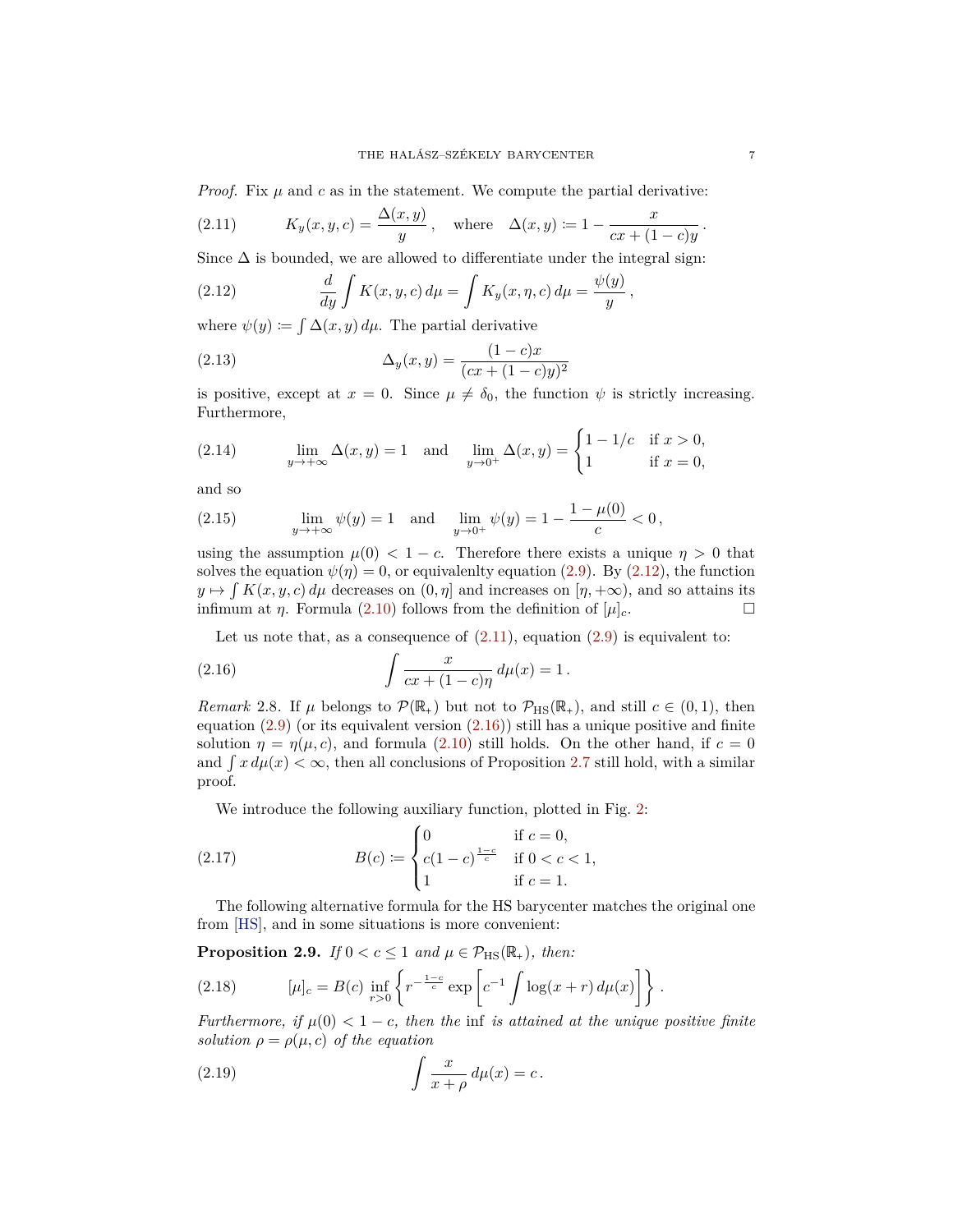*Proof.* Fix $\mu$ and $c$ as in the statement. We compute the partial derivative:

$$K_y(x,y,c) = \frac{\Delta(x,y)}{y}\,, \quad \text{where} \quad \Delta(x,y) \coloneqq 1 - \frac{x}{cx+(1-c)y}\,. \tag{2.11}$$

Since $\Delta$ is bounded, we are allowed to differentiate under the integral sign:

$$\frac{d}{dy}\int K(x,y,c)\,d\mu = \int K_y(x,\eta,c)\,d\mu = \frac{\psi(y)}{y}\,, \tag{2.12}$$

where $\psi(y) \coloneqq \int \Delta(x,y)\,d\mu$. The partial derivative

$$\Delta_y(x,y) = \frac{(1-c)x}{(cx+(1-c)y)^2} \tag{2.13}$$

is positive, except at $x=0$. Since $\mu \neq \delta_0$, the function $\psi$ is strictly increasing. Furthermore,

$$\lim_{y\to+\infty}\Delta(x,y) = 1 \quad \text{and} \quad \lim_{y\to 0^+}\Delta(x,y) = \begin{cases} 1-1/c & \text{if } x>0,\\ 1 & \text{if } x=0,\end{cases} \tag{2.14}$$

and so

$$\lim_{y\to+\infty}\psi(y) = 1 \quad \text{and} \quad \lim_{y\to 0^+}\psi(y) = 1 - \frac{1-\mu(0)}{c} < 0\,, \tag{2.15}$$

using the assumption $\mu(0) < 1-c$. Therefore there exists a unique $\eta>0$ that solves the equation $\psi(\eta)=0$, or equivalenlty equation (2.9). By (2.12), the function $y \mapsto \int K(x,y,c)\,d\mu$ decreases on $(0,\eta]$ and increases on $[\eta,+\infty)$, and so attains its infimum at $\eta$. Formula (2.10) follows from the definition of $[\mu]_c$. ☐

Let us note that, as a consequence of (2.11), equation (2.9) is equivalent to:

$$\int \frac{x}{cx+(1-c)\eta}\,d\mu(x) = 1\,. \tag{2.16}$$

*Remark* 2.8. If $\mu$ belongs to $\mathcal{P}(\mathbb{R}_+)$ but not to $\mathcal{P}_{\mathrm{HS}}(\mathbb{R}_+)$, and still $c\in(0,1)$, then equation (2.9) (or its equivalent version (2.16)) still has a unique positive and finite solution $\eta = \eta(\mu,c)$, and formula (2.10) still holds. On the other hand, if $c=0$ and $\int x\,d\mu(x) < \infty$, then all conclusions of Proposition 2.7 still hold, with a similar proof.

We introduce the following auxiliary function, plotted in Fig. 2:

$$B(c) \coloneqq \begin{cases} 0 & \text{if } c=0,\\ c(1-c)^{\frac{1-c}{c}} & \text{if } 0<c<1,\\ 1 & \text{if } c=1.\end{cases} \tag{2.17}$$

The following alternative formula for the HS barycenter matches the original one from [HS], and in some situations is more convenient:

**Proposition 2.9.** *If $0<c\le 1$ and $\mu\in\mathcal{P}_{\mathrm{HS}}(\mathbb{R}_+)$, then:*

$$[\mu]_c = B(c)\inf_{r>0}\left\{ r^{-\frac{1-c}{c}} \exp\left[c^{-1}\int \log(x+r)\,d\mu(x)\right]\right\}\,. \tag{2.18}$$

*Furthermore, if $\mu(0)<1-c$, then the* inf *is attained at the unique positive finite solution $\rho=\rho(\mu,c)$ of the equation*

$$\int \frac{x}{x+\rho}\,d\mu(x) = c\,. \tag{2.19}$$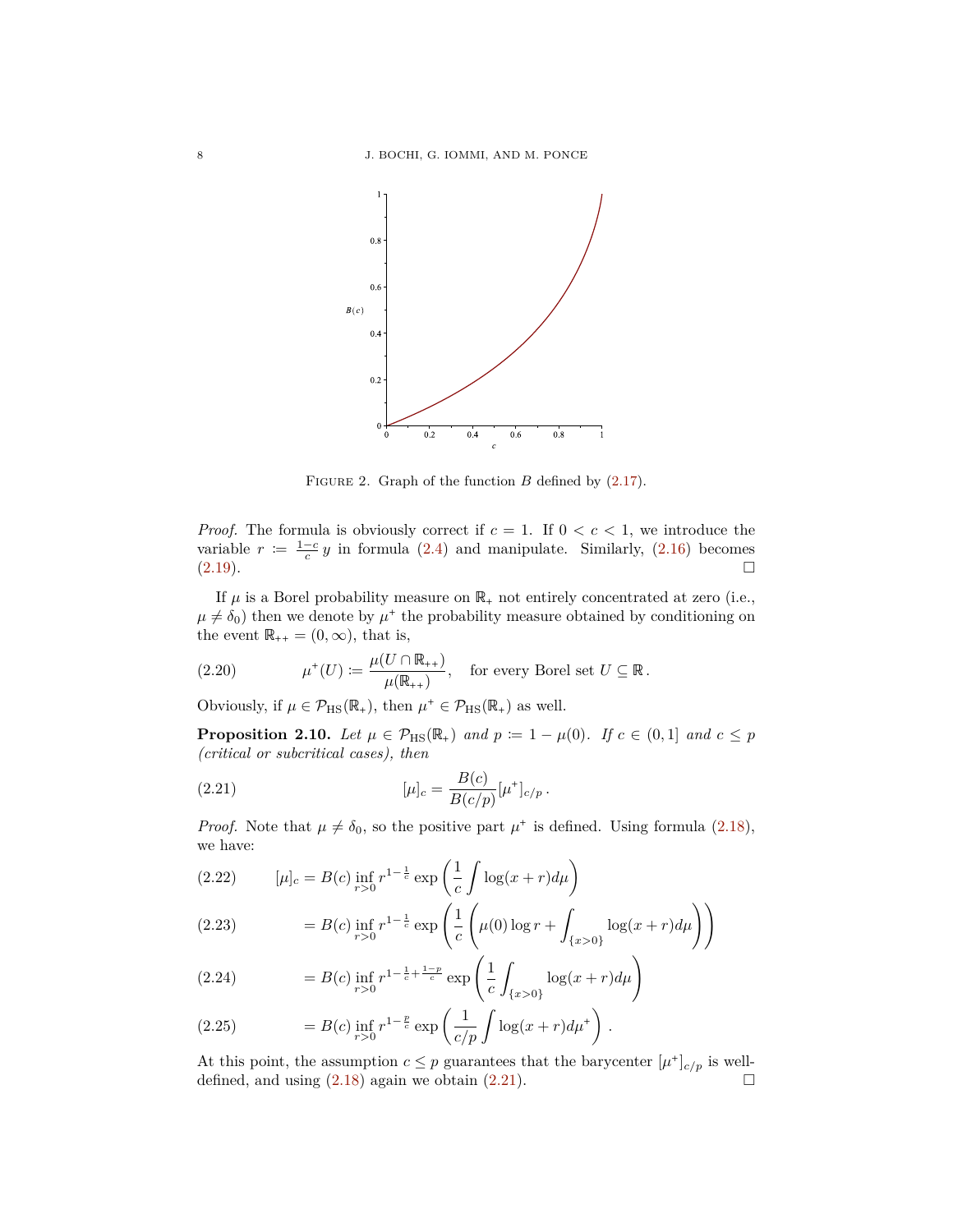FIGURE 2. Graph of the function $B$ defined by (2.17).

*Proof.* The formula is obviously correct if $c = 1$. If $0 < c < 1$, we introduce the variable $r := \frac{1-c}{c} y$ in formula (2.4) and manipulate. Similarly, (2.16) becomes (2.19). $\square$

If $\mu$ is a Borel probability measure on $\mathbb{R}_+$ not entirely concentrated at zero (i.e., $\mu \neq \delta_0$) then we denote by $\mu^+$ the probability measure obtained by conditioning on the event $\mathbb{R}_{++} = (0, \infty)$, that is,

$$\mu^+(U) := \frac{\mu(U \cap \mathbb{R}_{++})}{\mu(\mathbb{R}_{++})}, \quad \text{for every Borel set } U \subseteq \mathbb{R}\,. \tag{2.20}$$

Obviously, if $\mu \in \mathcal{P}_{\mathrm{HS}}(\mathbb{R}_+)$, then $\mu^+ \in \mathcal{P}_{\mathrm{HS}}(\mathbb{R}_+)$ as well.

**Proposition 2.10.** *Let $\mu \in \mathcal{P}_{\mathrm{HS}}(\mathbb{R}_+)$ and $p := 1 - \mu(0)$. If $c \in (0, 1]$ and $c \leq p$ (critical or subcritical cases), then*

$$[\mu]_c = \frac{B(c)}{B(c/p)} [\mu^+]_{c/p}\,. \tag{2.21}$$

*Proof.* Note that $\mu \neq \delta_0$, so the positive part $\mu^+$ is defined. Using formula (2.18), we have:

$$[\mu]_c = B(c) \inf_{r>0} r^{1-\frac{1}{c}} \exp\left(\frac{1}{c} \int \log(x + r) d\mu\right) \tag{2.22}$$

$$= B(c) \inf_{r>0} r^{1-\frac{1}{c}} \exp\left(\frac{1}{c} \left(\mu(0) \log r + \int_{\{x>0\}} \log(x + r) d\mu\right)\right) \tag{2.23}$$

$$= B(c) \inf_{r>0} r^{1-\frac{1}{c}+\frac{1-p}{c}} \exp\left(\frac{1}{c} \int_{\{x>0\}} \log(x + r) d\mu\right) \tag{2.24}$$

$$= B(c) \inf_{r>0} r^{1-\frac{p}{c}} \exp\left(\frac{1}{c/p} \int \log(x + r) d\mu^+\right)\,. \tag{2.25}$$

At this point, the assumption $c \leq p$ guarantees that the barycenter $[\mu^+]_{c/p}$ is well-defined, and using (2.18) again we obtain (2.21). $\square$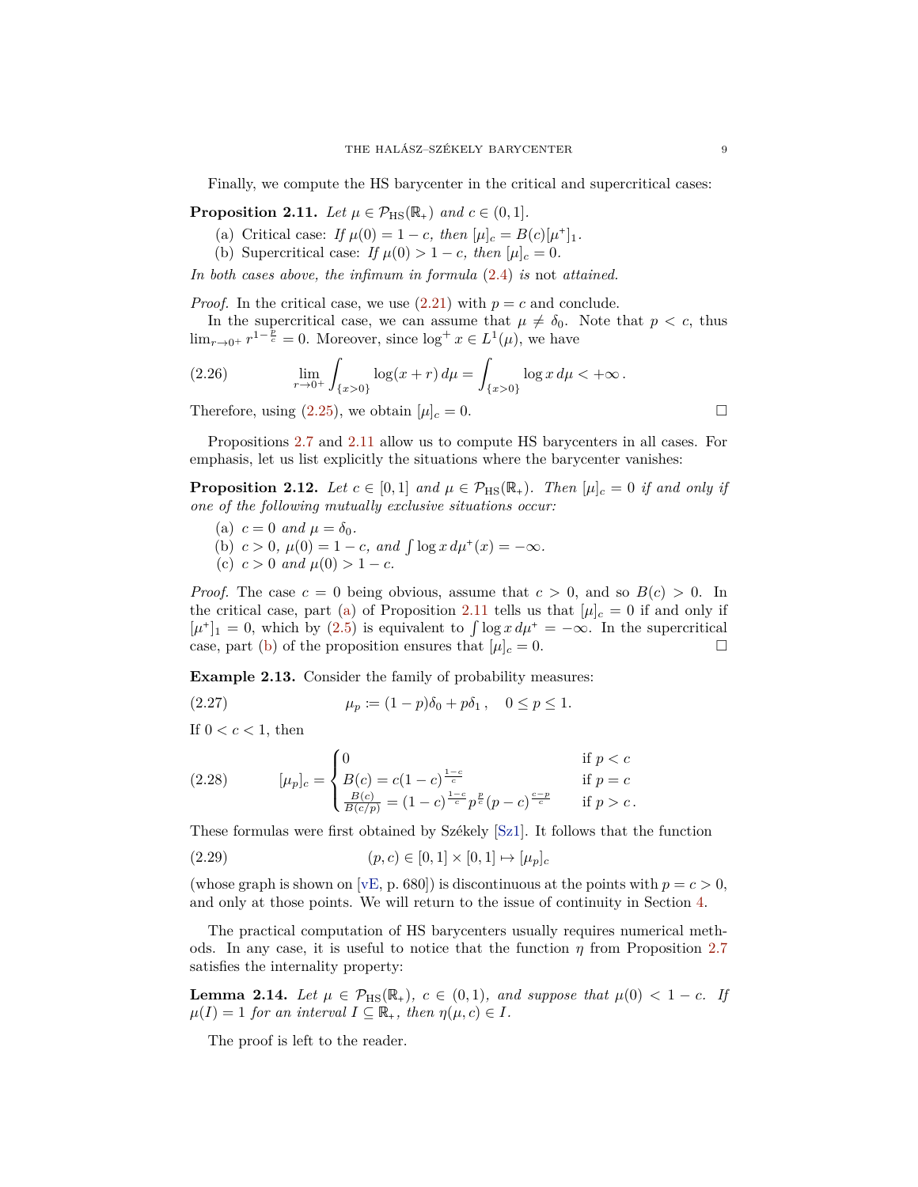Finally, we compute the HS barycenter in the critical and supercritical cases:

**Proposition 2.11.** *Let $\mu \in \mathcal{P}_{\mathrm{HS}}(\mathbb{R}_+)$ and $c \in (0,1]$.*

(a) Critical case: *If $\mu(0) = 1-c$, then $[\mu]_c = B(c)[\mu^+]_1$.*
(b) Supercritical case: *If $\mu(0) > 1-c$, then $[\mu]_c = 0$.*

*In both cases above, the infimum in formula (2.4) is* not *attained.*

*Proof.* In the critical case, we use (2.21) with $p = c$ and conclude.

In the supercritical case, we can assume that $\mu \neq \delta_0$. Note that $p < c$, thus $\lim_{r\to 0^+} r^{1-\frac{p}{c}} = 0$. Moreover, since $\log^+ x \in L^1(\mu)$, we have

$$\lim_{r\to 0^+} \int_{\{x>0\}} \log(x+r)\, d\mu = \int_{\{x>0\}} \log x \, d\mu < +\infty \,. \tag{2.26}$$

Therefore, using (2.25), we obtain $[\mu]_c = 0$. $\square$

Propositions 2.7 and 2.11 allow us to compute HS barycenters in all cases. For emphasis, let us list explicitly the situations where the barycenter vanishes:

**Proposition 2.12.** *Let $c \in [0,1]$ and $\mu \in \mathcal{P}_{\mathrm{HS}}(\mathbb{R}_+)$. Then $[\mu]_c = 0$ if and only if one of the following mutually exclusive situations occur:*

(a) *$c = 0$ and $\mu = \delta_0$.*
(b) *$c > 0$, $\mu(0) = 1-c$, and $\int \log x \, d\mu^+(x) = -\infty$.*
(c) *$c > 0$ and $\mu(0) > 1-c$.*

*Proof.* The case $c = 0$ being obvious, assume that $c > 0$, and so $B(c) > 0$. In the critical case, part (a) of Proposition 2.11 tells us that $[\mu]_c = 0$ if and only if $[\mu^+]_1 = 0$, which by (2.5) is equivalent to $\int \log x \, d\mu^+ = -\infty$. In the supercritical case, part (b) of the proposition ensures that $[\mu]_c = 0$. $\square$

**Example 2.13.** Consider the family of probability measures:

$$\mu_p := (1-p)\delta_0 + p\delta_1 \,, \quad 0 \le p \le 1. \tag{2.27}$$

If $0 < c < 1$, then

$$[\mu_p]_c = \begin{cases} 0 & \text{if } p < c \\ B(c) = c(1-c)^{\frac{1-c}{c}} & \text{if } p = c \\ \frac{B(c)}{B(c/p)} = (1-c)^{\frac{1-c}{c}} p^{\frac{p}{c}} (p-c)^{\frac{c-p}{c}} & \text{if } p > c \,. \end{cases} \tag{2.28}$$

These formulas were first obtained by Székely [Sz1]. It follows that the function

$$(p,c) \in [0,1] \times [0,1] \mapsto [\mu_p]_c \tag{2.29}$$

(whose graph is shown on [vE, p. 680]) is discontinuous at the points with $p = c > 0$, and only at those points. We will return to the issue of continuity in Section 4.

The practical computation of HS barycenters usually requires numerical methods. In any case, it is useful to notice that the function $\eta$ from Proposition 2.7 satisfies the internality property:

**Lemma 2.14.** *Let $\mu \in \mathcal{P}_{\mathrm{HS}}(\mathbb{R}_+)$, $c \in (0,1)$, and suppose that $\mu(0) < 1-c$. If $\mu(I) = 1$ for an interval $I \subseteq \mathbb{R}_+$, then $\eta(\mu, c) \in I$.*

The proof is left to the reader.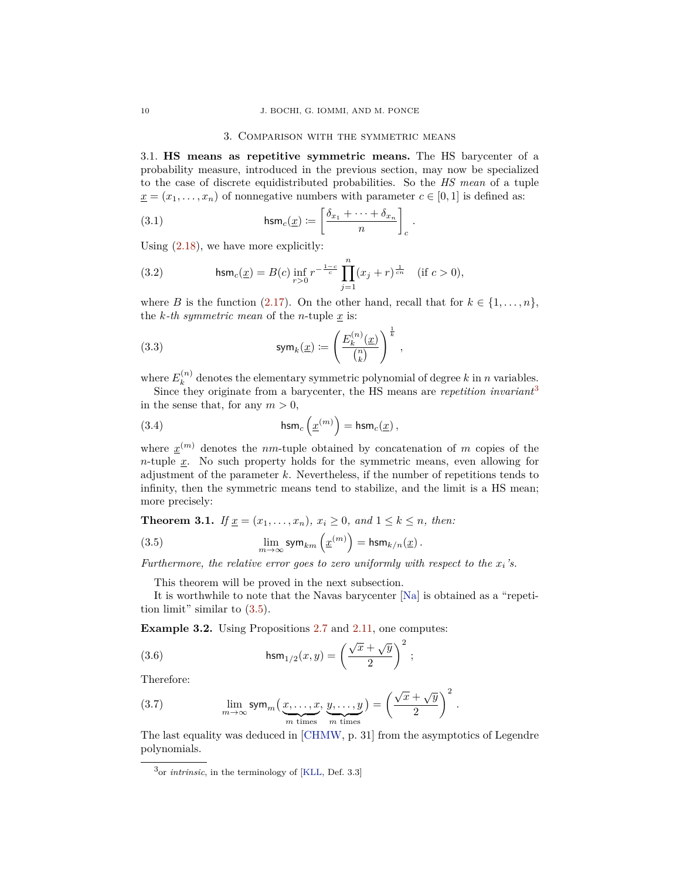## 3. Comparison with the symmetric means

### 3.1. HS means as repetitive symmetric means.

The HS barycenter of a probability measure, introduced in the previous section, may now be specialized to the case of discrete equidistributed probabilities. So the *HS mean* of a tuple $\underline{x} = (x_1, \dots, x_n)$ of nonnegative numbers with parameter $c \in [0,1]$ is defined as:

$$
\mathsf{hsm}_c(\underline{x}) := \left[ \frac{\delta_{x_1} + \cdots + \delta_{x_n}}{n} \right]_c . \tag{3.1}
$$

Using (2.18), we have more explicitly:

$$
\mathsf{hsm}_c(\underline{x}) = B(c) \inf_{r>0} r^{-\frac{1-c}{c}} \prod_{j=1}^{n} (x_j + r)^{\frac{1}{cn}} \quad (\text{if } c > 0), \tag{3.2}
$$

where $B$ is the function (2.17). On the other hand, recall that for $k \in \{1, \dots, n\}$, the *k-th symmetric mean* of the $n$-tuple $\underline{x}$ is:

$$
\mathsf{sym}_k(\underline{x}) := \left( \frac{E_k^{(n)}(\underline{x})}{\binom{n}{k}} \right)^{\frac{1}{k}} , \tag{3.3}
$$

where $E_k^{(n)}$ denotes the elementary symmetric polynomial of degree $k$ in $n$ variables.

Since they originate from a barycenter, the HS means are *repetition invariant*[3] in the sense that, for any $m > 0$,

$$
\mathsf{hsm}_c\left(\underline{x}^{(m)}\right) = \mathsf{hsm}_c(\underline{x}) , \tag{3.4}
$$

where $\underline{x}^{(m)}$ denotes the $nm$-tuple obtained by concatenation of $m$ copies of the $n$-tuple $\underline{x}$. No such property holds for the symmetric means, even allowing for adjustment of the parameter $k$. Nevertheless, if the number of repetitions tends to infinity, then the symmetric means tend to stabilize, and the limit is a HS mean; more precisely:

**Theorem 3.1.** *If $\underline{x} = (x_1, \dots, x_n)$, $x_i \geq 0$, and $1 \leq k \leq n$, then:*

$$
\lim_{m \to \infty} \mathsf{sym}_{km}\left(\underline{x}^{(m)}\right) = \mathsf{hsm}_{k/n}(\underline{x}) . \tag{3.5}
$$

*Furthermore, the relative error goes to zero uniformly with respect to the $x_i$'s.*

This theorem will be proved in the next subsection.

It is worthwhile to note that the Navas barycenter [Na] is obtained as a "repetition limit" similar to (3.5).

**Example 3.2.** Using Propositions 2.7 and 2.11, one computes:

$$
\mathsf{hsm}_{1/2}(x, y) = \left( \frac{\sqrt{x} + \sqrt{y}}{2} \right)^2 ; \tag{3.6}
$$

Therefore:

$$
\lim_{m \to \infty} \mathsf{sym}_m(\underbrace{x, \dots, x}_{m \text{ times}}, \underbrace{y, \dots, y}_{m \text{ times}}) = \left( \frac{\sqrt{x} + \sqrt{y}}{2} \right)^2 . \tag{3.7}
$$

The last equality was deduced in [CHMW, p. 31] from the asymptotics of Legendre polynomials.

---

[3] or *intrinsic*, in the terminology of [KLL, Def. 3.3]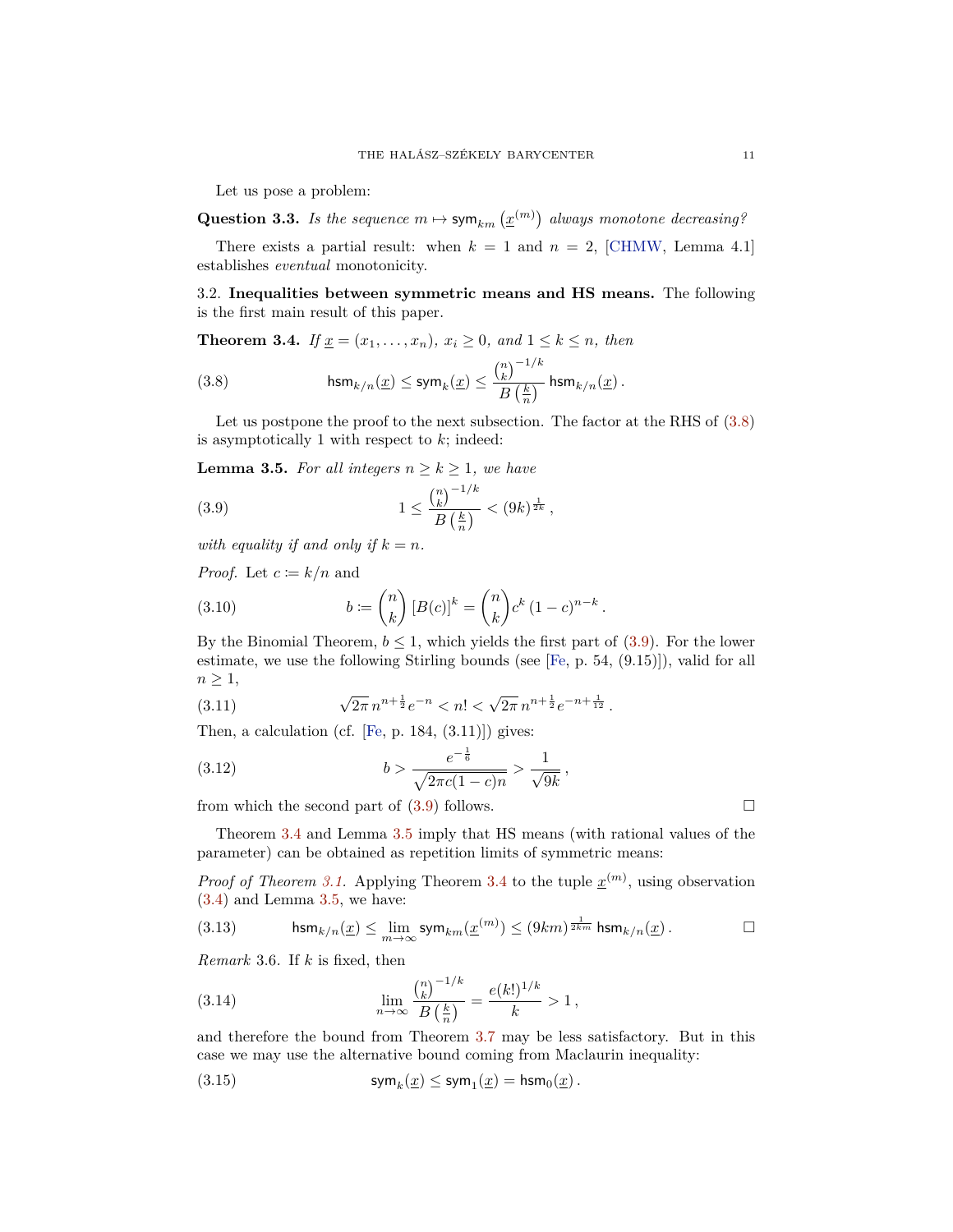Let us pose a problem:

**Question 3.3.** *Is the sequence $m \mapsto \mathsf{sym}_{km}\left(\underline{x}^{(m)}\right)$ always monotone decreasing?*

There exists a partial result: when $k = 1$ and $n = 2$, [CHMW, Lemma 4.1] establishes *eventual* monotonicity.

3.2. **Inequalities between symmetric means and HS means.** The following is the first main result of this paper.

**Theorem 3.4.** *If $\underline{x} = (x_1, \ldots, x_n)$, $x_i \geq 0$, and $1 \leq k \leq n$, then*

$$\mathsf{hsm}_{k/n}(\underline{x}) \leq \mathsf{sym}_k(\underline{x}) \leq \frac{\binom{n}{k}^{-1/k}}{B\left(\frac{k}{n}\right)} \mathsf{hsm}_{k/n}(\underline{x})\,. \tag{3.8}$$

Let us postpone the proof to the next subsection. The factor at the RHS of (3.8) is asymptotically 1 with respect to $k$; indeed:

**Lemma 3.5.** *For all integers $n \geq k \geq 1$, we have*

$$1 \leq \frac{\binom{n}{k}^{-1/k}}{B\left(\frac{k}{n}\right)} < (9k)^{\frac{1}{2k}}\,, \tag{3.9}$$

*with equality if and only if $k = n$.*

*Proof.* Let $c \coloneqq k/n$ and

$$b \coloneqq \binom{n}{k} [B(c)]^k = \binom{n}{k} c^k (1-c)^{n-k}\,. \tag{3.10}$$

By the Binomial Theorem, $b \leq 1$, which yields the first part of (3.9). For the lower estimate, we use the following Stirling bounds (see [Fe, p. 54, (9.15)]), valid for all $n \geq 1$,

$$\sqrt{2\pi}\, n^{n+\frac{1}{2}} e^{-n} < n! < \sqrt{2\pi}\, n^{n+\frac{1}{2}} e^{-n+\frac{1}{12}}\,. \tag{3.11}$$

Then, a calculation (cf. [Fe, p. 184, (3.11)]) gives:

$$b > \frac{e^{-\frac{1}{6}}}{\sqrt{2\pi c(1-c)n}} > \frac{1}{\sqrt{9k}}\,, \tag{3.12}$$

from which the second part of (3.9) follows. $\square$

Theorem 3.4 and Lemma 3.5 imply that HS means (with rational values of the parameter) can be obtained as repetition limits of symmetric means:

*Proof of Theorem 3.1.* Applying Theorem 3.4 to the tuple $\underline{x}^{(m)}$, using observation (3.4) and Lemma 3.5, we have:

$$\mathsf{hsm}_{k/n}(\underline{x}) \leq \lim_{m\to\infty} \mathsf{sym}_{km}(\underline{x}^{(m)}) \leq (9km)^{\frac{1}{2km}} \mathsf{hsm}_{k/n}(\underline{x})\,. \tag{3.13}$$
$\square$

*Remark* 3.6. If $k$ is fixed, then

$$\lim_{n\to\infty} \frac{\binom{n}{k}^{-1/k}}{B\left(\frac{k}{n}\right)} = \frac{e(k!)^{1/k}}{k} > 1\,, \tag{3.14}$$

and therefore the bound from Theorem 3.7 may be less satisfactory. But in this case we may use the alternative bound coming from Maclaurin inequality:

$$\mathsf{sym}_k(\underline{x}) \leq \mathsf{sym}_1(\underline{x}) = \mathsf{hsm}_0(\underline{x})\,. \tag{3.15}$$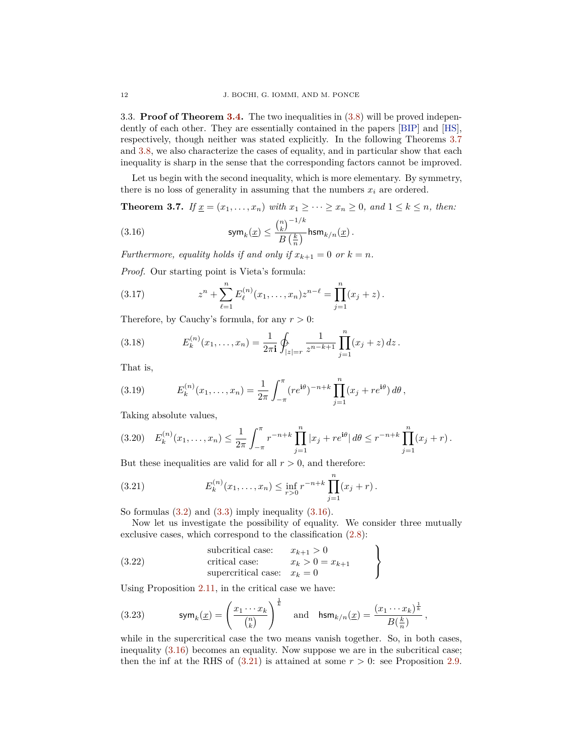3.3. **Proof of Theorem 3.4.** The two inequalities in (3.8) will be proved independently of each other. They are essentially contained in the papers [BIP] and [HS], respectively, though neither was stated explicitly. In the following Theorems 3.7 and 3.8, we also characterize the cases of equality, and in particular show that each inequality is sharp in the sense that the corresponding factors cannot be improved.

Let us begin with the second inequality, which is more elementary. By symmetry, there is no loss of generality in assuming that the numbers $x_i$ are ordered.

**Theorem 3.7.** *If $\underline{x} = (x_1, \dots, x_n)$ with $x_1 \ge \cdots \ge x_n \ge 0$, and $1 \le k \le n$, then:*

$$\mathsf{sym}_k(\underline{x}) \le \frac{\binom{n}{k}^{-1/k}}{B\left(\frac{k}{n}\right)} \mathsf{hsm}_{k/n}(\underline{x}) \,. \tag{3.16}$$

*Furthermore, equality holds if and only if $x_{k+1} = 0$ or $k = n$.*

*Proof.* Our starting point is Vieta's formula:

$$z^n + \sum_{\ell=1}^{n} E_\ell^{(n)}(x_1, \dots, x_n) z^{n-\ell} = \prod_{j=1}^{n} (x_j + z) \,. \tag{3.17}$$

Therefore, by Cauchy's formula, for any $r > 0$:

$$E_k^{(n)}(x_1, \dots, x_n) = \frac{1}{2\pi \mathbf{i}} \oint_{|z|=r} \frac{1}{z^{n-k+1}} \prod_{j=1}^{n} (x_j + z) \, dz \,. \tag{3.18}$$

That is,

$$E_k^{(n)}(x_1, \dots, x_n) = \frac{1}{2\pi} \int_{-\pi}^{\pi} (re^{\mathbf{i}\theta})^{-n+k} \prod_{j=1}^{n} (x_j + re^{\mathbf{i}\theta}) \, d\theta \,, \tag{3.19}$$

Taking absolute values,

$$E_k^{(n)}(x_1, \dots, x_n) \le \frac{1}{2\pi} \int_{-\pi}^{\pi} r^{-n+k} \prod_{j=1}^{n} |x_j + re^{\mathbf{i}\theta}| \, d\theta \le r^{-n+k} \prod_{j=1}^{n} (x_j + r) \,. \tag{3.20}$$

But these inequalities are valid for all $r > 0$, and therefore:

$$E_k^{(n)}(x_1, \dots, x_n) \le \inf_{r>0} r^{-n+k} \prod_{j=1}^{n} (x_j + r) \,. \tag{3.21}$$

So formulas (3.2) and (3.3) imply inequality (3.16).

Now let us investigate the possibility of equality. We consider three mutually exclusive cases, which correspond to the classification (2.8):

$$\left. \begin{array}{ll} \text{subcritical case:} & x_{k+1} > 0 \\ \text{critical case:} & x_k > 0 = x_{k+1} \\ \text{supercritical case:} & x_k = 0 \end{array} \right\} \tag{3.22}$$

Using Proposition 2.11, in the critical case we have:

$$\mathsf{sym}_k(\underline{x}) = \left( \frac{x_1 \cdots x_k}{\binom{n}{k}} \right)^{\frac{1}{k}} \quad \text{and} \quad \mathsf{hsm}_{k/n}(\underline{x}) = \frac{(x_1 \cdots x_k)^{\frac{1}{k}}}{B(\frac{k}{n})} \,, \tag{3.23}$$

while in the supercritical case the two means vanish together. So, in both cases, inequality (3.16) becomes an equality. Now suppose we are in the subcritical case; then the inf at the RHS of (3.21) is attained at some $r > 0$: see Proposition 2.9.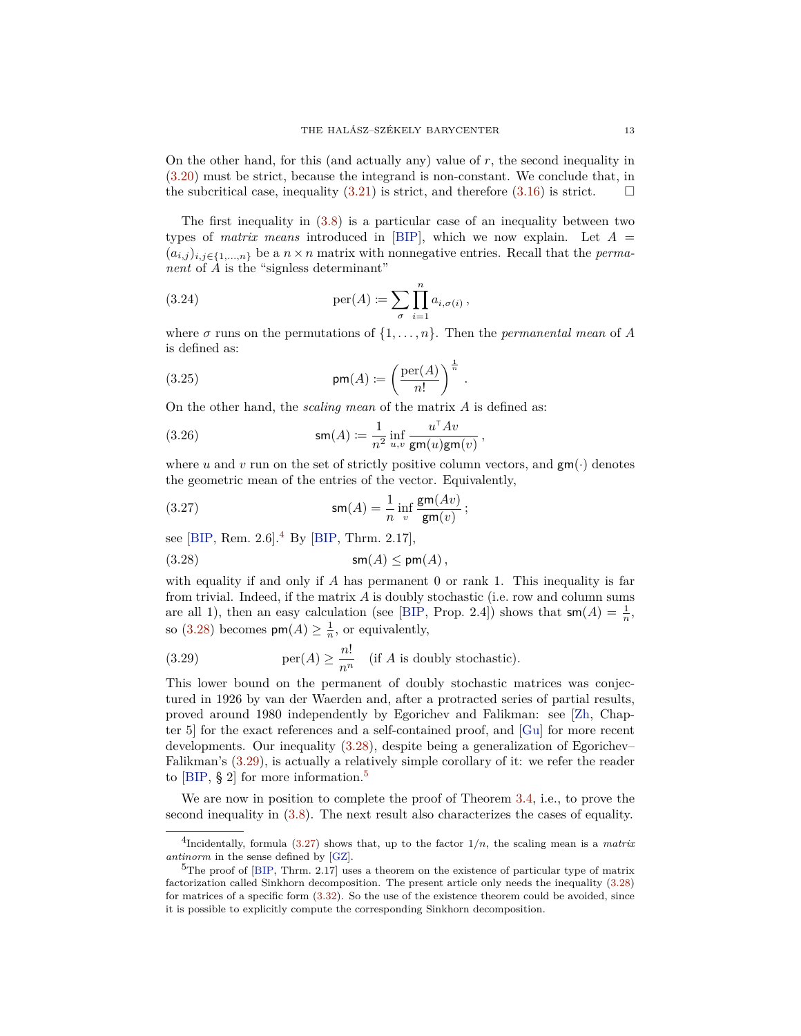On the other hand, for this (and actually any) value of $r$, the second inequality in (3.20) must be strict, because the integrand is non-constant. We conclude that, in the subcritical case, inequality (3.21) is strict, and therefore (3.16) is strict. $\square$

The first inequality in (3.8) is a particular case of an inequality between two types of *matrix means* introduced in [BIP], which we now explain. Let $A = (a_{i,j})_{i,j\in\{1,\dots,n\}}$ be a $n \times n$ matrix with nonnegative entries. Recall that the *permanent* of $A$ is the "signless determinant"

$$\operatorname{per}(A) := \sum_\sigma \prod_{i=1}^n a_{i,\sigma(i)}\,, \tag{3.24}$$

where $\sigma$ runs on the permutations of $\{1,\dots,n\}$. Then the *permanental mean* of $A$ is defined as:

$$\mathsf{pm}(A) := \left(\frac{\operatorname{per}(A)}{n!}\right)^{\frac{1}{n}}\,. \tag{3.25}$$

On the other hand, the *scaling mean* of the matrix $A$ is defined as:

$$\mathsf{sm}(A) := \frac{1}{n^2}\inf_{u,v}\frac{u^\top A v}{\mathsf{gm}(u)\mathsf{gm}(v)}\,, \tag{3.26}$$

where $u$ and $v$ run on the set of strictly positive column vectors, and $\mathsf{gm}(\cdot)$ denotes the geometric mean of the entries of the vector. Equivalently,

$$\mathsf{sm}(A) = \frac{1}{n}\inf_{v}\frac{\mathsf{gm}(Av)}{\mathsf{gm}(v)}\,; \tag{3.27}$$

see [BIP, Rem. 2.6].[4] By [BIP, Thrm. 2.17],

$$\mathsf{sm}(A) \le \mathsf{pm}(A)\,, \tag{3.28}$$

with equality if and only if $A$ has permanent 0 or rank 1. This inequality is far from trivial. Indeed, if the matrix $A$ is doubly stochastic (i.e. row and column sums are all 1), then an easy calculation (see [BIP, Prop. 2.4]) shows that $\mathsf{sm}(A) = \frac{1}{n}$, so (3.28) becomes $\mathsf{pm}(A) \ge \frac{1}{n}$, or equivalently,

$$\operatorname{per}(A) \ge \frac{n!}{n^n} \quad \text{(if } A \text{ is doubly stochastic).} \tag{3.29}$$

This lower bound on the permanent of doubly stochastic matrices was conjectured in 1926 by van der Waerden and, after a protracted series of partial results, proved around 1980 independently by Egorichev and Falikman: see [Zh, Chapter 5] for the exact references and a self-contained proof, and [Gu] for more recent developments. Our inequality (3.28), despite being a generalization of Egorichev–Falikman's (3.29), is actually a relatively simple corollary of it: we refer the reader to [BIP, § 2] for more information.[5]

We are now in position to complete the proof of Theorem 3.4, i.e., to prove the second inequality in (3.8). The next result also characterizes the cases of equality.

---

[4] Incidentally, formula (3.27) shows that, up to the factor $1/n$, the scaling mean is a *matrix antinorm* in the sense defined by [GZ].

[5] The proof of [BIP, Thrm. 2.17] uses a theorem on the existence of particular type of matrix factorization called Sinkhorn decomposition. The present article only needs the inequality (3.28) for matrices of a specific form (3.32). So the use of the existence theorem could be avoided, since it is possible to explicitly compute the corresponding Sinkhorn decomposition.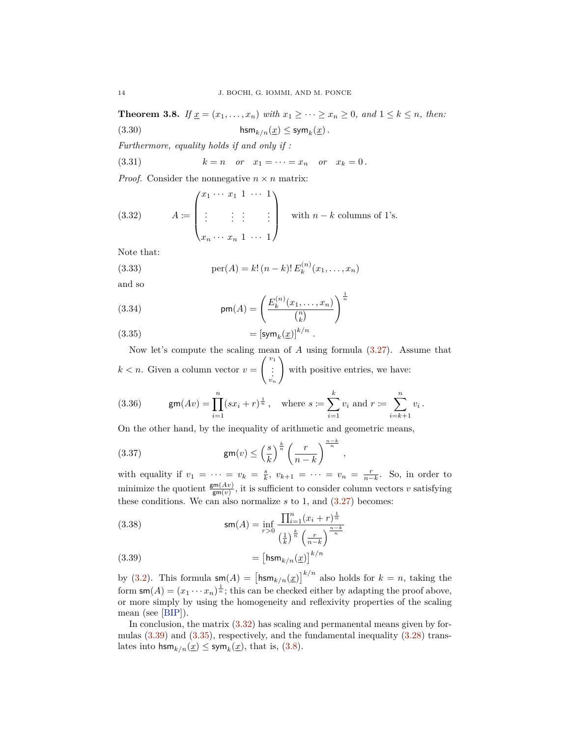**Theorem 3.8.** *If $\underline{x} = (x_1, \dots, x_n)$ with $x_1 \ge \dots \ge x_n \ge 0$, and $1 \le k \le n$, then:*

$$\mathsf{hsm}_{k/n}(\underline{x}) \le \mathsf{sym}_k(\underline{x})\,. \tag{3.30}$$

*Furthermore, equality holds if and only if :*

$$k = n \quad or \quad x_1 = \dots = x_n \quad or \quad x_k = 0\,. \tag{3.31}$$

*Proof.* Consider the nonnegative $n \times n$ matrix:

$$A := \begin{pmatrix} x_1 \cdots x_1 & 1 & \cdots & 1 \\ \vdots \qquad \vdots & \vdots & & \vdots \\ x_n \cdots x_n & 1 & \cdots & 1 \end{pmatrix} \quad \text{with } n-k \text{ columns of 1's.} \tag{3.32}$$

Note that:

$$\mathrm{per}(A) = k!\,(n-k)!\,E_k^{(n)}(x_1, \dots, x_n) \tag{3.33}$$

and so

$$\mathsf{pm}(A) = \left( \frac{E_k^{(n)}(x_1, \dots, x_n)}{\binom{n}{k}} \right)^{\frac{1}{n}} \tag{3.34}$$

$$= \left[\mathsf{sym}_k(\underline{x})\right]^{k/n}\,. \tag{3.35}$$

Now let's compute the scaling mean of $A$ using formula (3.27). Assume that $k < n$. Given a column vector $v = \begin{pmatrix} v_1 \\ \vdots \\ v_n \end{pmatrix}$ with positive entries, we have:

$$\mathsf{gm}(Av) = \prod_{i=1}^{n} (s x_i + r)^{\frac{1}{n}}\,, \quad \text{where } s := \sum_{i=1}^{k} v_i \text{ and } r := \sum_{i=k+1}^{n} v_i\,. \tag{3.36}$$

On the other hand, by the inequality of arithmetic and geometric means,

$$\mathsf{gm}(v) \le \left(\frac{s}{k}\right)^{\frac{k}{n}} \left(\frac{r}{n-k}\right)^{\frac{n-k}{n}}\,, \tag{3.37}$$

with equality if $v_1 = \dots = v_k = \frac{s}{k}$, $v_{k+1} = \dots = v_n = \frac{r}{n-k}$. So, in order to minimize the quotient $\frac{\mathsf{gm}(Av)}{\mathsf{gm}(v)}$, it is sufficient to consider column vectors $v$ satisfying these conditions. We can also normalize $s$ to 1, and (3.27) becomes:

$$\mathsf{sm}(A) = \inf_{r>0} \frac{\prod_{i=1}^{n} (x_i + r)^{\frac{1}{n}}}{\left(\frac{1}{k}\right)^{\frac{k}{n}} \left(\frac{r}{n-k}\right)^{\frac{n-k}{n}}} \tag{3.38}$$

$$= \left[\mathsf{hsm}_{k/n}(\underline{x})\right]^{k/n} \tag{3.39}$$

by (3.2). This formula $\mathsf{sm}(A) = \left[\mathsf{hsm}_{k/n}(\underline{x})\right]^{k/n}$ also holds for $k = n$, taking the form $\mathsf{sm}(A) = (x_1 \cdots x_n)^{\frac{1}{n}}$; this can be checked either by adapting the proof above, or more simply by using the homogeneity and reflexivity properties of the scaling mean (see [BIP]).

In conclusion, the matrix (3.32) has scaling and permanental means given by formulas (3.39) and (3.35), respectively, and the fundamental inequality (3.28) translates into $\mathsf{hsm}_{k/n}(\underline{x}) \le \mathsf{sym}_k(\underline{x})$, that is, (3.8).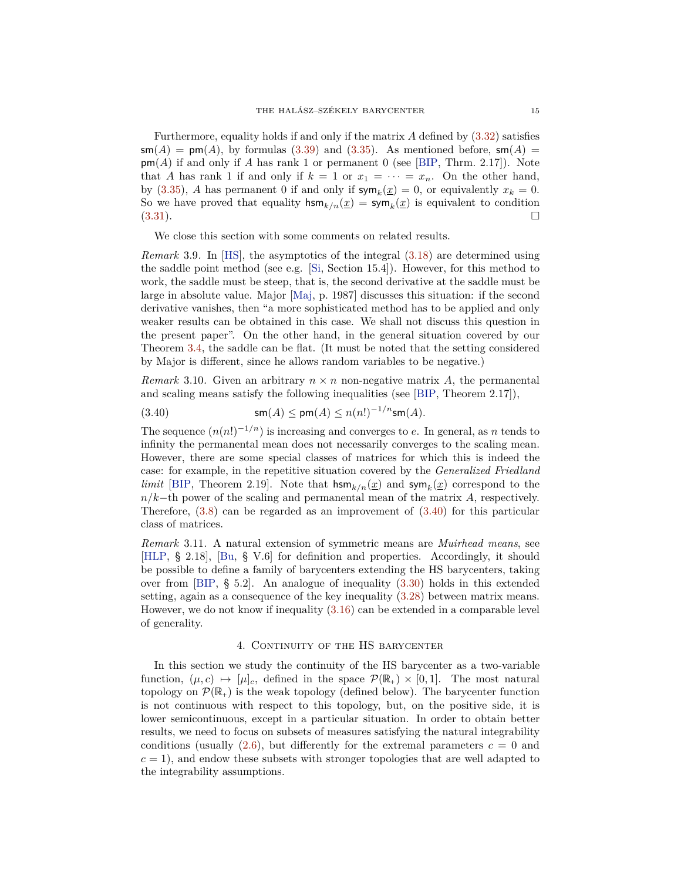Furthermore, equality holds if and only if the matrix $A$ defined by (3.32) satisfies $\mathsf{sm}(A) = \mathsf{pm}(A)$, by formulas (3.39) and (3.35). As mentioned before, $\mathsf{sm}(A) = \mathsf{pm}(A)$ if and only if $A$ has rank 1 or permanent 0 (see [BIP, Thrm. 2.17]). Note that $A$ has rank 1 if and only if $k = 1$ or $x_1 = \cdots = x_n$. On the other hand, by (3.35), $A$ has permanent 0 if and only if $\mathsf{sym}_k(\underline{x}) = 0$, or equivalently $x_k = 0$. So we have proved that equality $\mathsf{hsm}_{k/n}(\underline{x}) = \mathsf{sym}_k(\underline{x})$ is equivalent to condition (3.31). □

We close this section with some comments on related results.

*Remark* 3.9. In [HS], the asymptotics of the integral (3.18) are determined using the saddle point method (see e.g. [Si, Section 15.4]). However, for this method to work, the saddle must be steep, that is, the second derivative at the saddle must be large in absolute value. Major [Maj, p. 1987] discusses this situation: if the second derivative vanishes, then "a more sophisticated method has to be applied and only weaker results can be obtained in this case. We shall not discuss this question in the present paper". On the other hand, in the general situation covered by our Theorem 3.4, the saddle can be flat. (It must be noted that the setting considered by Major is different, since he allows random variables to be negative.)

*Remark* 3.10. Given an arbitrary $n \times n$ non-negative matrix $A$, the permanental and scaling means satisfy the following inequalities (see [BIP, Theorem 2.17]),

$$\mathsf{sm}(A) \le \mathsf{pm}(A) \le n(n!)^{-1/n}\mathsf{sm}(A). \tag{3.40}$$

The sequence $(n(n!)^{-1/n})$ is increasing and converges to $e$. In general, as $n$ tends to infinity the permanental mean does not necessarily converges to the scaling mean. However, there are some special classes of matrices for which this is indeed the case: for example, in the repetitive situation covered by the *Generalized Friedland limit* [BIP, Theorem 2.19]. Note that $\mathsf{hsm}_{k/n}(\underline{x})$ and $\mathsf{sym}_k(\underline{x})$ correspond to the $n/k$−th power of the scaling and permanental mean of the matrix $A$, respectively. Therefore, (3.8) can be regarded as an improvement of (3.40) for this particular class of matrices.

*Remark* 3.11. A natural extension of symmetric means are *Muirhead means*, see [HLP, § 2.18], [Bu, § V.6] for definition and properties. Accordingly, it should be possible to define a family of barycenters extending the HS barycenters, taking over from [BIP, § 5.2]. An analogue of inequality (3.30) holds in this extended setting, again as a consequence of the key inequality (3.28) between matrix means. However, we do not know if inequality (3.16) can be extended in a comparable level of generality.

## 4. Continuity of the HS barycenter

In this section we study the continuity of the HS barycenter as a two-variable function, $(\mu, c) \mapsto [\mu]_c$, defined in the space $\mathcal{P}(\mathbb{R}_+) \times [0,1]$. The most natural topology on $\mathcal{P}(\mathbb{R}_+)$ is the weak topology (defined below). The barycenter function is not continuous with respect to this topology, but, on the positive side, it is lower semicontinuous, except in a particular situation. In order to obtain better results, we need to focus on subsets of measures satisfying the natural integrability conditions (usually (2.6), but differently for the extremal parameters $c = 0$ and $c = 1$), and endow these subsets with stronger topologies that are well adapted to the integrability assumptions.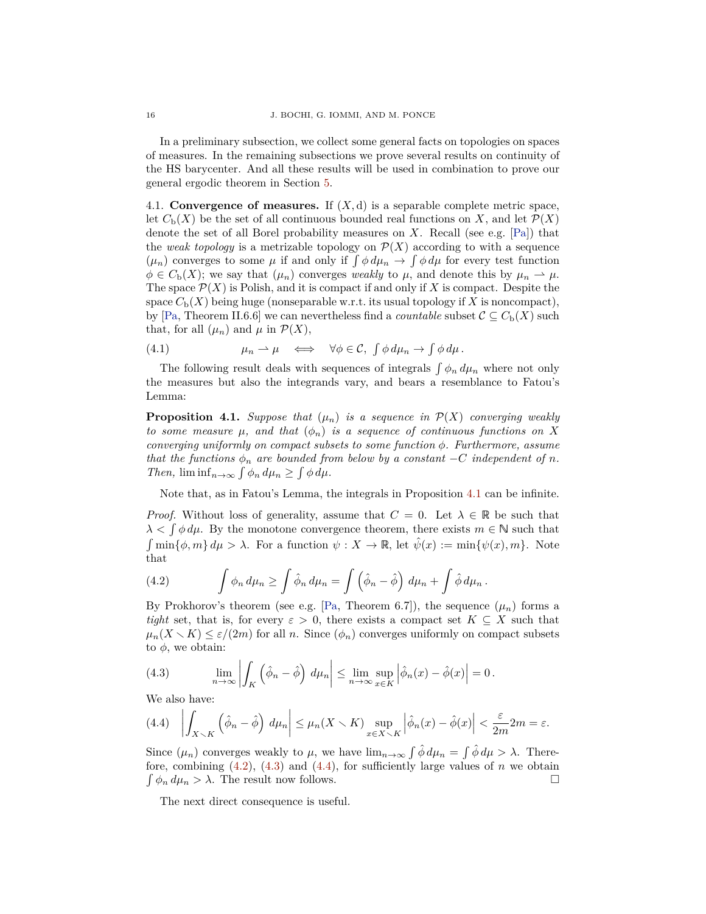In a preliminary subsection, we collect some general facts on topologies on spaces of measures. In the remaining subsections we prove several results on continuity of the HS barycenter. And all these results will be used in combination to prove our general ergodic theorem in Section 5.

4.1. **Convergence of measures.** If $(X, \mathrm{d})$ is a separable complete metric space, let $C_\mathrm{b}(X)$ be the set of all continuous bounded real functions on $X$, and let $\mathcal{P}(X)$ denote the set of all Borel probability measures on $X$. Recall (see e.g. [Pa]) that the *weak topology* is a metrizable topology on $\mathcal{P}(X)$ according to with a sequence $(\mu_n)$ converges to some $\mu$ if and only if $\int \phi \, d\mu_n \to \int \phi \, d\mu$ for every test function $\phi \in C_\mathrm{b}(X)$; we say that $(\mu_n)$ converges *weakly* to $\mu$, and denote this by $\mu_n \rightharpoonup \mu$. The space $\mathcal{P}(X)$ is Polish, and it is compact if and only if $X$ is compact. Despite the space $C_\mathrm{b}(X)$ being huge (nonseparable w.r.t. its usual topology if $X$ is noncompact), by [Pa, Theorem II.6.6] we can nevertheless find a *countable* subset $\mathcal{C} \subseteq C_\mathrm{b}(X)$ such that, for all $(\mu_n)$ and $\mu$ in $\mathcal{P}(X)$,

$$\mu_n \rightharpoonup \mu \quad \iff \quad \forall \phi \in \mathcal{C}, \ \int \phi \, d\mu_n \to \int \phi \, d\mu \, . \tag{4.1}$$

The following result deals with sequences of integrals $\int \phi_n \, d\mu_n$ where not only the measures but also the integrands vary, and bears a resemblance to Fatou's Lemma:

**Proposition 4.1.** *Suppose that $(\mu_n)$ is a sequence in $\mathcal{P}(X)$ converging weakly to some measure $\mu$, and that $(\phi_n)$ is a sequence of continuous functions on $X$ converging uniformly on compact subsets to some function $\phi$. Furthermore, assume that the functions $\phi_n$ are bounded from below by a constant $-C$ independent of $n$. Then, $\liminf_{n\to\infty} \int \phi_n \, d\mu_n \geq \int \phi \, d\mu$.*

Note that, as in Fatou's Lemma, the integrals in Proposition 4.1 can be infinite.

*Proof.* Without loss of generality, assume that $C = 0$. Let $\lambda \in \mathbb{R}$ be such that $\lambda < \int \phi \, d\mu$. By the monotone convergence theorem, there exists $m \in \mathbb{N}$ such that $\int \min\{\phi, m\} \, d\mu > \lambda$. For a function $\psi : X \to \mathbb{R}$, let $\hat{\psi}(x) := \min\{\psi(x), m\}$. Note that

$$\int \phi_n \, d\mu_n \geq \int \hat{\phi}_n \, d\mu_n = \int \left( \hat{\phi}_n - \hat{\phi} \right) \, d\mu_n + \int \hat{\phi} \, d\mu_n \, . \tag{4.2}$$

By Prokhorov's theorem (see e.g. [Pa, Theorem 6.7]), the sequence $(\mu_n)$ forms a *tight* set, that is, for every $\varepsilon > 0$, there exists a compact set $K \subseteq X$ such that $\mu_n(X \setminus K) \leq \varepsilon/(2m)$ for all $n$. Since $(\phi_n)$ converges uniformly on compact subsets to $\phi$, we obtain:

$$\lim_{n\to\infty} \left| \int_K \left( \hat{\phi}_n - \hat{\phi} \right) \, d\mu_n \right| \leq \lim_{n\to\infty} \sup_{x \in K} \left| \hat{\phi}_n(x) - \hat{\phi}(x) \right| = 0 \, . \tag{4.3}$$

We also have:

$$\left| \int_{X \setminus K} \left( \hat{\phi}_n - \hat{\phi} \right) \, d\mu_n \right| \leq \mu_n(X \setminus K) \sup_{x \in X \setminus K} \left| \hat{\phi}_n(x) - \hat{\phi}(x) \right| < \frac{\varepsilon}{2m} 2m = \varepsilon. \tag{4.4}$$

Since $(\mu_n)$ converges weakly to $\mu$, we have $\lim_{n\to\infty} \int \hat{\phi} \, d\mu_n = \int \hat{\phi} \, d\mu > \lambda$. Therefore, combining (4.2), (4.3) and (4.4), for sufficiently large values of $n$ we obtain $\int \phi_n \, d\mu_n > \lambda$. The result now follows. $\square$

The next direct consequence is useful.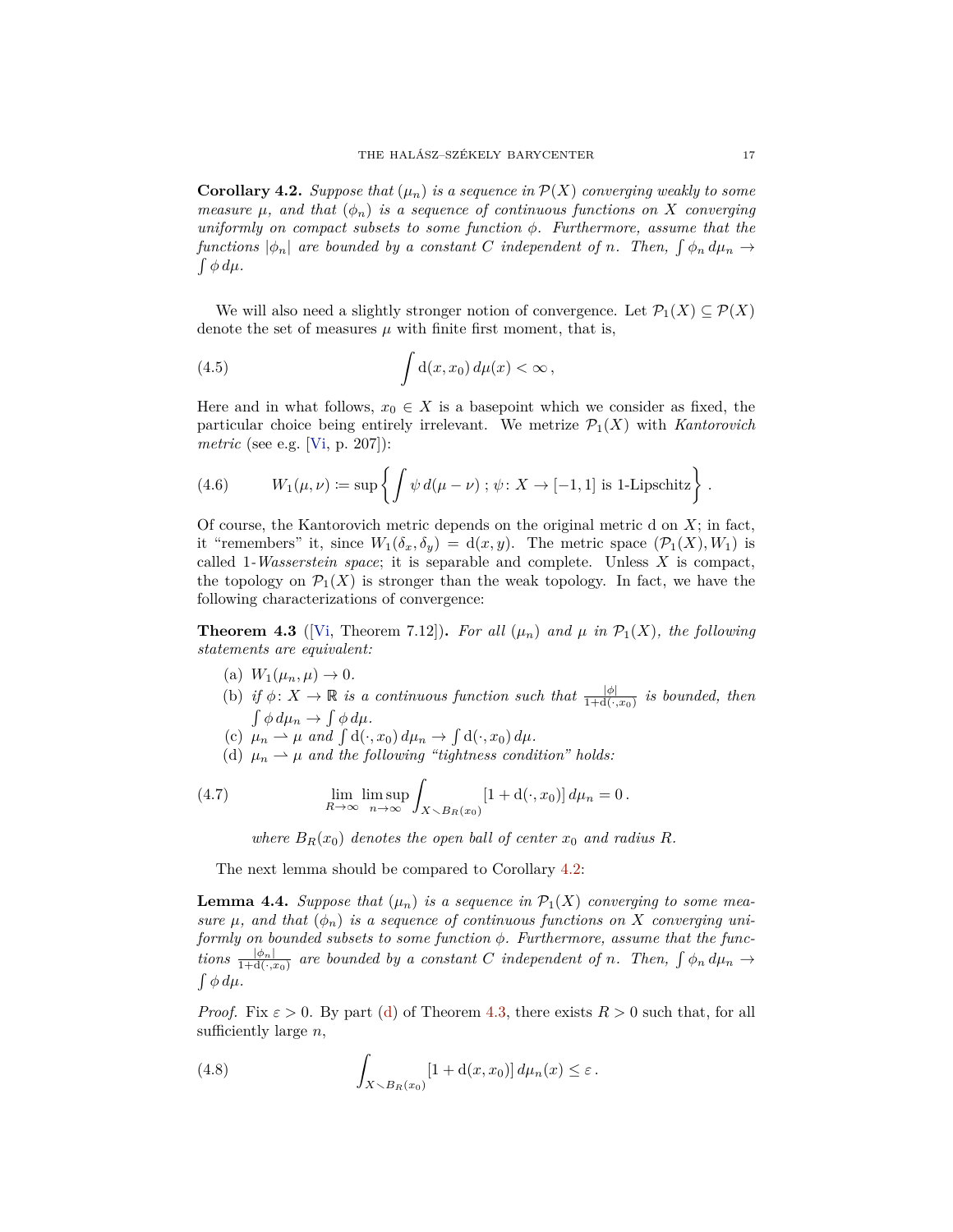**Corollary 4.2.** *Suppose that $(\mu_n)$ is a sequence in $\mathcal{P}(X)$ converging weakly to some measure $\mu$, and that $(\phi_n)$ is a sequence of continuous functions on $X$ converging uniformly on compact subsets to some function $\phi$. Furthermore, assume that the functions $|\phi_n|$ are bounded by a constant $C$ independent of $n$. Then, $\int \phi_n \, d\mu_n \to \int \phi \, d\mu$.*

We will also need a slightly stronger notion of convergence. Let $\mathcal{P}_1(X) \subseteq \mathcal{P}(X)$ denote the set of measures $\mu$ with finite first moment, that is,

$$\int \mathrm{d}(x, x_0) \, d\mu(x) < \infty \,, \tag{4.5}$$

Here and in what follows, $x_0 \in X$ is a basepoint which we consider as fixed, the particular choice being entirely irrelevant. We metrize $\mathcal{P}_1(X)$ with *Kantorovich metric* (see e.g. [Vi, p. 207]):

$$W_1(\mu, \nu) := \sup \left\{ \int \psi \, d(\mu - \nu) \; ; \; \psi \colon X \to [-1, 1] \text{ is 1-Lipschitz} \right\} . \tag{4.6}$$

Of course, the Kantorovich metric depends on the original metric d on $X$; in fact, it "remembers" it, since $W_1(\delta_x, \delta_y) = \mathrm{d}(x, y)$. The metric space $(\mathcal{P}_1(X), W_1)$ is called 1-*Wasserstein space*; it is separable and complete. Unless $X$ is compact, the topology on $\mathcal{P}_1(X)$ is stronger than the weak topology. In fact, we have the following characterizations of convergence:

**Theorem 4.3** ([Vi, Theorem 7.12])**.** *For all $(\mu_n)$ and $\mu$ in $\mathcal{P}_1(X)$, the following statements are equivalent:*

- (a) $W_1(\mu_n, \mu) \to 0$.
- (b) *if $\phi \colon X \to \mathbb{R}$ is a continuous function such that $\frac{|\phi|}{1 + \mathrm{d}(\cdot, x_0)}$ is bounded, then $\int \phi \, d\mu_n \to \int \phi \, d\mu$.*
- (c) *$\mu_n \rightharpoonup \mu$ and $\int \mathrm{d}(\cdot, x_0) \, d\mu_n \to \int \mathrm{d}(\cdot, x_0) \, d\mu$.*
- (d) *$\mu_n \rightharpoonup \mu$ and the following "tightness condition" holds:*

$$\lim_{R \to \infty} \limsup_{n \to \infty} \int_{X \smallsetminus B_R(x_0)} [1 + \mathrm{d}(\cdot, x_0)] \, d\mu_n = 0 \,. \tag{4.7}$$

*where $B_R(x_0)$ denotes the open ball of center $x_0$ and radius $R$.*

The next lemma should be compared to Corollary 4.2:

**Lemma 4.4.** *Suppose that $(\mu_n)$ is a sequence in $\mathcal{P}_1(X)$ converging to some measure $\mu$, and that $(\phi_n)$ is a sequence of continuous functions on $X$ converging uniformly on bounded subsets to some function $\phi$. Furthermore, assume that the functions $\frac{|\phi_n|}{1 + \mathrm{d}(\cdot, x_0)}$ are bounded by a constant $C$ independent of $n$. Then, $\int \phi_n \, d\mu_n \to \int \phi \, d\mu$.*

*Proof.* Fix $\varepsilon > 0$. By part (d) of Theorem 4.3, there exists $R > 0$ such that, for all sufficiently large $n$,

$$\int_{X \smallsetminus B_R(x_0)} [1 + \mathrm{d}(x, x_0)] \, d\mu_n(x) \leq \varepsilon \,. \tag{4.8}$$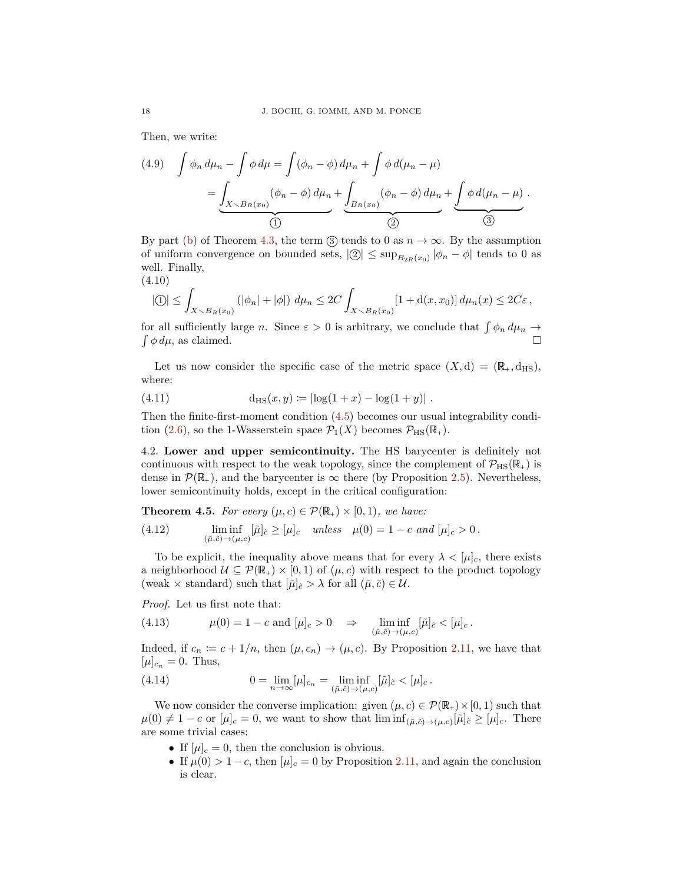Then, we write:

$$
\begin{aligned}
\int \phi_n \, d\mu_n - \int \phi \, d\mu &= \int (\phi_n - \phi) \, d\mu_n + \int \phi \, d(\mu_n - \mu) \\
&= \underbrace{\int_{X \smallsetminus B_R(x_0)} (\phi_n - \phi) \, d\mu_n}_{①} + \underbrace{\int_{B_R(x_0)} (\phi_n - \phi) \, d\mu_n}_{②} + \underbrace{\int \phi \, d(\mu_n - \mu)}_{③} \, .
\end{aligned}
\tag{4.9}
$$

By part (b) of Theorem 4.3, the term ③ tends to 0 as $n \to \infty$. By the assumption of uniform convergence on bounded sets, $|②| \le \sup_{B_{2R}(x_0)} |\phi_n - \phi|$ tends to 0 as well. Finally,

$$
|①| \le \int_{X \smallsetminus B_R(x_0)} (|\phi_n| + |\phi|) \, d\mu_n \le 2C \int_{X \smallsetminus B_R(x_0)} [1 + \mathrm{d}(x, x_0)] \, d\mu_n(x) \le 2C\varepsilon \, , \tag{4.10}
$$

for all sufficiently large $n$. Since $\varepsilon > 0$ is arbitrary, we conclude that $\int \phi_n \, d\mu_n \to \int \phi \, d\mu$, as claimed. ☐

Let us now consider the specific case of the metric space $(X, \mathrm{d}) = (\mathbb{R}_+, \mathrm{d}_{\mathrm{HS}})$, where:

$$
\mathrm{d}_{\mathrm{HS}}(x, y) := |\log(1 + x) - \log(1 + y)| \, . \tag{4.11}
$$

Then the finite-first-moment condition (4.5) becomes our usual integrability condition (2.6), so the 1-Wasserstein space $\mathcal{P}_1(X)$ becomes $\mathcal{P}_{\mathrm{HS}}(\mathbb{R}_+)$.

4.2. **Lower and upper semicontinuity.** The HS barycenter is definitely not continuous with respect to the weak topology, since the complement of $\mathcal{P}_{\mathrm{HS}}(\mathbb{R}_+)$ is dense in $\mathcal{P}(\mathbb{R}_+)$, and the barycenter is $\infty$ there (by Proposition 2.5). Nevertheless, lower semicontinuity holds, except in the critical configuration:

**Theorem 4.5.** *For every $(\mu, c) \in \mathcal{P}(\mathbb{R}_+) \times [0, 1)$, we have:*

$$
\liminf_{(\tilde{\mu}, \tilde{c}) \to (\mu, c)} [\tilde{\mu}]_{\tilde{c}} \ge [\mu]_c \quad \text{unless} \quad \mu(0) = 1 - c \text{ and } [\mu]_c > 0 \, . \tag{4.12}
$$

To be explicit, the inequality above means that for every $\lambda < [\mu]_c$, there exists a neighborhood $\mathcal{U} \subseteq \mathcal{P}(\mathbb{R}_+) \times [0, 1)$ of $(\mu, c)$ with respect to the product topology (weak $\times$ standard) such that $[\tilde{\mu}]_{\tilde{c}} > \lambda$ for all $(\tilde{\mu}, \tilde{c}) \in \mathcal{U}$.

*Proof.* Let us first note that:

$$
\mu(0) = 1 - c \text{ and } [\mu]_c > 0 \quad \Rightarrow \quad \liminf_{(\tilde{\mu}, \tilde{c}) \to (\mu, c)} [\tilde{\mu}]_{\tilde{c}} < [\mu]_c \, . \tag{4.13}
$$

Indeed, if $c_n := c + 1/n$, then $(\mu, c_n) \to (\mu, c)$. By Proposition 2.11, we have that $[\mu]_{c_n} = 0$. Thus,

$$
0 = \lim_{n \to \infty} [\mu]_{c_n} = \liminf_{(\tilde{\mu}, \tilde{c}) \to (\mu, c)} [\tilde{\mu}]_{\tilde{c}} < [\mu]_c \, . \tag{4.14}
$$

We now consider the converse implication: given $(\mu, c) \in \mathcal{P}(\mathbb{R}_+) \times [0, 1)$ such that $\mu(0) \neq 1 - c$ or $[\mu]_c = 0$, we want to show that $\liminf_{(\tilde{\mu}, \tilde{c}) \to (\mu, c)} [\tilde{\mu}]_{\tilde{c}} \ge [\mu]_c$. There are some trivial cases:

- If $[\mu]_c = 0$, then the conclusion is obvious.
- If $\mu(0) > 1 - c$, then $[\mu]_c = 0$ by Proposition 2.11, and again the conclusion is clear.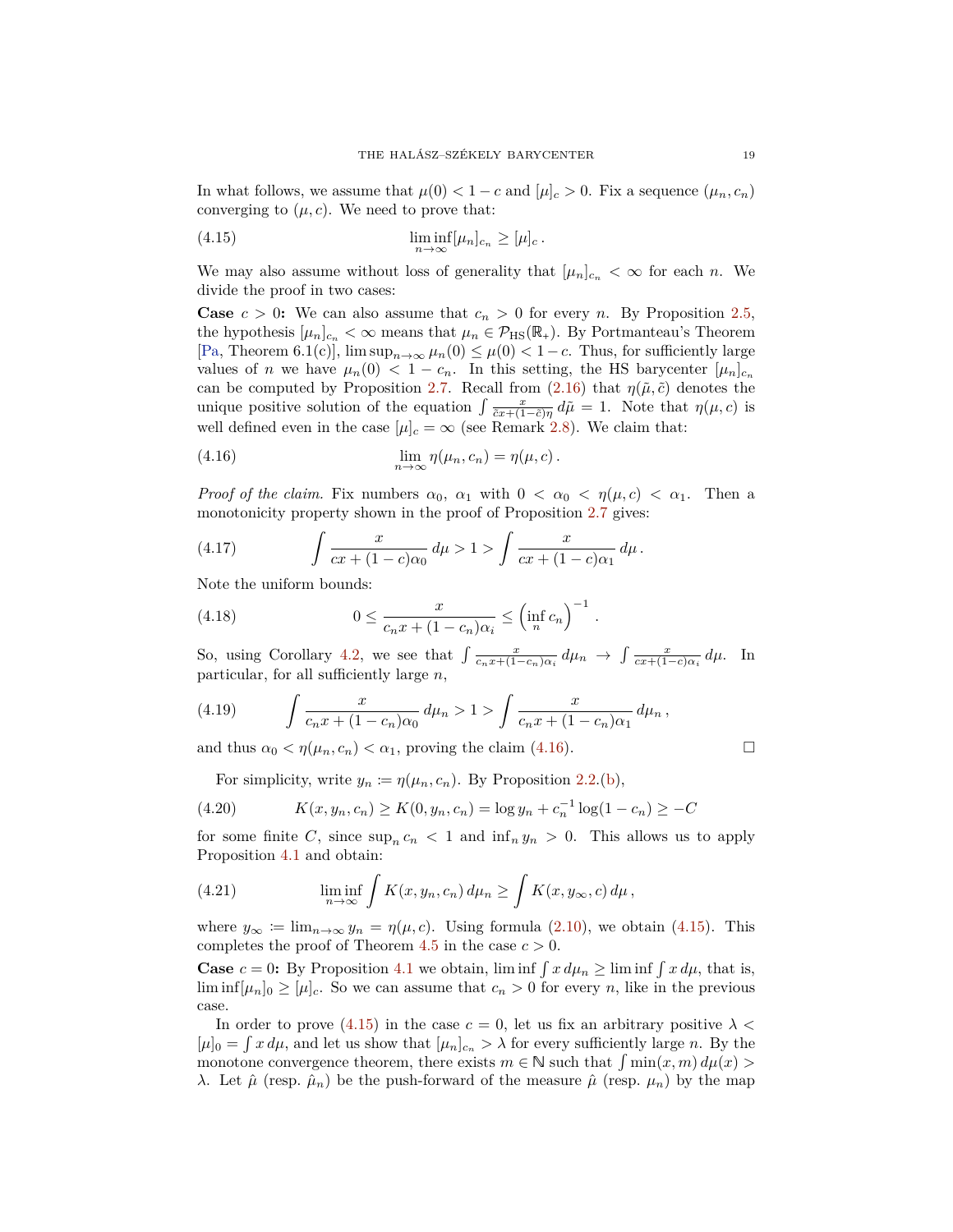In what follows, we assume that $\mu(0) < 1 - c$ and $[\mu]_c > 0$. Fix a sequence $(\mu_n, c_n)$ converging to $(\mu, c)$. We need to prove that:

$$\liminf_{n\to\infty} [\mu_n]_{c_n} \geq [\mu]_c \,. \tag{4.15}$$

We may also assume without loss of generality that $[\mu_n]_{c_n} < \infty$ for each $n$. We divide the proof in two cases:

**Case** $c > 0$**:** We can also assume that $c_n > 0$ for every $n$. By Proposition 2.5, the hypothesis $[\mu_n]_{c_n} < \infty$ means that $\mu_n \in \mathcal{P}_{\mathrm{HS}}(\mathbb{R}_+)$. By Portmanteau's Theorem [Pa, Theorem 6.1(c)], $\limsup_{n\to\infty} \mu_n(0) \leq \mu(0) < 1 - c$. Thus, for sufficiently large values of $n$ we have $\mu_n(0) < 1 - c_n$. In this setting, the HS barycenter $[\mu_n]_{c_n}$ can be computed by Proposition 2.7. Recall from (2.16) that $\eta(\tilde{\mu}, \tilde{c})$ denotes the unique positive solution of the equation $\int \frac{x}{\tilde{c}x + (1-\tilde{c})\eta} \, d\tilde{\mu} = 1$. Note that $\eta(\mu, c)$ is well defined even in the case $[\mu]_c = \infty$ (see Remark 2.8). We claim that:

$$\lim_{n\to\infty} \eta(\mu_n, c_n) = \eta(\mu, c) \,. \tag{4.16}$$

*Proof of the claim.* Fix numbers $\alpha_0$, $\alpha_1$ with $0 < \alpha_0 < \eta(\mu, c) < \alpha_1$. Then a monotonicity property shown in the proof of Proposition 2.7 gives:

$$\int \frac{x}{cx + (1-c)\alpha_0} \, d\mu > 1 > \int \frac{x}{cx + (1-c)\alpha_1} \, d\mu \,. \tag{4.17}$$

Note the uniform bounds:

$$0 \leq \frac{x}{c_n x + (1-c_n)\alpha_i} \leq \left(\inf_n c_n\right)^{-1} \,. \tag{4.18}$$

So, using Corollary 4.2, we see that $\int \frac{x}{c_n x + (1-c_n)\alpha_i} \, d\mu_n \to \int \frac{x}{cx + (1-c)\alpha_i} \, d\mu$. In particular, for all sufficiently large $n$,

$$\int \frac{x}{c_n x + (1-c_n)\alpha_0} \, d\mu_n > 1 > \int \frac{x}{c_n x + (1-c_n)\alpha_1} \, d\mu_n \,, \tag{4.19}$$

and thus $\alpha_0 < \eta(\mu_n, c_n) < \alpha_1$, proving the claim (4.16). □

For simplicity, write $y_n := \eta(\mu_n, c_n)$. By Proposition 2.2.(b),

$$K(x, y_n, c_n) \geq K(0, y_n, c_n) = \log y_n + c_n^{-1} \log(1 - c_n) \geq -C \tag{4.20}$$

for some finite $C$, since $\sup_n c_n < 1$ and $\inf_n y_n > 0$. This allows us to apply Proposition 4.1 and obtain:

$$\liminf_{n\to\infty} \int K(x, y_n, c_n) \, d\mu_n \geq \int K(x, y_\infty, c) \, d\mu \,, \tag{4.21}$$

where $y_\infty := \lim_{n\to\infty} y_n = \eta(\mu, c)$. Using formula (2.10), we obtain (4.15). This completes the proof of Theorem 4.5 in the case $c > 0$.

**Case** $c = 0$**:** By Proposition 4.1 we obtain, $\liminf \int x \, d\mu_n \geq \liminf \int x \, d\mu$, that is, $\liminf [\mu_n]_0 \geq [\mu]_c$. So we can assume that $c_n > 0$ for every $n$, like in the previous case.

In order to prove (4.15) in the case $c = 0$, let us fix an arbitrary positive $\lambda < [\mu]_0 = \int x \, d\mu$, and let us show that $[\mu_n]_{c_n} > \lambda$ for every sufficiently large $n$. By the monotone convergence theorem, there exists $m \in \mathbb{N}$ such that $\int \min(x, m) \, d\mu(x) > \lambda$. Let $\hat{\mu}$ (resp. $\hat{\mu}_n$) be the push-forward of the measure $\hat{\mu}$ (resp. $\mu_n$) by the map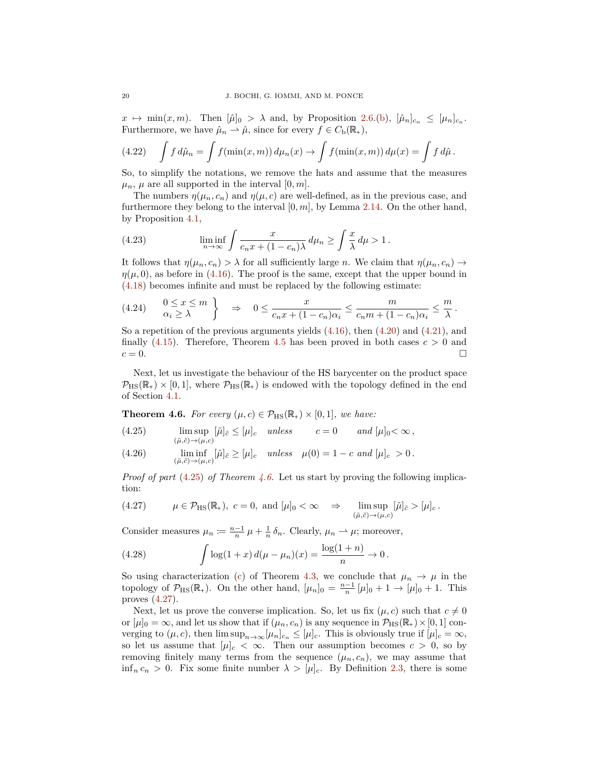$x \mapsto \min(x,m)$. Then $[\hat{\mu}]_0 > \lambda$ and, by Proposition 2.6.(b), $[\hat{\mu}_n]_{c_n} \le [\mu_n]_{c_n}$. Furthermore, we have $\hat{\mu}_n \rightharpoonup \hat{\mu}$, since for every $f \in C_{\mathrm{b}}(\mathbb{R}_+)$,

$$\int f \, d\hat{\mu}_n = \int f(\min(x,m)) \, d\mu_n(x) \to \int f(\min(x,m)) \, d\mu(x) = \int f \, d\hat{\mu} \, . \tag{4.22}$$

So, to simplify the notations, we remove the hats and assume that the measures $\mu_n$, $\mu$ are all supported in the interval $[0,m]$.

The numbers $\eta(\mu_n, c_n)$ and $\eta(\mu, c)$ are well-defined, as in the previous case, and furthermore they belong to the interval $[0,m]$, by Lemma 2.14. On the other hand, by Proposition 4.1,

$$\liminf_{n\to\infty} \int \frac{x}{c_n x + (1-c_n)\lambda} \, d\mu_n \ge \int \frac{x}{\lambda} \, d\mu > 1 \, . \tag{4.23}$$

It follows that $\eta(\mu_n, c_n) > \lambda$ for all sufficiently large $n$. We claim that $\eta(\mu_n, c_n) \to \eta(\mu, 0)$, as before in (4.16). The proof is the same, except that the upper bound in (4.18) becomes infinite and must be replaced by the following estimate:

$$\left.\begin{array}{l} 0 \le x \le m \\ \alpha_i \ge \lambda \end{array}\right\} \quad \Rightarrow \quad 0 \le \frac{x}{c_n x + (1-c_n)\alpha_i} \le \frac{m}{c_n m + (1-c_n)\alpha_i} \le \frac{m}{\lambda} \, . \tag{4.24}$$

So a repetition of the previous arguments yields (4.16), then (4.20) and (4.21), and finally (4.15). Therefore, Theorem 4.5 has been proved in both cases $c > 0$ and $c = 0$. $\square$

Next, let us investigate the behaviour of the HS barycenter on the product space $\mathcal{P}_{\mathrm{HS}}(\mathbb{R}_+) \times [0,1]$, where $\mathcal{P}_{\mathrm{HS}}(\mathbb{R}_+)$ is endowed with the topology defined in the end of Section 4.1.

**Theorem 4.6.** *For every $(\mu, c) \in \mathcal{P}_{\mathrm{HS}}(\mathbb{R}_+) \times [0,1]$, we have:*

$$\limsup_{(\tilde{\mu},\tilde{c})\to(\mu,c)} [\tilde{\mu}]_{\tilde{c}} \le [\mu]_c \quad \textit{unless} \qquad c = 0 \qquad \textit{and } [\mu]_0 < \infty \, , \tag{4.25}$$

$$\liminf_{(\tilde{\mu},\tilde{c})\to(\mu,c)} [\tilde{\mu}]_{\tilde{c}} \ge [\mu]_c \quad \textit{unless} \quad \mu(0) = 1-c \textit{ and } [\mu]_c > 0 \, . \tag{4.26}$$

*Proof of part (4.25) of Theorem 4.6.* Let us start by proving the following implication:

$$\mu \in \mathcal{P}_{\mathrm{HS}}(\mathbb{R}_+), \ c = 0, \text{ and } [\mu]_0 < \infty \quad \Rightarrow \quad \limsup_{(\tilde{\mu},\tilde{c})\to(\mu,c)} [\tilde{\mu}]_{\tilde{c}} > [\mu]_c \, . \tag{4.27}$$

Consider measures $\mu_n := \frac{n-1}{n} \mu + \frac{1}{n} \delta_n$. Clearly, $\mu_n \rightharpoonup \mu$; moreover,

$$\int \log(1+x) \, d(\mu - \mu_n)(x) = \frac{\log(1+n)}{n} \to 0 \, . \tag{4.28}$$

So using characterization (c) of Theorem 4.3, we conclude that $\mu_n \to \mu$ in the topology of $\mathcal{P}_{\mathrm{HS}}(\mathbb{R}_+)$. On the other hand, $[\mu_n]_0 = \frac{n-1}{n} [\mu]_0 + 1 \to [\mu]_0 + 1$. This proves (4.27).

Next, let us prove the converse implication. So, let us fix $(\mu, c)$ such that $c \ne 0$ or $[\mu]_0 = \infty$, and let us show that if $(\mu_n, c_n)$ is any sequence in $\mathcal{P}_{\mathrm{HS}}(\mathbb{R}_+) \times [0,1]$ converging to $(\mu, c)$, then $\limsup_{n\to\infty} [\mu_n]_{c_n} \le [\mu]_c$. This is obviously true if $[\mu]_c = \infty$, so let us assume that $[\mu]_c < \infty$. Then our assumption becomes $c > 0$, so by removing finitely many terms from the sequence $(\mu_n, c_n)$, we may assume that $\inf_n c_n > 0$. Fix some finite number $\lambda > [\mu]_c$. By Definition 2.3, there is some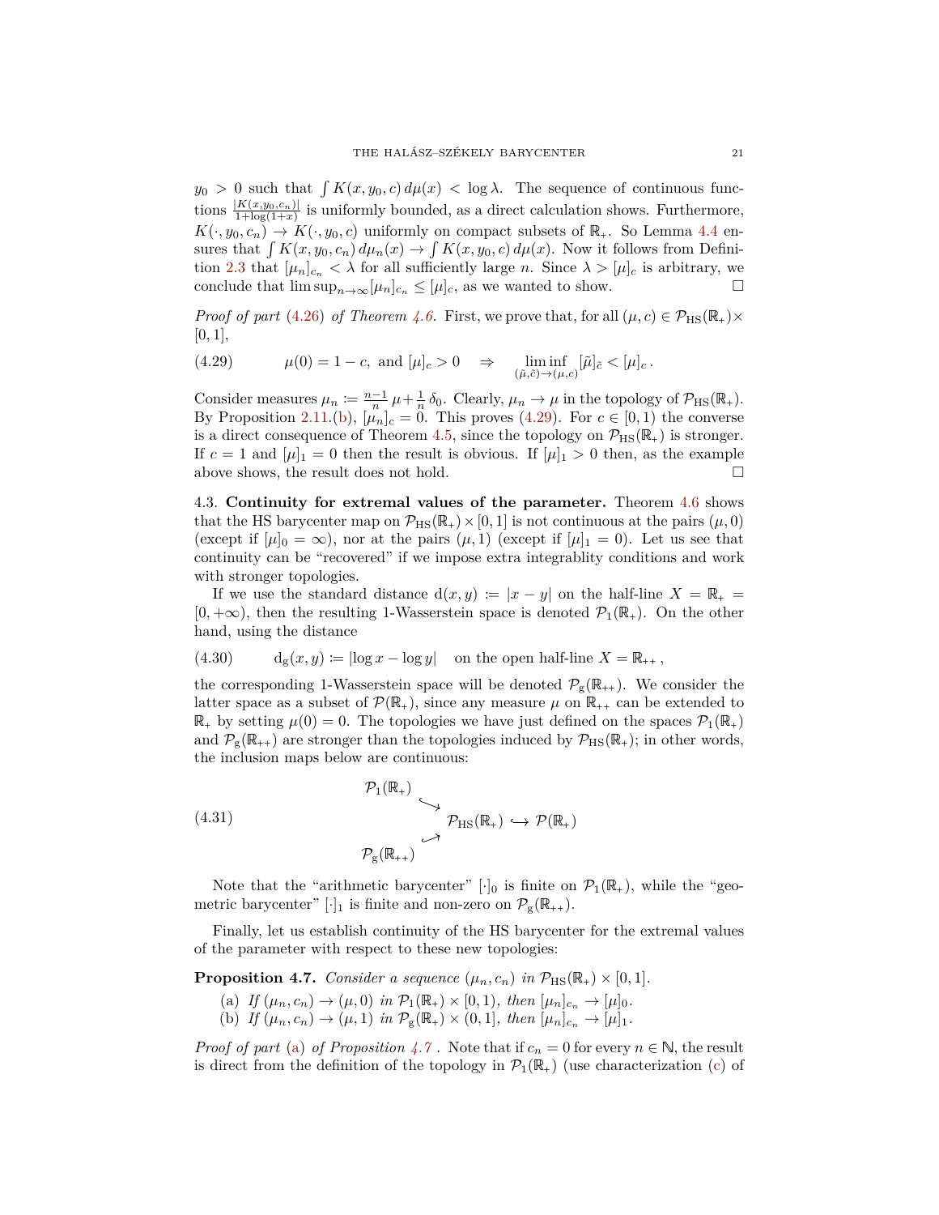$y_0 > 0$ such that $\int K(x, y_0, c)\, d\mu(x) < \log \lambda$. The sequence of continuous functions $\frac{|K(x,y_0,c_n)|}{1+\log(1+x)}$ is uniformly bounded, as a direct calculation shows. Furthermore, $K(\cdot, y_0, c_n) \to K(\cdot, y_0, c)$ uniformly on compact subsets of $\mathbb{R}_+$. So Lemma 4.4 ensures that $\int K(x, y_0, c_n)\, d\mu_n(x) \to \int K(x, y_0, c)\, d\mu(x)$. Now it follows from Definition 2.3 that $[\mu_n]_{c_n} < \lambda$ for all sufficiently large $n$. Since $\lambda > [\mu]_c$ is arbitrary, we conclude that $\limsup_{n\to\infty} [\mu_n]_{c_n} \le [\mu]_c$, as we wanted to show. □

*Proof of part (4.26) of Theorem 4.6.* First, we prove that, for all $(\mu, c) \in \mathcal{P}_{\mathrm{HS}}(\mathbb{R}_+) \times [0, 1]$,

$$\mu(0) = 1 - c, \text{ and } [\mu]_c > 0 \quad \Rightarrow \quad \liminf_{(\tilde{\mu}, \tilde{c}) \to (\mu, c)} [\tilde{\mu}]_{\tilde{c}} < [\mu]_c\,. \tag{4.29}$$

Consider measures $\mu_n := \frac{n-1}{n}\,\mu + \frac{1}{n}\,\delta_0$. Clearly, $\mu_n \to \mu$ in the topology of $\mathcal{P}_{\mathrm{HS}}(\mathbb{R}_+)$. By Proposition 2.11.(b), $[\mu_n]_c = 0$. This proves (4.29). For $c \in [0, 1)$ the converse is a direct consequence of Theorem 4.5, since the topology on $\mathcal{P}_{\mathrm{HS}}(\mathbb{R}_+)$ is stronger. If $c = 1$ and $[\mu]_1 = 0$ then the result is obvious. If $[\mu]_1 > 0$ then, as the example above shows, the result does not hold. □

## 4.3. Continuity for extremal values of the parameter.

Theorem 4.6 shows that the HS barycenter map on $\mathcal{P}_{\mathrm{HS}}(\mathbb{R}_+) \times [0, 1]$ is not continuous at the pairs $(\mu, 0)$ (except if $[\mu]_0 = \infty$), nor at the pairs $(\mu, 1)$ (except if $[\mu]_1 = 0$). Let us see that continuity can be "recovered" if we impose extra integrablity conditions and work with stronger topologies.

If we use the standard distance $\mathrm{d}(x, y) := |x - y|$ on the half-line $X = \mathbb{R}_+ = [0, +\infty)$, then the resulting 1-Wasserstein space is denoted $\mathcal{P}_1(\mathbb{R}_+)$. On the other hand, using the distance

$$\mathrm{d_g}(x, y) := |\log x - \log y| \quad \text{on the open half-line } X = \mathbb{R}_{++}\,, \tag{4.30}$$

the corresponding 1-Wasserstein space will be denoted $\mathcal{P}_{\mathrm{g}}(\mathbb{R}_{++})$. We consider the latter space as a subset of $\mathcal{P}(\mathbb{R}_+)$, since any measure $\mu$ on $\mathbb{R}_{++}$ can be extended to $\mathbb{R}_+$ by setting $\mu(0) = 0$. The topologies we have just defined on the spaces $\mathcal{P}_1(\mathbb{R}_+)$ and $\mathcal{P}_{\mathrm{g}}(\mathbb{R}_{++})$ are stronger than the topologies induced by $\mathcal{P}_{\mathrm{HS}}(\mathbb{R}_+)$; in other words, the inclusion maps below are continuous:

$$\begin{array}{ccc} \mathcal{P}_1(\mathbb{R}_+) & & \\ & \searrow & \\ & & \mathcal{P}_{\mathrm{HS}}(\mathbb{R}_+) \hookrightarrow \mathcal{P}(\mathbb{R}_+) \\ & \nearrow & \\ \mathcal{P}_{\mathrm{g}}(\mathbb{R}_{++}) & & \end{array} \tag{4.31}$$

Note that the "arithmetic barycenter" $[\cdot]_0$ is finite on $\mathcal{P}_1(\mathbb{R}_+)$, while the "geometric barycenter" $[\cdot]_1$ is finite and non-zero on $\mathcal{P}_{\mathrm{g}}(\mathbb{R}_{++})$.

Finally, let us establish continuity of the HS barycenter for the extremal values of the parameter with respect to these new topologies:

**Proposition 4.7.** *Consider a sequence $(\mu_n, c_n)$ in $\mathcal{P}_{\mathrm{HS}}(\mathbb{R}_+) \times [0, 1]$.*

- (a) *If $(\mu_n, c_n) \to (\mu, 0)$ in $\mathcal{P}_1(\mathbb{R}_+) \times [0, 1)$, then $[\mu_n]_{c_n} \to [\mu]_0$.*
- (b) *If $(\mu_n, c_n) \to (\mu, 1)$ in $\mathcal{P}_{\mathrm{g}}(\mathbb{R}_{++}) \times (0, 1]$, then $[\mu_n]_{c_n} \to [\mu]_1$.*

*Proof of part (a) of Proposition 4.7 .* Note that if $c_n = 0$ for every $n \in \mathbb{N}$, the result is direct from the definition of the topology in $\mathcal{P}_1(\mathbb{R}_+)$ (use characterization (c) of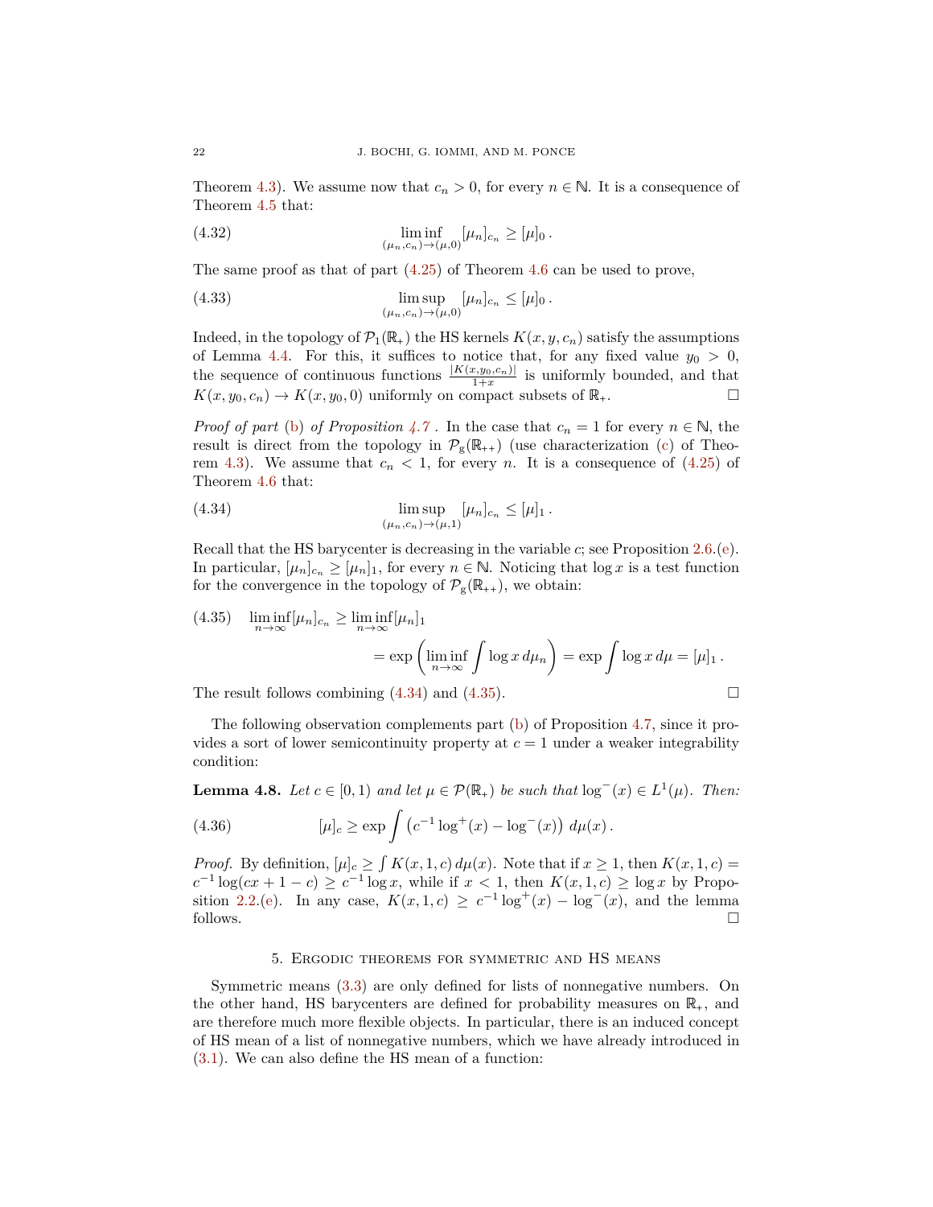Theorem 4.3). We assume now that $c_n > 0$, for every $n \in \mathbb{N}$. It is a consequence of Theorem 4.5 that:

$$\liminf_{(\mu_n, c_n) \to (\mu, 0)} [\mu_n]_{c_n} \geq [\mu]_0 \,. \tag{4.32}$$

The same proof as that of part (4.25) of Theorem 4.6 can be used to prove,

$$\limsup_{(\mu_n, c_n) \to (\mu, 0)} [\mu_n]_{c_n} \leq [\mu]_0 \,. \tag{4.33}$$

Indeed, in the topology of $\mathcal{P}_1(\mathbb{R}_+)$ the HS kernels $K(x, y, c_n)$ satisfy the assumptions of Lemma 4.4. For this, it suffices to notice that, for any fixed value $y_0 > 0$, the sequence of continuous functions $\frac{|K(x,y_0,c_n)|}{1+x}$ is uniformly bounded, and that $K(x, y_0, c_n) \to K(x, y_0, 0)$ uniformly on compact subsets of $\mathbb{R}_+$. ☐

*Proof of part* (b) *of Proposition 4.7*. In the case that $c_n = 1$ for every $n \in \mathbb{N}$, the result is direct from the topology in $\mathcal{P}_{\mathrm{g}}(\mathbb{R}_{++})$ (use characterization (c) of Theorem 4.3). We assume that $c_n < 1$, for every $n$. It is a consequence of (4.25) of Theorem 4.6 that:

$$\limsup_{(\mu_n, c_n) \to (\mu, 1)} [\mu_n]_{c_n} \leq [\mu]_1 \,. \tag{4.34}$$

Recall that the HS barycenter is decreasing in the variable $c$; see Proposition 2.6.(e). In particular, $[\mu_n]_{c_n} \geq [\mu_n]_1$, for every $n \in \mathbb{N}$. Noticing that $\log x$ is a test function for the convergence in the topology of $\mathcal{P}_{\mathrm{g}}(\mathbb{R}_{++})$, we obtain:

$$\begin{aligned} \liminf_{n\to\infty} [\mu_n]_{c_n} &\geq \liminf_{n\to\infty} [\mu_n]_1 \\ &= \exp\left(\liminf_{n\to\infty} \int \log x \, d\mu_n\right) = \exp \int \log x \, d\mu = [\mu]_1 \,. \end{aligned} \tag{4.35}$$

The result follows combining (4.34) and (4.35). ☐

The following observation complements part (b) of Proposition 4.7, since it provides a sort of lower semicontinuity property at $c = 1$ under a weaker integrability condition:

**Lemma 4.8.** *Let $c \in [0, 1)$ and let $\mu \in \mathcal{P}(\mathbb{R}_+)$ be such that $\log^-(x) \in L^1(\mu)$. Then:*

$$[\mu]_c \geq \exp \int \left(c^{-1} \log^+(x) - \log^-(x)\right) \, d\mu(x) \,. \tag{4.36}$$

*Proof.* By definition, $[\mu]_c \geq \int K(x, 1, c) \, d\mu(x)$. Note that if $x \geq 1$, then $K(x, 1, c) = c^{-1} \log(cx + 1 - c) \geq c^{-1} \log x$, while if $x < 1$, then $K(x, 1, c) \geq \log x$ by Proposition 2.2.(e). In any case, $K(x, 1, c) \geq c^{-1} \log^+(x) - \log^-(x)$, and the lemma follows. ☐

## 5. Ergodic theorems for symmetric and HS means

Symmetric means (3.3) are only defined for lists of nonnegative numbers. On the other hand, HS barycenters are defined for probability measures on $\mathbb{R}_+$, and are therefore much more flexible objects. In particular, there is an induced concept of HS mean of a list of nonnegative numbers, which we have already introduced in (3.1). We can also define the HS mean of a function: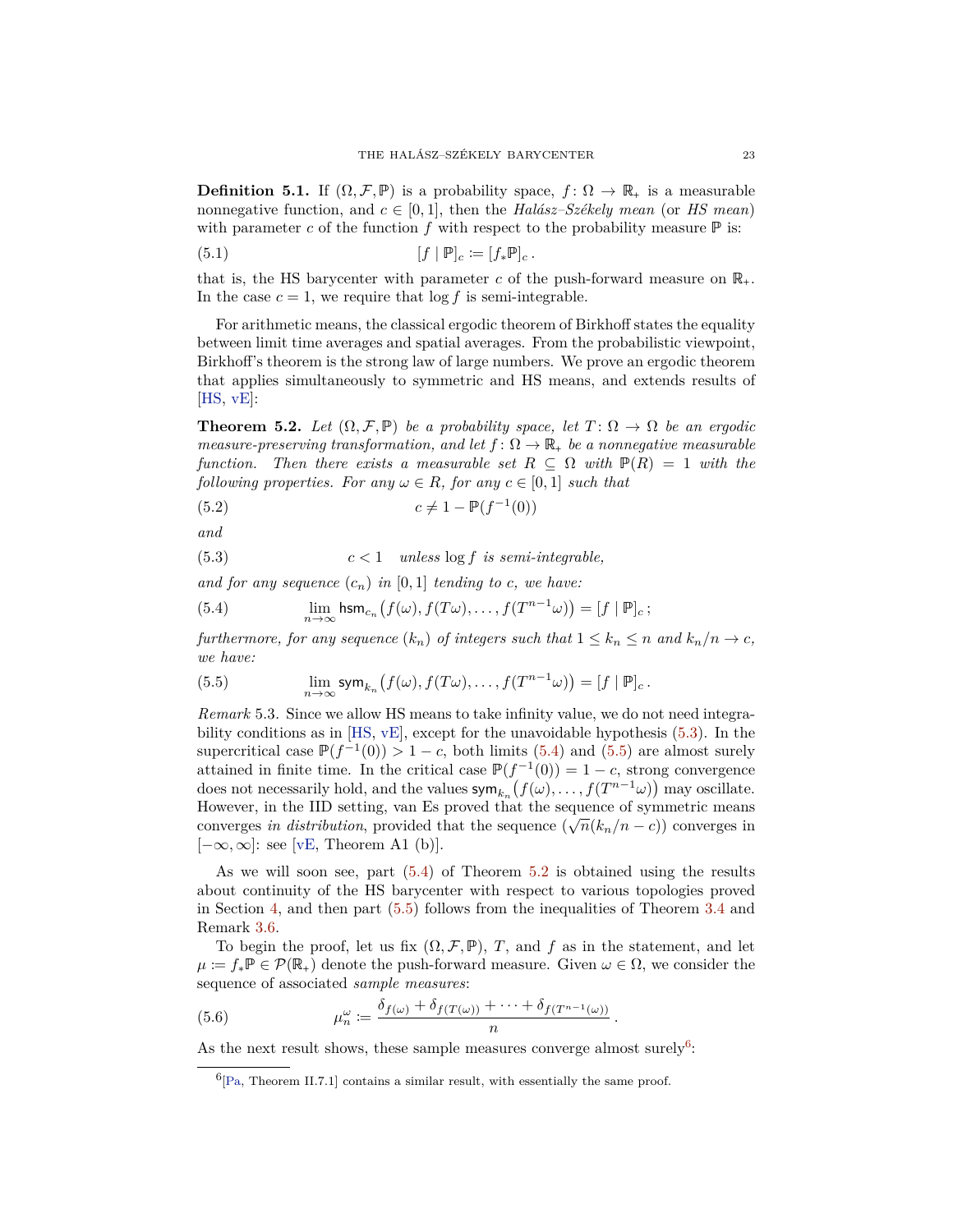**Definition 5.1.** If $(\Omega, \mathcal{F}, \mathbb{P})$ is a probability space, $f \colon \Omega \to \mathbb{R}_+$ is a measurable nonnegative function, and $c \in [0,1]$, then the *Halász–Székely mean* (or *HS mean*) with parameter $c$ of the function $f$ with respect to the probability measure $\mathbb{P}$ is:

$$[f \mid \mathbb{P}]_c := [f_* \mathbb{P}]_c \,. \tag{5.1}$$

that is, the HS barycenter with parameter $c$ of the push-forward measure on $\mathbb{R}_+$. In the case $c = 1$, we require that $\log f$ is semi-integrable.

For arithmetic means, the classical ergodic theorem of Birkhoff states the equality between limit time averages and spatial averages. From the probabilistic viewpoint, Birkhoff's theorem is the strong law of large numbers. We prove an ergodic theorem that applies simultaneously to symmetric and HS means, and extends results of [HS, vE]:

**Theorem 5.2.** *Let $(\Omega, \mathcal{F}, \mathbb{P})$ be a probability space, let $T \colon \Omega \to \Omega$ be an ergodic measure-preserving transformation, and let $f \colon \Omega \to \mathbb{R}_+$ be a nonnegative measurable function. Then there exists a measurable set $R \subseteq \Omega$ with $\mathbb{P}(R) = 1$ with the following properties. For any $\omega \in R$, for any $c \in [0,1]$ such that*

$$c \neq 1 - \mathbb{P}(f^{-1}(0)) \tag{5.2}$$

*and*

$$c < 1 \quad \textit{unless } \log f \textit{ is semi-integrable,} \tag{5.3}$$

*and for any sequence $(c_n)$ in $[0,1]$ tending to $c$, we have:*

$$\lim_{n\to\infty} \mathsf{hsm}_{c_n}\big(f(\omega), f(T\omega), \dots, f(T^{n-1}\omega)\big) = [f \mid \mathbb{P}]_c \,; \tag{5.4}$$

*furthermore, for any sequence $(k_n)$ of integers such that $1 \le k_n \le n$ and $k_n/n \to c$, we have:*

$$\lim_{n\to\infty} \mathsf{sym}_{k_n}\big(f(\omega), f(T\omega), \dots, f(T^{n-1}\omega)\big) = [f \mid \mathbb{P}]_c \,. \tag{5.5}$$

*Remark* 5.3. Since we allow HS means to take infinity value, we do not need integrability conditions as in [HS, vE], except for the unavoidable hypothesis (5.3). In the supercritical case $\mathbb{P}(f^{-1}(0)) > 1 - c$, both limits (5.4) and (5.5) are almost surely attained in finite time. In the critical case $\mathbb{P}(f^{-1}(0)) = 1 - c$, strong convergence does not necessarily hold, and the values $\mathsf{sym}_{k_n}\big(f(\omega), \dots, f(T^{n-1}\omega)\big)$ may oscillate. However, in the IID setting, van Es proved that the sequence of symmetric means converges *in distribution*, provided that the sequence $(\sqrt{n}(k_n/n - c))$ converges in $[-\infty, \infty]$: see [vE, Theorem A1 (b)].

As we will soon see, part (5.4) of Theorem 5.2 is obtained using the results about continuity of the HS barycenter with respect to various topologies proved in Section 4, and then part (5.5) follows from the inequalities of Theorem 3.4 and Remark 3.6.

To begin the proof, let us fix $(\Omega, \mathcal{F}, \mathbb{P})$, $T$, and $f$ as in the statement, and let $\mu := f_* \mathbb{P} \in \mathcal{P}(\mathbb{R}_+)$ denote the push-forward measure. Given $\omega \in \Omega$, we consider the sequence of associated *sample measures*:

$$\mu_n^\omega := \frac{\delta_{f(\omega)} + \delta_{f(T(\omega))} + \cdots + \delta_{f(T^{n-1}(\omega))}}{n} \,. \tag{5.6}$$

As the next result shows, these sample measures converge almost surely[6]:

---

[6] [Pa, Theorem II.7.1] contains a similar result, with essentially the same proof.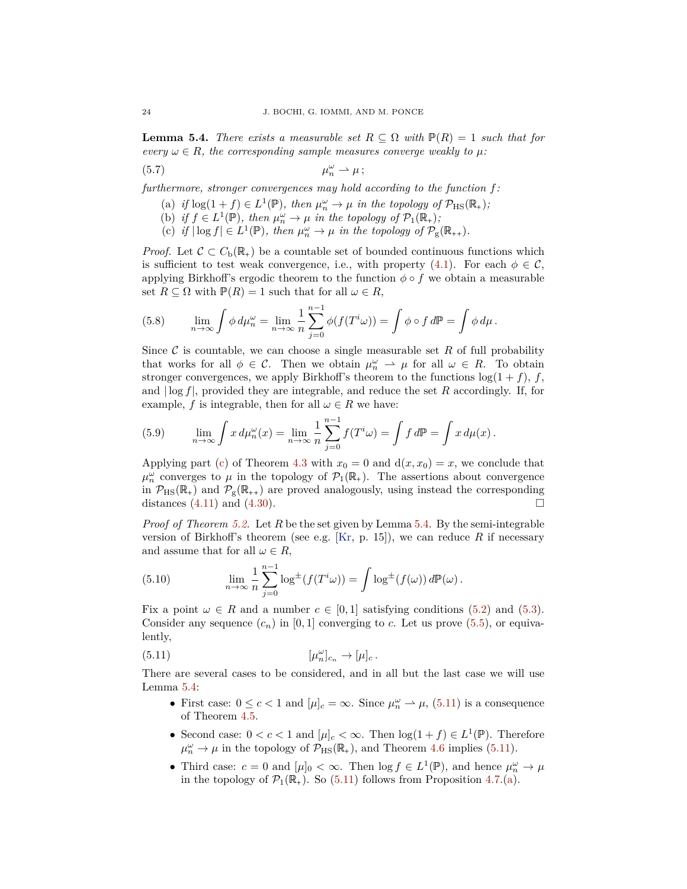**Lemma 5.4.** *There exists a measurable set $R \subseteq \Omega$ with $\mathbb{P}(R) = 1$ such that for every $\omega \in R$, the corresponding sample measures converge weakly to $\mu$:*

$$\mu_n^\omega \rightharpoonup \mu\,; \tag{5.7}$$

*furthermore, stronger convergences may hold according to the function $f$:*

(a) *if $\log(1+f) \in L^1(\mathbb{P})$, then $\mu_n^\omega \to \mu$ in the topology of $\mathcal{P}_{\mathrm{HS}}(\mathbb{R}_+)$;*
(b) *if $f \in L^1(\mathbb{P})$, then $\mu_n^\omega \to \mu$ in the topology of $\mathcal{P}_1(\mathbb{R}_+)$;*
(c) *if $|\log f| \in L^1(\mathbb{P})$, then $\mu_n^\omega \to \mu$ in the topology of $\mathcal{P}_{\mathrm{g}}(\mathbb{R}_{++})$.*

*Proof.* Let $\mathcal{C} \subset C_{\mathrm{b}}(\mathbb{R}_+)$ be a countable set of bounded continuous functions which is sufficient to test weak convergence, i.e., with property (4.1). For each $\phi \in \mathcal{C}$, applying Birkhoff's ergodic theorem to the function $\phi \circ f$ we obtain a measurable set $R \subseteq \Omega$ with $\mathbb{P}(R) = 1$ such that for all $\omega \in R$,

$$\lim_{n\to\infty} \int \phi\, d\mu_n^\omega = \lim_{n\to\infty} \frac{1}{n} \sum_{j=0}^{n-1} \phi(f(T^i\omega)) = \int \phi \circ f \, d\mathbb{P} = \int \phi \, d\mu\,. \tag{5.8}$$

Since $\mathcal{C}$ is countable, we can choose a single measurable set $R$ of full probability that works for all $\phi \in \mathcal{C}$. Then we obtain $\mu_n^\omega \rightharpoonup \mu$ for all $\omega \in R$. To obtain stronger convergences, we apply Birkhoff's theorem to the functions $\log(1+f)$, $f$, and $|\log f|$, provided they are integrable, and reduce the set $R$ accordingly. If, for example, $f$ is integrable, then for all $\omega \in R$ we have:

$$\lim_{n\to\infty} \int x \, d\mu_n^\omega(x) = \lim_{n\to\infty} \frac{1}{n} \sum_{j=0}^{n-1} f(T^i\omega) = \int f \, d\mathbb{P} = \int x \, d\mu(x)\,. \tag{5.9}$$

Applying part (c) of Theorem 4.3 with $x_0 = 0$ and $\mathrm{d}(x, x_0) = x$, we conclude that $\mu_n^\omega$ converges to $\mu$ in the topology of $\mathcal{P}_1(\mathbb{R}_+)$. The assertions about convergence in $\mathcal{P}_{\mathrm{HS}}(\mathbb{R}_+)$ and $\mathcal{P}_{\mathrm{g}}(\mathbb{R}_{++})$ are proved analogously, using instead the corresponding distances (4.11) and (4.30). ☐

*Proof of Theorem 5.2.* Let $R$ be the set given by Lemma 5.4. By the semi-integrable version of Birkhoff's theorem (see e.g. [Kr, p. 15]), we can reduce $R$ if necessary and assume that for all $\omega \in R$,

$$\lim_{n\to\infty} \frac{1}{n} \sum_{j=0}^{n-1} \log^{\pm}(f(T^i\omega)) = \int \log^{\pm}(f(\omega))\, d\mathbb{P}(\omega)\,. \tag{5.10}$$

Fix a point $\omega \in R$ and a number $c \in [0,1]$ satisfying conditions (5.2) and (5.3). Consider any sequence $(c_n)$ in $[0,1]$ converging to $c$. Let us prove (5.5), or equivalently,

$$[\mu_n^\omega]_{c_n} \to [\mu]_c\,. \tag{5.11}$$

There are several cases to be considered, and in all but the last case we will use Lemma 5.4:

- First case: $0 \le c < 1$ and $[\mu]_c = \infty$. Since $\mu_n^\omega \rightharpoonup \mu$, (5.11) is a consequence of Theorem 4.5.
- Second case: $0 < c < 1$ and $[\mu]_c < \infty$. Then $\log(1+f) \in L^1(\mathbb{P})$. Therefore $\mu_n^\omega \to \mu$ in the topology of $\mathcal{P}_{\mathrm{HS}}(\mathbb{R}_+)$, and Theorem 4.6 implies (5.11).
- Third case: $c = 0$ and $[\mu]_0 < \infty$. Then $\log f \in L^1(\mathbb{P})$, and hence $\mu_n^\omega \to \mu$ in the topology of $\mathcal{P}_1(\mathbb{R}_+)$. So (5.11) follows from Proposition 4.7.(a).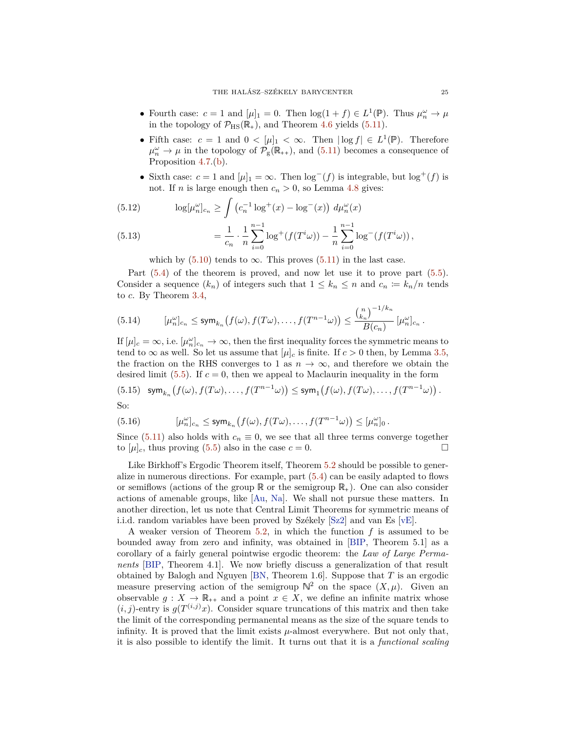- Fourth case: $c = 1$ and $[\mu]_1 = 0$. Then $\log(1+f) \in L^1(\mathbb{P})$. Thus $\mu_n^\omega \to \mu$ in the topology of $\mathcal{P}_{\mathrm{HS}}(\mathbb{R}_+)$, and Theorem 4.6 yields (5.11).
- Fifth case: $c = 1$ and $0 < [\mu]_1 < \infty$. Then $|\log f| \in L^1(\mathbb{P})$. Therefore $\mu_n^\omega \to \mu$ in the topology of $\mathcal{P}_{\mathrm{g}}(\mathbb{R}_{++})$, and (5.11) becomes a consequence of Proposition 4.7.(b).
- Sixth case: $c = 1$ and $[\mu]_1 = \infty$. Then $\log^-(f)$ is integrable, but $\log^+(f)$ is not. If $n$ is large enough then $c_n > 0$, so Lemma 4.8 gives:

$$\log[\mu_n^\omega]_{c_n} \geq \int \left(c_n^{-1} \log^+(x) - \log^-(x)\right)\, d\mu_n^\omega(x) \tag{5.12}$$

$$= \frac{1}{c_n} \cdot \frac{1}{n} \sum_{i=0}^{n-1} \log^+(f(T^i\omega)) - \frac{1}{n} \sum_{i=0}^{n-1} \log^-(f(T^i\omega))\,, \tag{5.13}$$

which by (5.10) tends to $\infty$. This proves (5.11) in the last case.

Part (5.4) of the theorem is proved, and now let use it to prove part (5.5). Consider a sequence $(k_n)$ of integers such that $1 \le k_n \le n$ and $c_n := k_n/n$ tends to $c$. By Theorem 3.4,

$$[\mu_n^\omega]_{c_n} \le \mathsf{sym}_{k_n}\big(f(\omega), f(T\omega), \dots, f(T^{n-1}\omega)\big) \le \frac{\binom{n}{k_n}^{-1/k_n}}{B(c_n)}\, [\mu_n^\omega]_{c_n}\,. \tag{5.14}$$

If $[\mu]_c = \infty$, i.e. $[\mu_n^\omega]_{c_n} \to \infty$, then the first inequality forces the symmetric means to tend to $\infty$ as well. So let us assume that $[\mu]_c$ is finite. If $c > 0$ then, by Lemma 3.5, the fraction on the RHS converges to 1 as $n \to \infty$, and therefore we obtain the desired limit (5.5). If $c = 0$, then we appeal to Maclaurin inequality in the form

$$\mathsf{sym}_{k_n}\big(f(\omega), f(T\omega), \dots, f(T^{n-1}\omega)\big) \le \mathsf{sym}_1\big(f(\omega), f(T\omega), \dots, f(T^{n-1}\omega)\big)\,. \tag{5.15}$$

So:

$$[\mu_n^\omega]_{c_n} \le \mathsf{sym}_{k_n}\big(f(\omega), f(T\omega), \dots, f(T^{n-1}\omega)\big) \le [\mu_n^\omega]_0\,. \tag{5.16}$$

Since (5.11) also holds with $c_n \equiv 0$, we see that all three terms converge together to $[\mu]_c$, thus proving (5.5) also in the case $c = 0$. ☐

Like Birkhoff's Ergodic Theorem itself, Theorem 5.2 should be possible to generalize in numerous directions. For example, part (5.4) can be easily adapted to flows or semiflows (actions of the group $\mathbb{R}$ or the semigroup $\mathbb{R}_+$). One can also consider actions of amenable groups, like [Au, Na]. We shall not pursue these matters. In another direction, let us note that Central Limit Theorems for symmetric means of i.i.d. random variables have been proved by Székely [Sz2] and van Es [vE].

A weaker version of Theorem 5.2, in which the function $f$ is assumed to be bounded away from zero and infinity, was obtained in [BIP, Theorem 5.1] as a corollary of a fairly general pointwise ergodic theorem: the *Law of Large Permanents* [BIP, Theorem 4.1]. We now briefly discuss a generalization of that result obtained by Balogh and Nguyen [BN, Theorem 1.6]. Suppose that $T$ is an ergodic measure preserving action of the semigroup $\mathbb{N}^2$ on the space $(X, \mu)$. Given an observable $g : X \to \mathbb{R}_{++}$ and a point $x \in X$, we define an infinite matrix whose $(i,j)$-entry is $g(T^{(i,j)}x)$. Consider square truncations of this matrix and then take the limit of the corresponding permanental means as the size of the square tends to infinity. It is proved that the limit exists $\mu$-almost everywhere. But not only that, it is also possible to identify the limit. It turns out that it is a *functional scaling*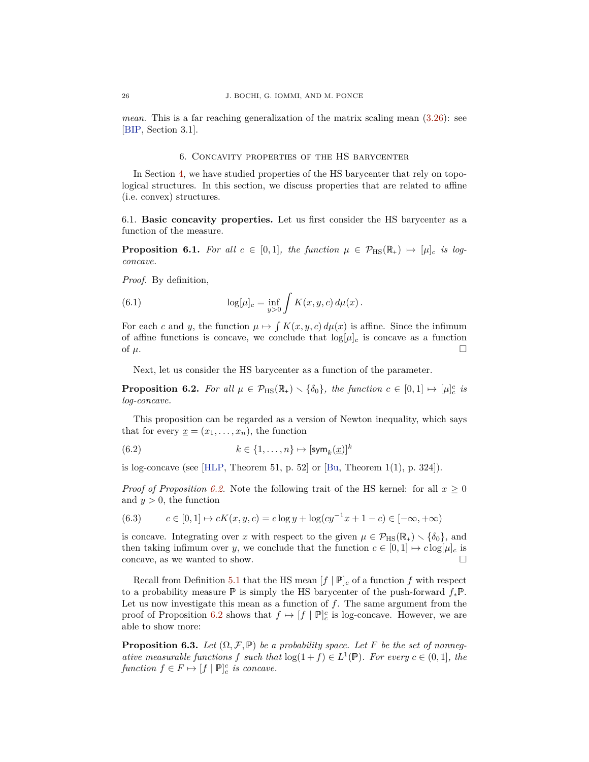*mean*. This is a far reaching generalization of the matrix scaling mean (3.26): see [BIP, Section 3.1].

## 6. Concavity properties of the HS barycenter

In Section 4, we have studied properties of the HS barycenter that rely on topological structures. In this section, we discuss properties that are related to affine (i.e. convex) structures.

### 6.1. **Basic concavity properties.**

Let us first consider the HS barycenter as a function of the measure.

**Proposition 6.1.** *For all $c \in [0, 1]$, the function $\mu \in \mathcal{P}_{\mathrm{HS}}(\mathbb{R}_+) \mapsto [\mu]_c$ is log-concave.*

*Proof.* By definition,

$$\log[\mu]_c = \inf_{y>0} \int K(x, y, c)\, d\mu(x)\,. \tag{6.1}$$

For each $c$ and $y$, the function $\mu \mapsto \int K(x, y, c)\, d\mu(x)$ is affine. Since the infimum of affine functions is concave, we conclude that $\log[\mu]_c$ is concave as a function of $\mu$. □

Next, let us consider the HS barycenter as a function of the parameter.

**Proposition 6.2.** *For all $\mu \in \mathcal{P}_{\mathrm{HS}}(\mathbb{R}_+) \smallsetminus \{\delta_0\}$, the function $c \in [0, 1] \mapsto [\mu]_c^c$ is log-concave.*

This proposition can be regarded as a version of Newton inequality, which says that for every $\underline{x} = (x_1, \ldots, x_n)$, the function

$$k \in \{1, \ldots, n\} \mapsto [\mathsf{sym}_k(\underline{x})]^k \tag{6.2}$$

is log-concave (see [HLP, Theorem 51, p. 52] or [Bu, Theorem 1(1), p. 324]).

*Proof of Proposition 6.2.* Note the following trait of the HS kernel: for all $x \geq 0$ and $y > 0$, the function

$$c \in [0, 1] \mapsto cK(x, y, c) = c \log y + \log(cy^{-1}x + 1 - c) \in [-\infty, +\infty) \tag{6.3}$$

is concave. Integrating over $x$ with respect to the given $\mu \in \mathcal{P}_{\mathrm{HS}}(\mathbb{R}_+) \smallsetminus \{\delta_0\}$, and then taking infimum over $y$, we conclude that the function $c \in [0, 1] \mapsto c \log[\mu]_c$ is concave, as we wanted to show. □

Recall from Definition 5.1 that the HS mean $[f \mid \mathbb{P}]_c$ of a function $f$ with respect to a probability measure $\mathbb{P}$ is simply the HS barycenter of the push-forward $f_*\mathbb{P}$. Let us now investigate this mean as a function of $f$. The same argument from the proof of Proposition 6.2 shows that $f \mapsto [f \mid \mathbb{P}]_c^c$ is log-concave. However, we are able to show more:

**Proposition 6.3.** *Let $(\Omega, \mathcal{F}, \mathbb{P})$ be a probability space. Let $F$ be the set of nonnegative measurable functions $f$ such that $\log(1 + f) \in L^1(\mathbb{P})$. For every $c \in (0, 1]$, the function $f \in F \mapsto [f \mid \mathbb{P}]_c^c$ is concave.*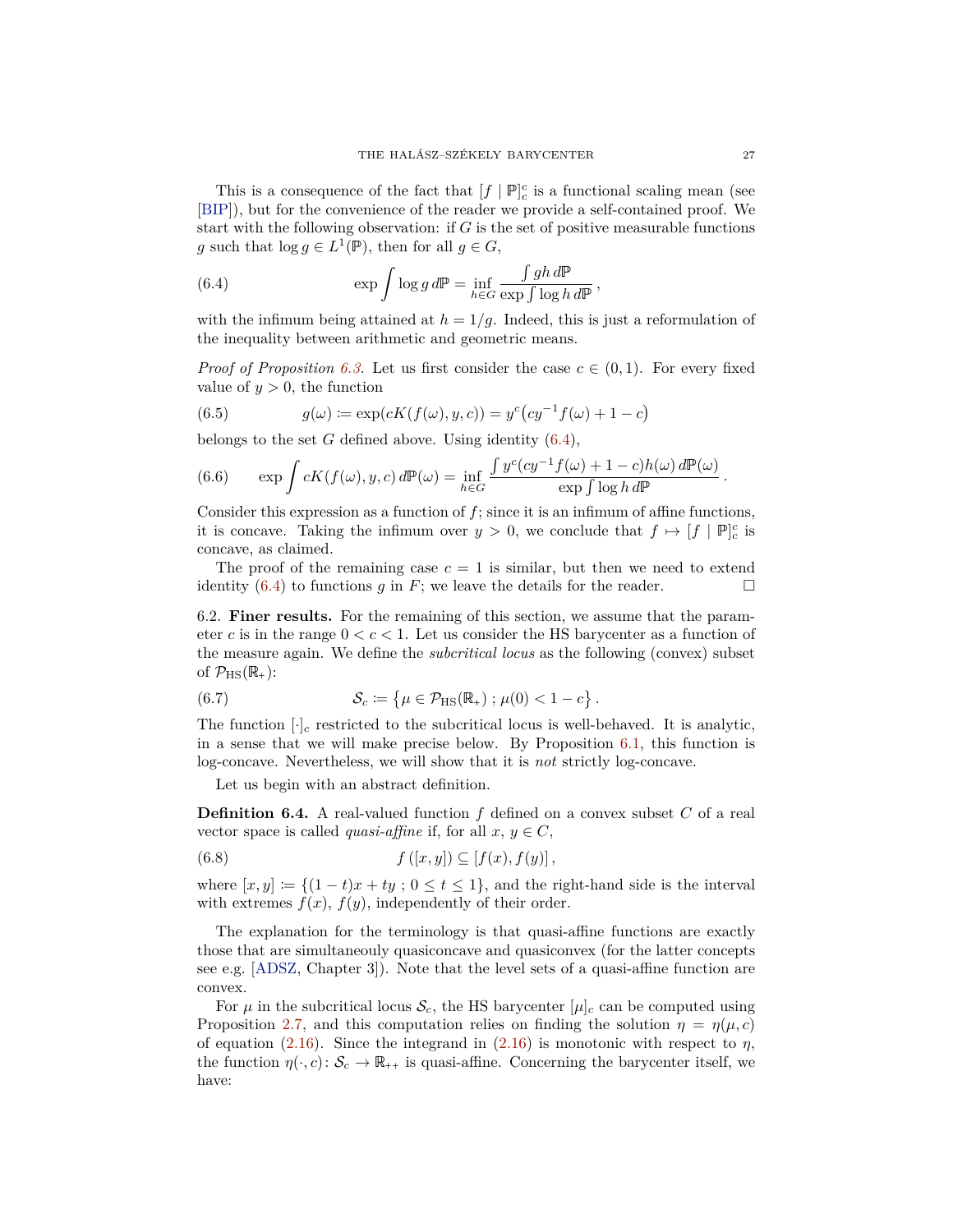This is a consequence of the fact that $[f \mid \mathbb{P}]_c^c$ is a functional scaling mean (see [BIP]), but for the convenience of the reader we provide a self-contained proof. We start with the following observation: if $G$ is the set of positive measurable functions $g$ such that $\log g \in L^1(\mathbb{P})$, then for all $g \in G$,

$$\exp \int \log g \, d\mathbb{P} = \inf_{h \in G} \frac{\int gh \, d\mathbb{P}}{\exp \int \log h \, d\mathbb{P}} \,, \tag{6.4}$$

with the infimum being attained at $h = 1/g$. Indeed, this is just a reformulation of the inequality between arithmetic and geometric means.

*Proof of Proposition 6.3.* Let us first consider the case $c \in (0,1)$. For every fixed value of $y > 0$, the function

$$g(\omega) \coloneqq \exp(cK(f(\omega), y, c)) = y^c\big(cy^{-1}f(\omega) + 1 - c\big) \tag{6.5}$$

belongs to the set $G$ defined above. Using identity (6.4),

$$\exp \int cK(f(\omega), y, c) \, d\mathbb{P}(\omega) = \inf_{h \in G} \frac{\int y^c(cy^{-1}f(\omega) + 1 - c)h(\omega) \, d\mathbb{P}(\omega)}{\exp \int \log h \, d\mathbb{P}} \,. \tag{6.6}$$

Consider this expression as a function of $f$; since it is an infimum of affine functions, it is concave. Taking the infimum over $y > 0$, we conclude that $f \mapsto [f \mid \mathbb{P}]_c^c$ is concave, as claimed.

The proof of the remaining case $c = 1$ is similar, but then we need to extend identity (6.4) to functions $g$ in $F$; we leave the details for the reader. $\square$

6.2. **Finer results.** For the remaining of this section, we assume that the parameter $c$ is in the range $0 < c < 1$. Let us consider the HS barycenter as a function of the measure again. We define the *subcritical locus* as the following (convex) subset of $\mathcal{P}_{\mathrm{HS}}(\mathbb{R}_+)$:

$$\mathcal{S}_c \coloneqq \left\{ \mu \in \mathcal{P}_{\mathrm{HS}}(\mathbb{R}_+) \; ; \; \mu(0) < 1 - c \right\}. \tag{6.7}$$

The function $[\cdot]_c$ restricted to the subcritical locus is well-behaved. It is analytic, in a sense that we will make precise below. By Proposition 6.1, this function is log-concave. Nevertheless, we will show that it is *not* strictly log-concave.

Let us begin with an abstract definition.

**Definition 6.4.** A real-valued function $f$ defined on a convex subset $C$ of a real vector space is called *quasi-affine* if, for all $x, y \in C$,

$$f([x, y]) \subseteq [f(x), f(y)] \,, \tag{6.8}$$

where $[x, y] \coloneqq \{(1 - t)x + ty \; ; \; 0 \le t \le 1\}$, and the right-hand side is the interval with extremes $f(x)$, $f(y)$, independently of their order.

The explanation for the terminology is that quasi-affine functions are exactly those that are simultaneouly quasiconcave and quasiconvex (for the latter concepts see e.g. [ADSZ, Chapter 3]). Note that the level sets of a quasi-affine function are convex.

For $\mu$ in the subcritical locus $\mathcal{S}_c$, the HS barycenter $[\mu]_c$ can be computed using Proposition 2.7, and this computation relies on finding the solution $\eta = \eta(\mu, c)$ of equation (2.16). Since the integrand in (2.16) is monotonic with respect to $\eta$, the function $\eta(\cdot, c) \colon \mathcal{S}_c \to \mathbb{R}_{++}$ is quasi-affine. Concerning the barycenter itself, we have: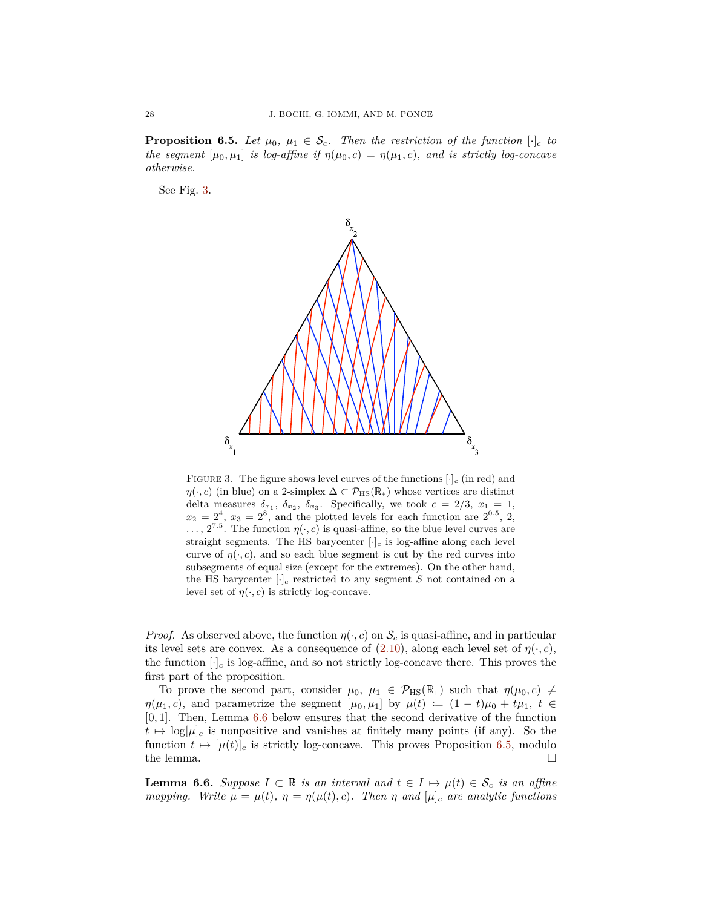**Proposition 6.5.** *Let $\mu_0$, $\mu_1 \in \mathcal{S}_c$. Then the restriction of the function $[\cdot]_c$ to the segment $[\mu_0, \mu_1]$ is log-affine if $\eta(\mu_0, c) = \eta(\mu_1, c)$, and is strictly log-concave otherwise.*

See Fig. 3.

FIGURE 3. The figure shows level curves of the functions $[\cdot]_c$ (in red) and $\eta(\cdot, c)$ (in blue) on a 2-simplex $\Delta \subset \mathcal{P}_{\mathrm{HS}}(\mathbb{R}_+)$ whose vertices are distinct delta measures $\delta_{x_1}$, $\delta_{x_2}$, $\delta_{x_3}$. Specifically, we took $c = 2/3$, $x_1 = 1$, $x_2 = 2^4$, $x_3 = 2^8$, and the plotted levels for each function are $2^{0.5}$, 2, $\dots$, $2^{7.5}$. The function $\eta(\cdot, c)$ is quasi-affine, so the blue level curves are straight segments. The HS barycenter $[\cdot]_c$ is log-affine along each level curve of $\eta(\cdot, c)$, and so each blue segment is cut by the red curves into subsegments of equal size (except for the extremes). On the other hand, the HS barycenter $[\cdot]_c$ restricted to any segment $S$ not contained on a level set of $\eta(\cdot, c)$ is strictly log-concave.

*Proof.* As observed above, the function $\eta(\cdot, c)$ on $\mathcal{S}_c$ is quasi-affine, and in particular its level sets are convex. As a consequence of (2.10), along each level set of $\eta(\cdot, c)$, the function $[\cdot]_c$ is log-affine, and so not strictly log-concave there. This proves the first part of the proposition.

To prove the second part, consider $\mu_0$, $\mu_1 \in \mathcal{P}_{\mathrm{HS}}(\mathbb{R}_+)$ such that $\eta(\mu_0, c) \neq \eta(\mu_1, c)$, and parametrize the segment $[\mu_0, \mu_1]$ by $\mu(t) := (1 - t)\mu_0 + t\mu_1$, $t \in [0, 1]$. Then, Lemma 6.6 below ensures that the second derivative of the function $t \mapsto \log[\mu]_c$ is nonpositive and vanishes at finitely many points (if any). So the function $t \mapsto [\mu(t)]_c$ is strictly log-concave. This proves Proposition 6.5, modulo the lemma. $\square$

**Lemma 6.6.** *Suppose $I \subset \mathbb{R}$ is an interval and $t \in I \mapsto \mu(t) \in \mathcal{S}_c$ is an affine mapping. Write $\mu = \mu(t)$, $\eta = \eta(\mu(t), c)$. Then $\eta$ and $[\mu]_c$ are analytic functions*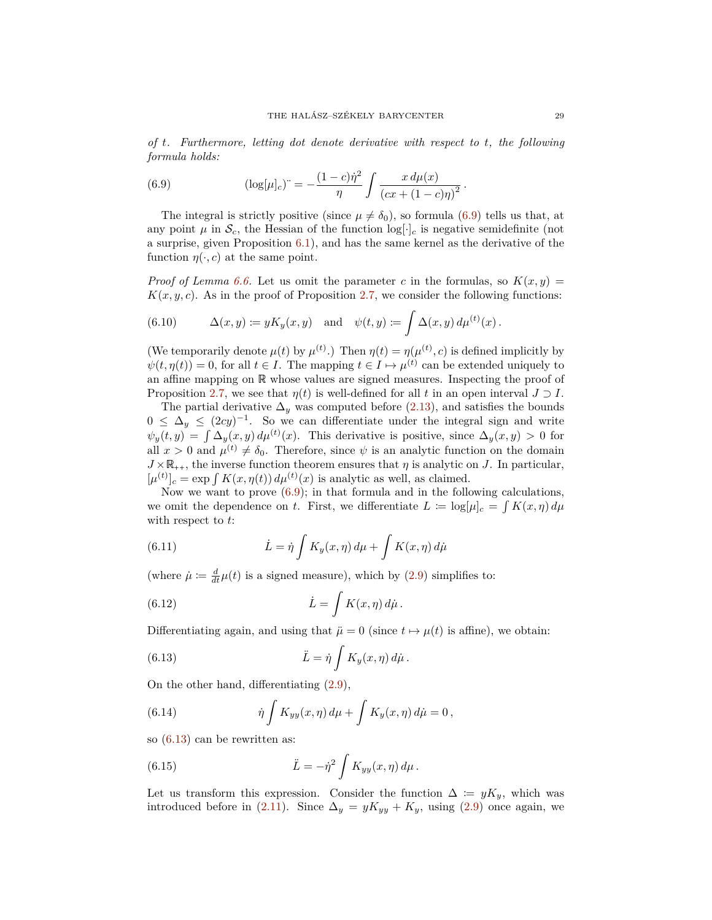*of $t$. Furthermore, letting dot denote derivative with respect to $t$, the following formula holds:*

$$(\log[\mu]_c)^{\cdot\cdot} = -\frac{(1-c)\dot\eta^2}{\eta} \int \frac{x \, d\mu(x)}{\left(cx + (1-c)\eta\right)^2} \,. \tag{6.9}$$

The integral is strictly positive (since $\mu \neq \delta_0$), so formula (6.9) tells us that, at any point $\mu$ in $\mathcal{S}_c$, the Hessian of the function $\log[\cdot]_c$ is negative semidefinite (not a surprise, given Proposition 6.1), and has the same kernel as the derivative of the function $\eta(\cdot, c)$ at the same point.

*Proof of Lemma 6.6.* Let us omit the parameter $c$ in the formulas, so $K(x,y) = K(x,y,c)$. As in the proof of Proposition 2.7, we consider the following functions:

$$\Delta(x,y) \coloneqq y K_y(x,y) \quad \text{and} \quad \psi(t,y) \coloneqq \int \Delta(x,y) \, d\mu^{(t)}(x) \,. \tag{6.10}$$

(We temporarily denote $\mu(t)$ by $\mu^{(t)}$.) Then $\eta(t) = \eta(\mu^{(t)}, c)$ is defined implicitly by $\psi(t, \eta(t)) = 0$, for all $t \in I$. The mapping $t \in I \mapsto \mu^{(t)}$ can be extended uniquely to an affine mapping on $\mathbb{R}$ whose values are signed measures. Inspecting the proof of Proposition 2.7, we see that $\eta(t)$ is well-defined for all $t$ in an open interval $J \supset I$.

The partial derivative $\Delta_y$ was computed before (2.13), and satisfies the bounds $0 \le \Delta_y \le (2cy)^{-1}$. So we can differentiate under the integral sign and write $\psi_y(t,y) = \int \Delta_y(x,y) \, d\mu^{(t)}(x)$. This derivative is positive, since $\Delta_y(x,y) > 0$ for all $x > 0$ and $\mu^{(t)} \neq \delta_0$. Therefore, since $\psi$ is an analytic function on the domain $J \times \mathbb{R}_{++}$, the inverse function theorem ensures that $\eta$ is analytic on $J$. In particular, $[\mu^{(t)}]_c = \exp \int K(x, \eta(t)) \, d\mu^{(t)}(x)$ is analytic as well, as claimed.

Now we want to prove (6.9); in that formula and in the following calculations, we omit the dependence on $t$. First, we differentiate $L \coloneqq \log[\mu]_c = \int K(x,\eta) \, d\mu$ with respect to $t$:

$$\dot L = \dot\eta \int K_y(x,\eta) \, d\mu + \int K(x,\eta) \, d\dot\mu \tag{6.11}$$

(where $\dot\mu \coloneqq \frac{d}{dt}\mu(t)$ is a signed measure), which by (2.9) simplifies to:

$$\dot L = \int K(x,\eta) \, d\dot\mu \,. \tag{6.12}$$

Differentiating again, and using that $\ddot\mu = 0$ (since $t \mapsto \mu(t)$ is affine), we obtain:

$$\ddot L = \dot\eta \int K_y(x,\eta) \, d\dot\mu \,. \tag{6.13}$$

On the other hand, differentiating (2.9),

$$\dot\eta \int K_{yy}(x,\eta) \, d\mu + \int K_y(x,\eta) \, d\dot\mu = 0 \,, \tag{6.14}$$

so (6.13) can be rewritten as:

$$\ddot L = -\dot\eta^2 \int K_{yy}(x,\eta) \, d\mu \,. \tag{6.15}$$

Let us transform this expression. Consider the function $\Delta \coloneqq y K_y$, which was introduced before in (2.11). Since $\Delta_y = y K_{yy} + K_y$, using (2.9) once again, we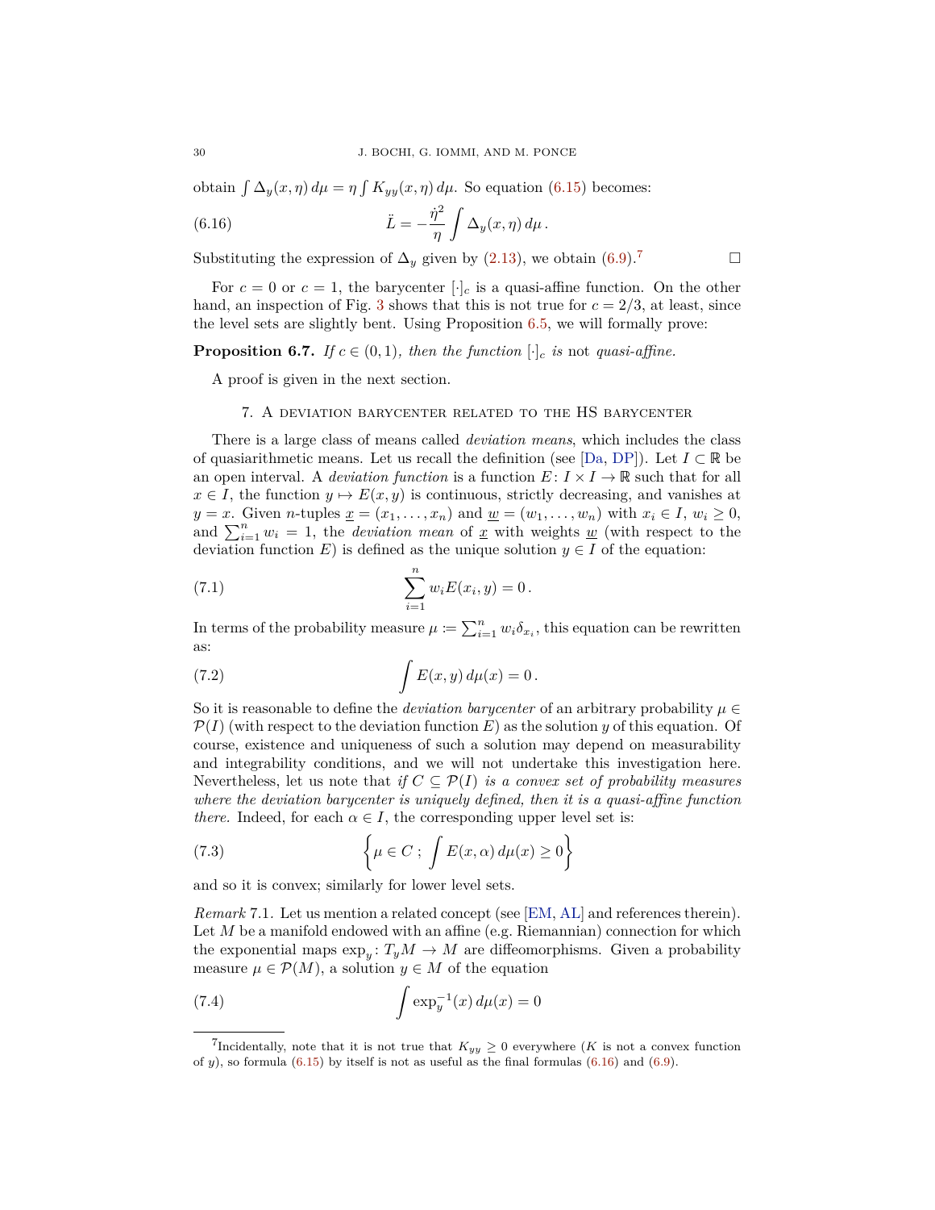obtain $\int \Delta_y(x,\eta)\,d\mu = \eta \int K_{yy}(x,\eta)\,d\mu$. So equation (6.15) becomes:

$$\ddot{L} = -\frac{\dot{\eta}^2}{\eta} \int \Delta_y(x,\eta)\,d\mu\,. \tag{6.16}$$

Substituting the expression of $\Delta_y$ given by (2.13), we obtain (6.9).[7] □

For $c = 0$ or $c = 1$, the barycenter $[\cdot]_c$ is a quasi-affine function. On the other hand, an inspection of Fig. 3 shows that this is not true for $c = 2/3$, at least, since the level sets are slightly bent. Using Proposition 6.5, we will formally prove:

**Proposition 6.7.** *If $c \in (0,1)$, then the function $[\cdot]_c$ is* not *quasi-affine.*

A proof is given in the next section.

## 7. A deviation barycenter related to the HS barycenter

There is a large class of means called *deviation means*, which includes the class of quasiarithmetic means. Let us recall the definition (see [Da, DP]). Let $I \subset \mathbb{R}$ be an open interval. A *deviation function* is a function $E \colon I \times I \to \mathbb{R}$ such that for all $x \in I$, the function $y \mapsto E(x,y)$ is continuous, strictly decreasing, and vanishes at $y = x$. Given $n$-tuples $\underline{x} = (x_1, \dots, x_n)$ and $\underline{w} = (w_1, \dots, w_n)$ with $x_i \in I$, $w_i \ge 0$, and $\sum_{i=1}^n w_i = 1$, the *deviation mean* of $\underline{x}$ with weights $\underline{w}$ (with respect to the deviation function $E$) is defined as the unique solution $y \in I$ of the equation:

$$\sum_{i=1}^n w_i E(x_i, y) = 0\,. \tag{7.1}$$

In terms of the probability measure $\mu := \sum_{i=1}^n w_i \delta_{x_i}$, this equation can be rewritten as:

$$\int E(x,y)\,d\mu(x) = 0\,. \tag{7.2}$$

So it is reasonable to define the *deviation barycenter* of an arbitrary probability $\mu \in \mathcal{P}(I)$ (with respect to the deviation function $E$) as the solution $y$ of this equation. Of course, existence and uniqueness of such a solution may depend on measurability and integrability conditions, and we will not undertake this investigation here. Nevertheless, let us note that *if $C \subseteq \mathcal{P}(I)$ is a convex set of probability measures where the deviation barycenter is uniquely defined, then it is a quasi-affine function there.* Indeed, for each $\alpha \in I$, the corresponding upper level set is:

$$\left\{ \mu \in C \; ; \; \int E(x,\alpha)\,d\mu(x) \ge 0 \right\} \tag{7.3}$$

and so it is convex; similarly for lower level sets.

*Remark* 7.1. Let us mention a related concept (see [EM, AL] and references therein). Let $M$ be a manifold endowed with an affine (e.g. Riemannian) connection for which the exponential maps $\exp_y \colon T_yM \to M$ are diffeomorphisms. Given a probability measure $\mu \in \mathcal{P}(M)$, a solution $y \in M$ of the equation

$$\int \exp_y^{-1}(x)\,d\mu(x) = 0 \tag{7.4}$$

---

[7] Incidentally, note that it is not true that $K_{yy} \ge 0$ everywhere ($K$ is not a convex function of $y$), so formula (6.15) by itself is not as useful as the final formulas (6.16) and (6.9).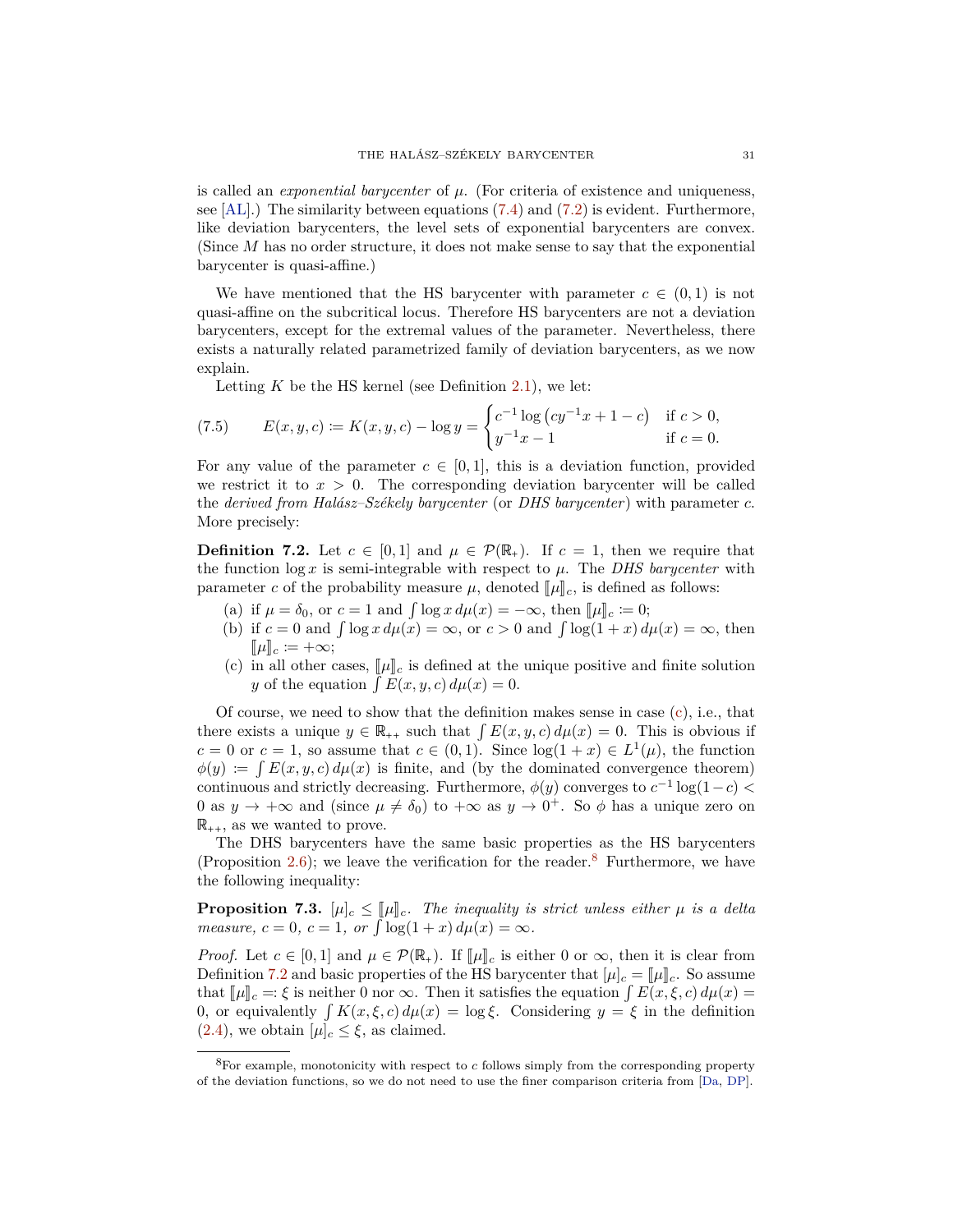is called an *exponential barycenter* of $\mu$. (For criteria of existence and uniqueness, see [AL].) The similarity between equations (7.4) and (7.2) is evident. Furthermore, like deviation barycenters, the level sets of exponential barycenters are convex. (Since $M$ has no order structure, it does not make sense to say that the exponential barycenter is quasi-affine.)

We have mentioned that the HS barycenter with parameter $c \in (0,1)$ is not quasi-affine on the subcritical locus. Therefore HS barycenters are not a deviation barycenters, except for the extremal values of the parameter. Nevertheless, there exists a naturally related parametrized family of deviation barycenters, as we now explain.

Letting $K$ be the HS kernel (see Definition 2.1), we let:

$$
(7.5) \qquad E(x,y,c) \coloneqq K(x,y,c) - \log y = \begin{cases} c^{-1}\log\left(cy^{-1}x + 1 - c\right) & \text{if } c > 0, \\ y^{-1}x - 1 & \text{if } c = 0. \end{cases}
$$

For any value of the parameter $c \in [0,1]$, this is a deviation function, provided we restrict it to $x > 0$. The corresponding deviation barycenter will be called the *derived from Halász–Székely barycenter* (or *DHS barycenter*) with parameter $c$. More precisely:

**Definition 7.2.** Let $c \in [0,1]$ and $\mu \in \mathcal{P}(\mathbb{R}_+)$. If $c = 1$, then we require that the function $\log x$ is semi-integrable with respect to $\mu$. The *DHS barycenter* with parameter $c$ of the probability measure $\mu$, denoted $[\![\mu]\!]_c$, is defined as follows:

(a) if $\mu = \delta_0$, or $c = 1$ and $\int \log x \, d\mu(x) = -\infty$, then $[\![\mu]\!]_c \coloneqq 0$;

(b) if $c = 0$ and $\int \log x \, d\mu(x) = \infty$, or $c > 0$ and $\int \log(1+x)\, d\mu(x) = \infty$, then $[\![\mu]\!]_c \coloneqq +\infty$;

(c) in all other cases, $[\![\mu]\!]_c$ is defined at the unique positive and finite solution $y$ of the equation $\int E(x,y,c)\, d\mu(x) = 0$.

Of course, we need to show that the definition makes sense in case (c), i.e., that there exists a unique $y \in \mathbb{R}_{++}$ such that $\int E(x,y,c)\, d\mu(x) = 0$. This is obvious if $c = 0$ or $c = 1$, so assume that $c \in (0,1)$. Since $\log(1+x) \in L^1(\mu)$, the function $\phi(y) \coloneqq \int E(x,y,c)\, d\mu(x)$ is finite, and (by the dominated convergence theorem) continuous and strictly decreasing. Furthermore, $\phi(y)$ converges to $c^{-1}\log(1-c) < 0$ as $y \to +\infty$ and (since $\mu \neq \delta_0$) to $+\infty$ as $y \to 0^+$. So $\phi$ has a unique zero on $\mathbb{R}_{++}$, as we wanted to prove.

The DHS barycenters have the same basic properties as the HS barycenters (Proposition 2.6); we leave the verification for the reader.[8] Furthermore, we have the following inequality:

**Proposition 7.3.** $[\mu]_c \le [\![\mu]\!]_c$. *The inequality is strict unless either $\mu$ is a delta measure, $c = 0$, $c = 1$, or $\int \log(1+x)\, d\mu(x) = \infty$.*

*Proof.* Let $c \in [0,1]$ and $\mu \in \mathcal{P}(\mathbb{R}_+)$. If $[\![\mu]\!]_c$ is either $0$ or $\infty$, then it is clear from Definition 7.2 and basic properties of the HS barycenter that $[\mu]_c = [\![\mu]\!]_c$. So assume that $[\![\mu]\!]_c \eqqcolon \xi$ is neither $0$ nor $\infty$. Then it satisfies the equation $\int E(x,\xi,c)\, d\mu(x) = 0$, or equivalently $\int K(x,\xi,c)\, d\mu(x) = \log \xi$. Considering $y = \xi$ in the definition (2.4), we obtain $[\mu]_c \le \xi$, as claimed.

[8] For example, monotonicity with respect to $c$ follows simply from the corresponding property of the deviation functions, so we do not need to use the finer comparison criteria from [Da, DP].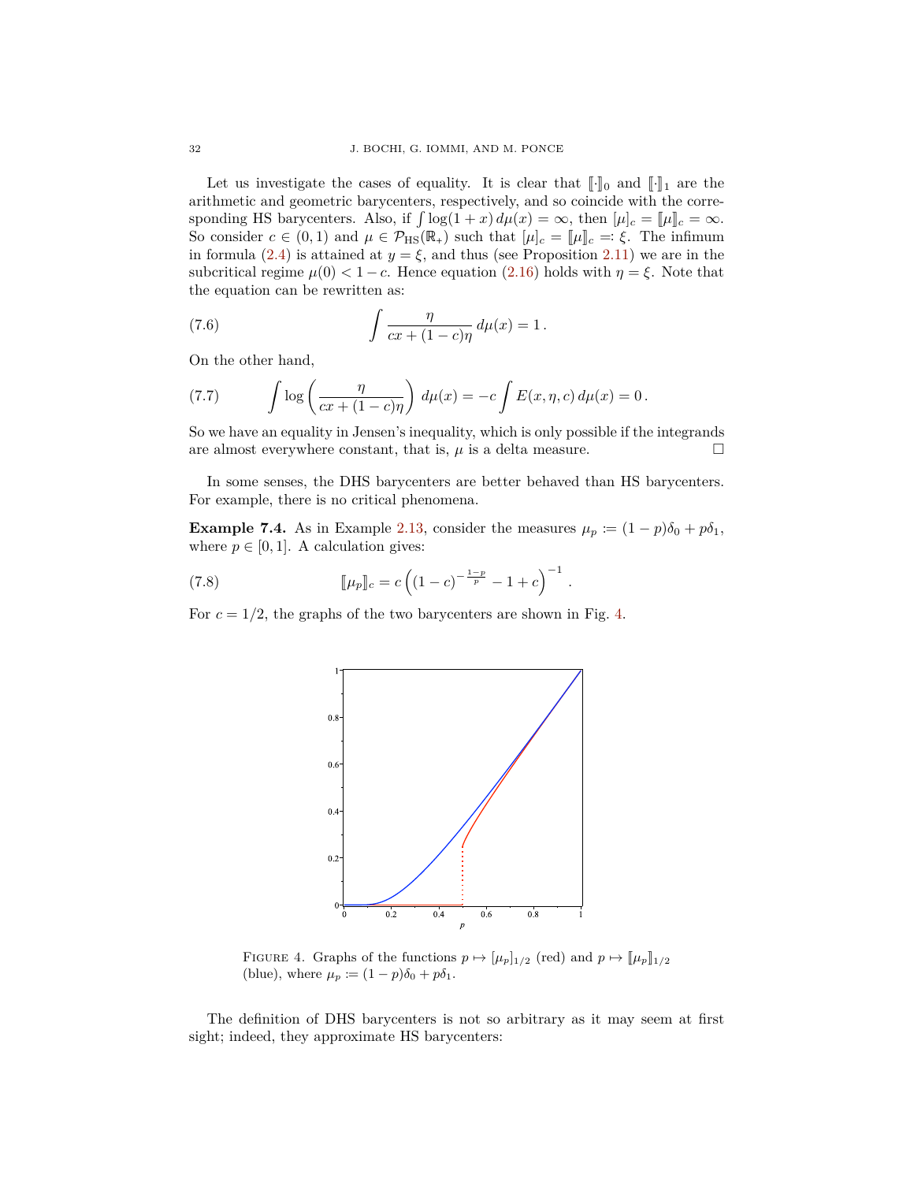Let us investigate the cases of equality. It is clear that $[\![\cdot]\!]_0$ and $[\![\cdot]\!]_1$ are the arithmetic and geometric barycenters, respectively, and so coincide with the corresponding HS barycenters. Also, if $\int \log(1+x)\, d\mu(x) = \infty$, then $[\mu]_c = [\![\mu]\!]_c = \infty$. So consider $c \in (0,1)$ and $\mu \in \mathcal{P}_{\mathrm{HS}}(\mathbb{R}_+)$ such that $[\mu]_c = [\![\mu]\!]_c =: \xi$. The infimum in formula (2.4) is attained at $y = \xi$, and thus (see Proposition 2.11) we are in the subcritical regime $\mu(0) < 1 - c$. Hence equation (2.16) holds with $\eta = \xi$. Note that the equation can be rewritten as:

$$\int \frac{\eta}{cx + (1-c)\eta}\, d\mu(x) = 1\,. \tag{7.6}$$

On the other hand,

$$\int \log\left(\frac{\eta}{cx + (1-c)\eta}\right) d\mu(x) = -c \int E(x, \eta, c)\, d\mu(x) = 0\,. \tag{7.7}$$

So we have an equality in Jensen's inequality, which is only possible if the integrands are almost everywhere constant, that is, $\mu$ is a delta measure. $\square$

In some senses, the DHS barycenters are better behaved than HS barycenters. For example, there is no critical phenomena.

**Example 7.4.** As in Example 2.13, consider the measures $\mu_p := (1-p)\delta_0 + p\delta_1$, where $p \in [0,1]$. A calculation gives:

$$[\![\mu_p]\!]_c = c\left((1-c)^{-\frac{1-p}{p}} - 1 + c\right)^{-1}. \tag{7.8}$$

For $c = 1/2$, the graphs of the two barycenters are shown in Fig. 4.

FIGURE 4. Graphs of the functions $p \mapsto [\mu_p]_{1/2}$ (red) and $p \mapsto [\![\mu_p]\!]_{1/2}$ (blue), where $\mu_p := (1-p)\delta_0 + p\delta_1$.

The definition of DHS barycenters is not so arbitrary as it may seem at first sight; indeed, they approximate HS barycenters: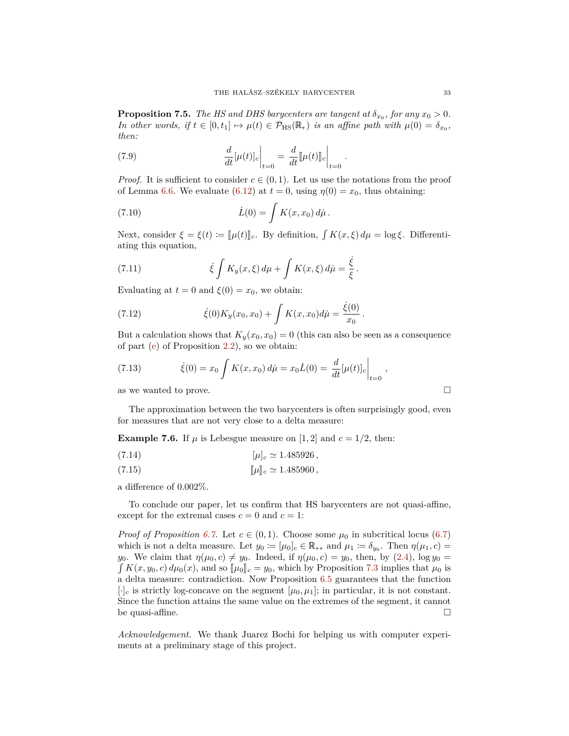**Proposition 7.5.** *The HS and DHS barycenters are tangent at $\delta_{x_0}$, for any $x_0 > 0$. In other words, if $t \in [0, t_1] \mapsto \mu(t) \in \mathcal{P}_{\mathrm{HS}}(\mathbb{R}_+)$ is an affine path with $\mu(0) = \delta_{x_0}$, then:*

$$\frac{d}{dt}[\mu(t)]_c\bigg|_{t=0} = \frac{d}{dt}[\![\mu(t)]\!]_c\bigg|_{t=0}. \tag{7.9}$$

*Proof.* It is sufficient to consider $c \in (0,1)$. Let us use the notations from the proof of Lemma 6.6. We evaluate (6.12) at $t = 0$, using $\eta(0) = x_0$, thus obtaining:

$$\dot{L}(0) = \int K(x, x_0)\, d\dot{\mu}\,. \tag{7.10}$$

Next, consider $\xi = \xi(t) := [\![\mu(t)]\!]_c$. By definition, $\int K(x,\xi)\, d\mu = \log \xi$. Differentiating this equation,

$$\dot{\xi} \int K_y(x,\xi)\, d\mu + \int K(x,\xi)\, d\dot{\mu} = \frac{\dot{\xi}}{\xi}\,. \tag{7.11}$$

Evaluating at $t = 0$ and $\xi(0) = x_0$, we obtain:

$$\dot{\xi}(0) K_y(x_0, x_0) + \int K(x, x_0) d\dot{\mu} = \frac{\dot{\xi}(0)}{x_0}\,. \tag{7.12}$$

But a calculation shows that $K_y(x_0, x_0) = 0$ (this can also be seen as a consequence of part (e) of Proposition 2.2), so we obtain:

$$\dot{\xi}(0) = x_0 \int K(x, x_0)\, d\dot{\mu} = x_0 \dot{L}(0) = \frac{d}{dt}[\mu(t)]_c\bigg|_{t=0}, \tag{7.13}$$

as we wanted to prove. □

The approximation between the two barycenters is often surprisingly good, even for measures that are not very close to a delta measure:

**Example 7.6.** If $\mu$ is Lebesgue measure on $[1,2]$ and $c = 1/2$, then:

$$[\mu]_c \simeq 1.485926\,, \tag{7.14}$$

$$[\![\mu]\!]_c \simeq 1.485960\,, \tag{7.15}$$

a difference of 0.002%.

To conclude our paper, let us confirm that HS barycenters are not quasi-affine, except for the extremal cases $c = 0$ and $c = 1$:

*Proof of Proposition 6.7.* Let $c \in (0,1)$. Choose some $\mu_0$ in subcritical locus (6.7) which is not a delta measure. Let $y_0 := [\mu_0]_c \in \mathbb{R}_{++}$ and $\mu_1 := \delta_{y_0}$. Then $\eta(\mu_1, c) = y_0$. We claim that $\eta(\mu_0, c) \neq y_0$. Indeed, if $\eta(\mu_0, c) = y_0$, then, by (2.4), $\log y_0 = \int K(x, y_0, c)\, d\mu_0(x)$, and so $[\![\mu_0]\!]_c = y_0$, which by Proposition 7.3 implies that $\mu_0$ is a delta measure: contradiction. Now Proposition 6.5 guarantees that the function $[\cdot]_c$ is strictly log-concave on the segment $[\mu_0, \mu_1]$; in particular, it is not constant. Since the function attains the same value on the extremes of the segment, it cannot be quasi-affine. □

*Acknowledgement.* We thank Juarez Bochi for helping us with computer experiments at a preliminary stage of this project.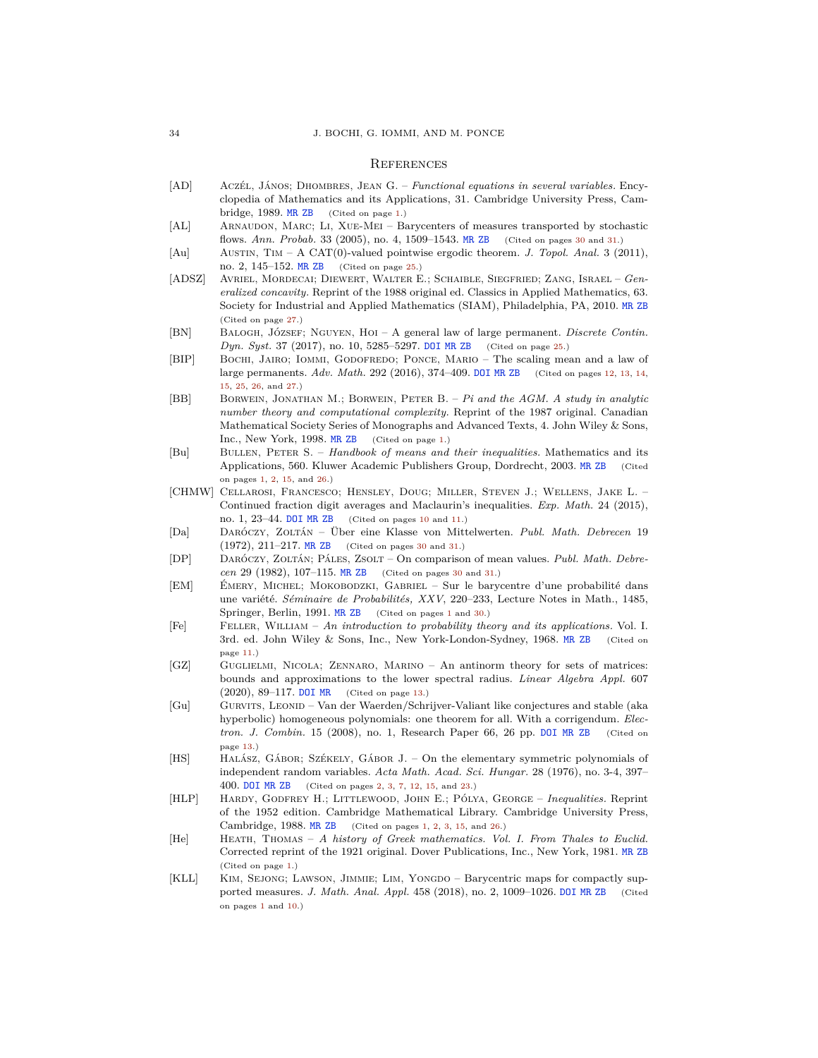## References

[AD] Aczél, János; Dhombres, Jean G. – *Functional equations in several variables.* Encyclopedia of Mathematics and its Applications, 31. Cambridge University Press, Cambridge, 1989. MR ZB (Cited on page 1.)

[AL] Arnaudon, Marc; Li, Xue-Mei – Barycenters of measures transported by stochastic flows. *Ann. Probab.* 33 (2005), no. 4, 1509–1543. MR ZB (Cited on pages 30 and 31.)

[Au] Austin, Tim – A CAT(0)-valued pointwise ergodic theorem. *J. Topol. Anal.* 3 (2011), no. 2, 145–152. MR ZB (Cited on page 25.)

[ADSZ] Avriel, Mordecai; Diewert, Walter E.; Schaible, Siegfried; Zang, Israel – *Generalized concavity.* Reprint of the 1988 original ed. Classics in Applied Mathematics, 63. Society for Industrial and Applied Mathematics (SIAM), Philadelphia, PA, 2010. MR ZB (Cited on page 27.)

[BN] Balogh, József; Nguyen, Hoi – A general law of large permanent. *Discrete Contin. Dyn. Syst.* 37 (2017), no. 10, 5285–5297. DOI MR ZB (Cited on page 25.)

[BIP] Bochi, Jairo; Iommi, Godofredo; Ponce, Mario – The scaling mean and a law of large permanents. *Adv. Math.* 292 (2016), 374–409. DOI MR ZB (Cited on pages 12, 13, 14, 15, 25, 26, and 27.)

[BB] Borwein, Jonathan M.; Borwein, Peter B. – *Pi and the AGM. A study in analytic number theory and computational complexity.* Reprint of the 1987 original. Canadian Mathematical Society Series of Monographs and Advanced Texts, 4. John Wiley & Sons, Inc., New York, 1998. MR ZB (Cited on page 1.)

[Bu] Bullen, Peter S. – *Handbook of means and their inequalities.* Mathematics and its Applications, 560. Kluwer Academic Publishers Group, Dordrecht, 2003. MR ZB (Cited on pages 1, 2, 15, and 26.)

[CHMW] Cellarosi, Francesco; Hensley, Doug; Miller, Steven J.; Wellens, Jake L. – Continued fraction digit averages and Maclaurin's inequalities. *Exp. Math.* 24 (2015), no. 1, 23–44. DOI MR ZB (Cited on pages 10 and 11.)

[Da] Daróczy, Zoltán – Über eine Klasse von Mittelwerten. *Publ. Math. Debrecen* 19 (1972), 211–217. MR ZB (Cited on pages 30 and 31.)

[DP] Daróczy, Zoltán; Páles, Zsolt – On comparison of mean values. *Publ. Math. Debrecen* 29 (1982), 107–115. MR ZB (Cited on pages 30 and 31.)

[EM] Émery, Michel; Mokobodzki, Gabriel – Sur le barycentre d'une probabilité dans une variété. *Séminaire de Probabilités, XXV*, 220–233, Lecture Notes in Math., 1485, Springer, Berlin, 1991. MR ZB (Cited on pages 1 and 30.)

[Fe] Feller, William – *An introduction to probability theory and its applications.* Vol. I. 3rd. ed. John Wiley & Sons, Inc., New York-London-Sydney, 1968. MR ZB (Cited on page 11.)

[GZ] Guglielmi, Nicola; Zennaro, Marino – An antinorm theory for sets of matrices: bounds and approximations to the lower spectral radius. *Linear Algebra Appl.* 607 (2020), 89–117. DOI MR (Cited on page 13.)

[Gu] Gurvits, Leonid – Van der Waerden/Schrijver-Valiant like conjectures and stable (aka hyperbolic) homogeneous polynomials: one theorem for all. With a corrigendum. *Electron. J. Combin.* 15 (2008), no. 1, Research Paper 66, 26 pp. DOI MR ZB (Cited on page 13.)

[HS] Halász, Gábor; Székely, Gábor J. – On the elementary symmetric polynomials of independent random variables. *Acta Math. Acad. Sci. Hungar.* 28 (1976), no. 3-4, 397–400. DOI MR ZB (Cited on pages 2, 3, 7, 12, 15, and 23.)

[HLP] Hardy, Godfrey H.; Littlewood, John E.; Pólya, George – *Inequalities.* Reprint of the 1952 edition. Cambridge Mathematical Library. Cambridge University Press, Cambridge, 1988. MR ZB (Cited on pages 1, 2, 3, 15, and 26.)

[He] Heath, Thomas – *A history of Greek mathematics. Vol. I. From Thales to Euclid.* Corrected reprint of the 1921 original. Dover Publications, Inc., New York, 1981. MR ZB (Cited on page 1.)

[KLL] Kim, Sejong; Lawson, Jimmie; Lim, Yongdo – Barycentric maps for compactly supported measures. *J. Math. Anal. Appl.* 458 (2018), no. 2, 1009–1026. DOI MR ZB (Cited on pages 1 and 10.)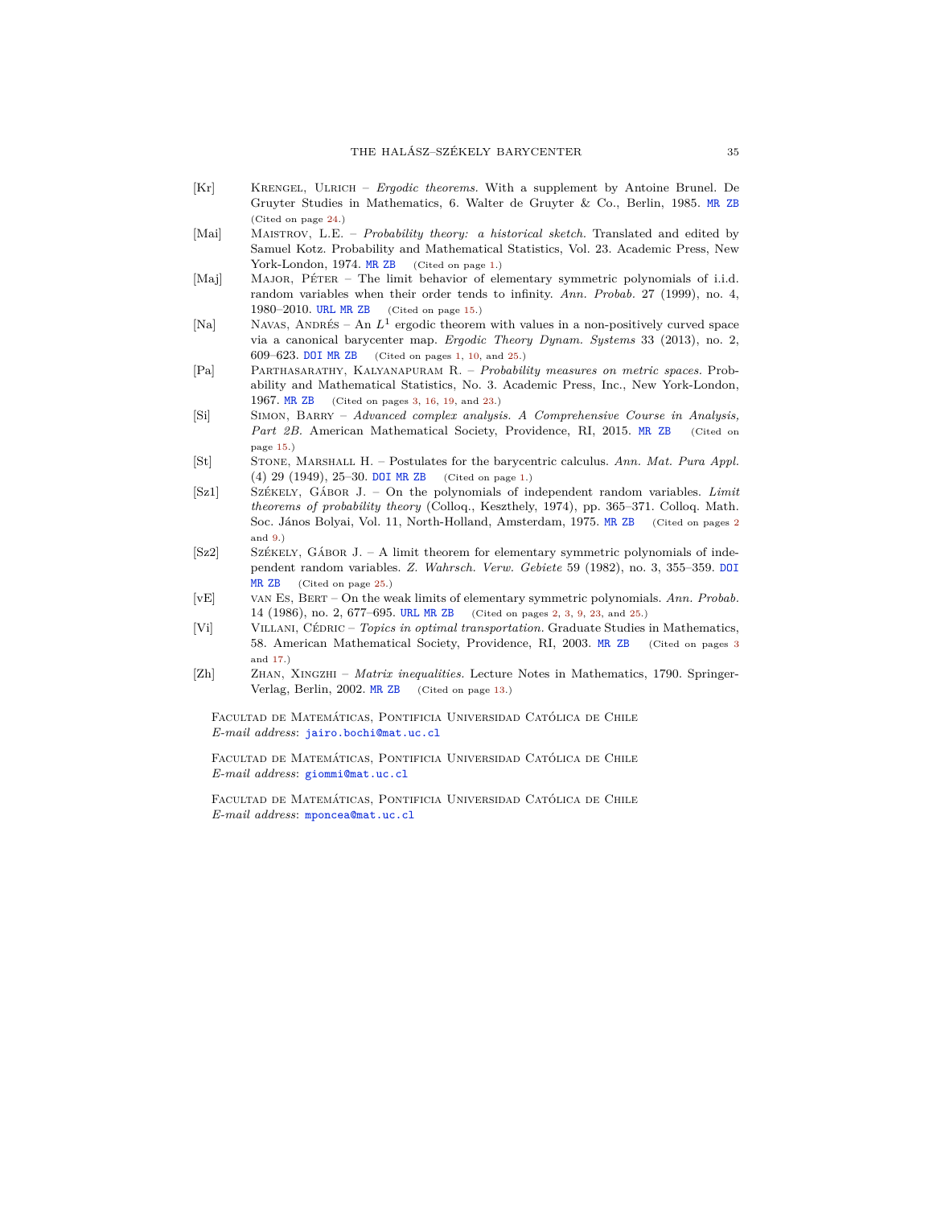[Kr] Krengel, Ulrich – *Ergodic theorems.* With a supplement by Antoine Brunel. De Gruyter Studies in Mathematics, 6. Walter de Gruyter & Co., Berlin, 1985. MR ZB (Cited on page 24.)

[Mai] Maistrov, L.E. – *Probability theory: a historical sketch.* Translated and edited by Samuel Kotz. Probability and Mathematical Statistics, Vol. 23. Academic Press, New York-London, 1974. MR ZB (Cited on page 1.)

[Maj] Major, Péter – The limit behavior of elementary symmetric polynomials of i.i.d. random variables when their order tends to infinity. *Ann. Probab.* 27 (1999), no. 4, 1980–2010. URL MR ZB (Cited on page 15.)

[Na] Navas, Andrés – An $L^1$ ergodic theorem with values in a non-positively curved space via a canonical barycenter map. *Ergodic Theory Dynam. Systems* 33 (2013), no. 2, 609–623. DOI MR ZB (Cited on pages 1, 10, and 25.)

[Pa] Parthasarathy, Kalyanapuram R. – *Probability measures on metric spaces.* Probability and Mathematical Statistics, No. 3. Academic Press, Inc., New York-London, 1967. MR ZB (Cited on pages 3, 16, 19, and 23.)

[Si] Simon, Barry – *Advanced complex analysis. A Comprehensive Course in Analysis, Part 2B.* American Mathematical Society, Providence, RI, 2015. MR ZB (Cited on page 15.)

[St] Stone, Marshall H. – Postulates for the barycentric calculus. *Ann. Mat. Pura Appl.* (4) 29 (1949), 25–30. DOI MR ZB (Cited on page 1.)

[Sz1] Székely, Gábor J. – On the polynomials of independent random variables. *Limit theorems of probability theory* (Colloq., Keszthely, 1974), pp. 365–371. Colloq. Math. Soc. János Bolyai, Vol. 11, North-Holland, Amsterdam, 1975. MR ZB (Cited on pages 2 and 9.)

[Sz2] Székely, Gábor J. – A limit theorem for elementary symmetric polynomials of independent random variables. *Z. Wahrsch. Verw. Gebiete* 59 (1982), no. 3, 355–359. DOI MR ZB (Cited on page 25.)

[vE] van Es, Bert – On the weak limits of elementary symmetric polynomials. *Ann. Probab.* 14 (1986), no. 2, 677–695. URL MR ZB (Cited on pages 2, 3, 9, 23, and 25.)

[Vi] Villani, Cédric – *Topics in optimal transportation.* Graduate Studies in Mathematics, 58. American Mathematical Society, Providence, RI, 2003. MR ZB (Cited on pages 3 and 17.)

[Zh] Zhan, Xingzhi – *Matrix inequalities.* Lecture Notes in Mathematics, 1790. Springer-Verlag, Berlin, 2002. MR ZB (Cited on page 13.)

Facultad de Matemáticas, Pontificia Universidad Católica de Chile
*E-mail address*: jairo.bochi@mat.uc.cl

Facultad de Matemáticas, Pontificia Universidad Católica de Chile
*E-mail address*: giommi@mat.uc.cl

Facultad de Matemáticas, Pontificia Universidad Católica de Chile
*E-mail address*: mponcea@mat.uc.cl